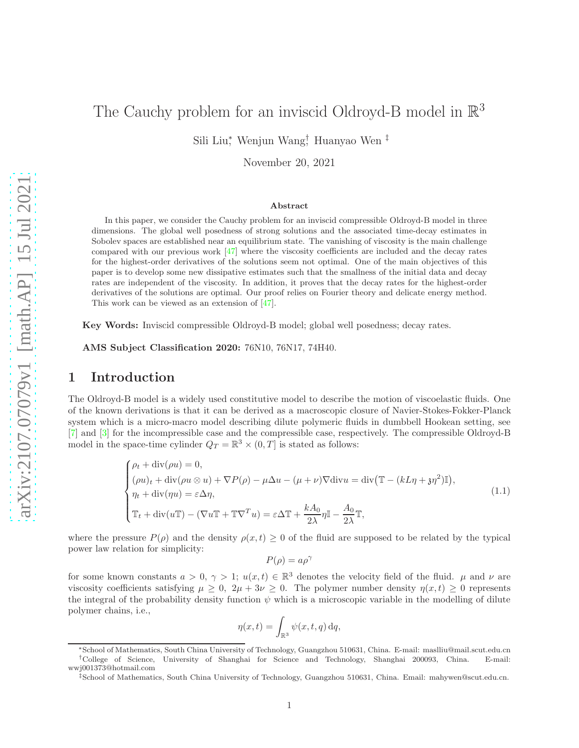# The Cauchy problem for an inviscid Oldroyd-B model in $\mathbb{R}^3$

Sili Liu[*], Wenjun Wang[†], Huanyao Wen[‡]

November 20, 2021

## Abstract

In this paper, we consider the Cauchy problem for an inviscid compressible Oldroyd-B model in three dimensions. The global well posedness of strong solutions and the associated time-decay estimates in Sobolev spaces are established near an equilibrium state. The vanishing of viscosity is the main challenge compared with our previous work [47] where the viscosity coefficients are included and the decay rates for the highest-order derivatives of the solutions seem not optimal. One of the main objectives of this paper is to develop some new dissipative estimates such that the smallness of the initial data and decay rates are independent of the viscosity. In addition, it proves that the decay rates for the highest-order derivatives of the solutions are optimal. Our proof relies on Fourier theory and delicate energy method. This work can be viewed as an extension of [47].

**Key Words:** Inviscid compressible Oldroyd-B model; global well posedness; decay rates.

**AMS Subject Classification 2020:** 76N10, 76N17, 74H40.

## 1 Introduction

The Oldroyd-B model is a widely used constitutive model to describe the motion of viscoelastic fluids. One of the known derivations is that it can be derived as a macroscopic closure of Navier-Stokes-Fokker-Planck system which is a micro-macro model describing dilute polymeric fluids in dumbbell Hookean setting, see [7] and [3] for the incompressible case and the compressible case, respectively. The compressible Oldroyd-B model in the space-time cylinder $Q_T = \mathbb{R}^3 \times (0, T]$ is stated as follows:

$$
\begin{cases}
\rho_t + \operatorname{div}(\rho u) = 0, \\
(\rho u)_t + \operatorname{div}(\rho u \otimes u) + \nabla P(\rho) - \mu \Delta u - (\mu + \nu)\nabla \operatorname{div} u = \operatorname{div}\big(\mathbb{T} - (kL\eta + \mathfrak{z}\eta^2)\mathbb{I}\big), \\
\eta_t + \operatorname{div}(\eta u) = \varepsilon \Delta \eta, \\
\mathbb{T}_t + \operatorname{div}(u\mathbb{T}) - (\nabla u \mathbb{T} + \mathbb{T}\nabla^T u) = \varepsilon \Delta \mathbb{T} + \dfrac{kA_0}{2\lambda}\eta \mathbb{I} - \dfrac{A_0}{2\lambda}\mathbb{T},
\end{cases}
\tag{1.1}
$$

where the pressure $P(\rho)$ and the density $\rho(x, t) \geq 0$ of the fluid are supposed to be related by the typical power law relation for simplicity:

$$P(\rho) = a\rho^\gamma$$

for some known constants $a > 0$, $\gamma > 1$; $u(x, t) \in \mathbb{R}^3$ denotes the velocity field of the fluid. $\mu$ and $\nu$ are viscosity coefficients satisfying $\mu \geq 0$, $2\mu + 3\nu \geq 0$. The polymer number density $\eta(x, t) \geq 0$ represents the integral of the probability density function $\psi$ which is a microscopic variable in the modelling of dilute polymer chains, i.e.,

$$\eta(x, t) = \int_{\mathbb{R}^3} \psi(x, t, q)\, \mathrm{d}q,$$

---

[*] School of Mathematics, South China University of Technology, Guangzhou 510631, China. E-mail: maslliu@mail.scut.edu.cn

[†] College of Science, University of Shanghai for Science and Technology, Shanghai 200093, China. E-mail: wwj001373@hotmail.com

[‡] School of Mathematics, South China University of Technology, Guangzhou 510631, China. Email: mahywen@scut.edu.cn.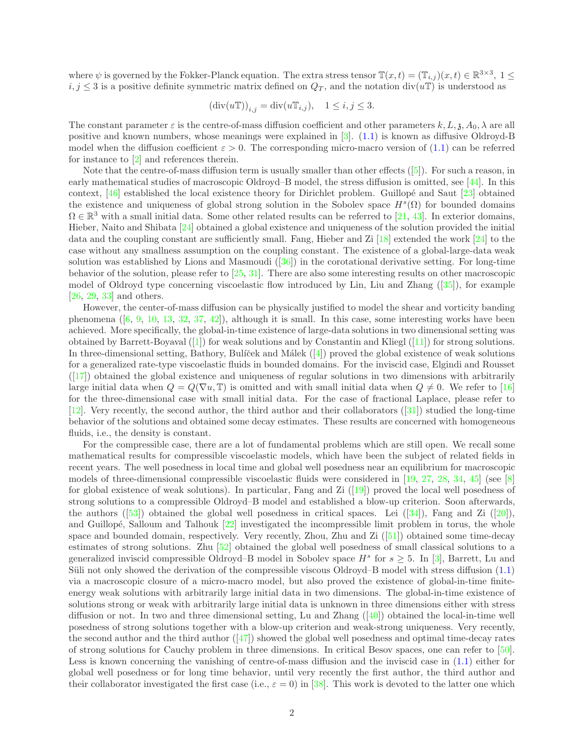where $\psi$ is governed by the Fokker-Planck equation. The extra stress tensor $\mathbb{T}(x,t) = (\mathbb{T}_{i,j})(x,t) \in \mathbb{R}^{3\times 3}$, $1 \leq i,j \leq 3$ is a positive definite symmetric matrix defined on $Q_T$, and the notation $\operatorname{div}(u\mathbb{T})$ is understood as

$$(\operatorname{div}(u\mathbb{T}))_{i,j} = \operatorname{div}(u\mathbb{T}_{i,j}), \quad 1 \leq i,j \leq 3.$$

The constant parameter $\varepsilon$ is the centre-of-mass diffusion coefficient and other parameters $k, L, \mathfrak{z}, A_0, \lambda$ are all positive and known numbers, whose meanings were explained in [3]. (1.1) is known as diffusive Oldroyd-B model when the diffusion coefficient $\varepsilon > 0$. The corresponding micro-macro version of (1.1) can be referred for instance to [2] and references therein.

Note that the centre-of-mass diffusion term is usually smaller than other effects ([5]). For such a reason, in early mathematical studies of macroscopic Oldroyd–B model, the stress diffusion is omitted, see [44]. In this context, [46] established the local existence theory for Dirichlet problem. Guillopé and Saut [23] obtained the existence and uniqueness of global strong solution in the Sobolev space $H^s(\Omega)$ for bounded domains $\Omega \in \mathbb{R}^3$ with a small initial data. Some other related results can be referred to [21, 43]. In exterior domains, Hieber, Naito and Shibata [24] obtained a global existence and uniqueness of the solution provided the initial data and the coupling constant are sufficiently small. Fang, Hieber and Zi [18] extended the work [24] to the case without any smallness assumption on the coupling constant. The existence of a global-large-data weak solution was established by Lions and Masmoudi ([36]) in the corotational derivative setting. For long-time behavior of the solution, please refer to [25, 31]. There are also some interesting results on other macroscopic model of Oldroyd type concerning viscoelastic flow introduced by Lin, Liu and Zhang ([35]), for example [26, 29, 33] and others.

However, the center-of-mass diffusion can be physically justified to model the shear and vorticity banding phenomena ([6, 9, 10, 13, 32, 37, 42]), although it is small. In this case, some interesting works have been achieved. More specifically, the global-in-time existence of large-data solutions in two dimensional setting was obtained by Barrett-Boyaval ([1]) for weak solutions and by Constantin and Kliegl ([11]) for strong solutions. In three-dimensional setting, Bathory, Bulíček and Málek ([4]) proved the global existence of weak solutions for a generalized rate-type viscoelastic fluids in bounded domains. For the inviscid case, Elgindi and Rousset ([17]) obtained the global existence and uniqueness of regular solutions in two dimensions with arbitrarily large initial data when $Q = Q(\nabla u, \mathbb{T})$ is omitted and with small initial data when $Q \neq 0$. We refer to [16] for the three-dimensional case with small initial data. For the case of fractional Laplace, please refer to [12]. Very recently, the second author, the third author and their collaborators ([31]) studied the long-time behavior of the solutions and obtained some decay estimates. These results are concerned with homogeneous fluids, i.e., the density is constant.

For the compressible case, there are a lot of fundamental problems which are still open. We recall some mathematical results for compressible viscoelastic models, which have been the subject of related fields in recent years. The well posedness in local time and global well posedness near an equilibrium for macroscopic models of three-dimensional compressible viscoelastic fluids were considered in [19, 27, 28, 34, 45] (see [8] for global existence of weak solutions). In particular, Fang and Zi ([19]) proved the local well posedness of strong solutions to a compressible Oldroyd–B model and established a blow-up criterion. Soon afterwards, the authors ([53]) obtained the global well posedness in critical spaces. Lei ([34]), Fang and Zi ([20]), and Guillopé, Salloum and Talhouk [22] investigated the incompressible limit problem in torus, the whole space and bounded domain, respectively. Very recently, Zhou, Zhu and Zi ([51]) obtained some time-decay estimates of strong solutions. Zhu [52] obtained the global well posedness of small classical solutions to a generalized inviscid compressible Oldroyd–B model in Sobolev space $H^s$ for $s \geq 5$. In [3], Barrett, Lu and Süli not only showed the derivation of the compressible viscous Oldroyd–B model with stress diffusion (1.1) via a macroscopic closure of a micro-macro model, but also proved the existence of global-in-time finite-energy weak solutions with arbitrarily large initial data in two dimensions. The global-in-time existence of solutions strong or weak with arbitrarily large initial data is unknown in three dimensions either with stress diffusion or not. In two and three dimensional setting, Lu and Zhang ([40]) obtained the local-in-time well posedness of strong solutions together with a blow-up criterion and weak-strong uniqueness. Very recently, the second author and the third author ([47]) showed the global well posedness and optimal time-decay rates of strong solutions for Cauchy problem in three dimensions. In critical Besov spaces, one can refer to [50]. Less is known concerning the vanishing of centre-of-mass diffusion and the inviscid case in (1.1) either for global well posedness or for long time behavior, until very recently the first author, the third author and their collaborator investigated the first case (i.e., $\varepsilon = 0$) in [38]. This work is devoted to the latter one which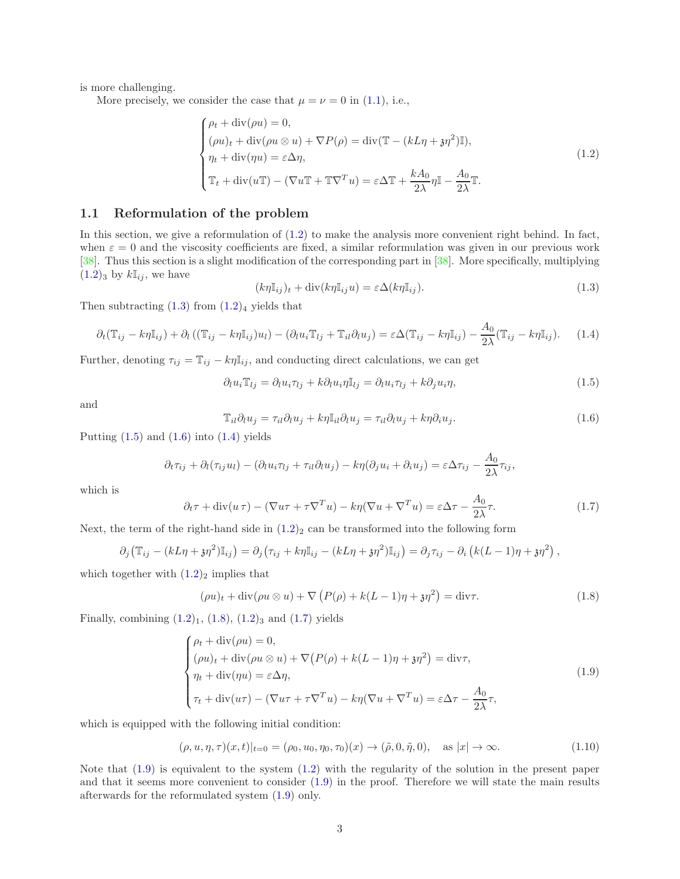is more challenging.

More precisely, we consider the case that $\mu = \nu = 0$ in (1.1), i.e.,

$$
\begin{cases}
\rho_t + \mathrm{div}(\rho u) = 0, \\
(\rho u)_t + \mathrm{div}(\rho u \otimes u) + \nabla P(\rho) = \mathrm{div}(\mathbb{T} - (kL\eta + \mathfrak{z}\eta^2)\mathbb{I}), \\
\eta_t + \mathrm{div}(\eta u) = \varepsilon \Delta \eta, \\
\mathbb{T}_t + \mathrm{div}(u\mathbb{T}) - (\nabla u \mathbb{T} + \mathbb{T}\nabla^T u) = \varepsilon \Delta \mathbb{T} + \dfrac{kA_0}{2\lambda}\eta \mathbb{I} - \dfrac{A_0}{2\lambda}\mathbb{T}.
\end{cases}
\tag{1.2}
$$

## 1.1 Reformulation of the problem

In this section, we give a reformulation of (1.2) to make the analysis more convenient right behind. In fact, when $\varepsilon = 0$ and the viscosity coefficients are fixed, a similar reformulation was given in our previous work [38]. Thus this section is a slight modification of the corresponding part in [38]. More specifically, multiplying $(1.2)_3$ by $k\mathbb{I}_{ij}$, we have

$$
(k\eta \mathbb{I}_{ij})_t + \mathrm{div}(k\eta \mathbb{I}_{ij} u) = \varepsilon \Delta(k\eta \mathbb{I}_{ij}). \tag{1.3}
$$

Then subtracting (1.3) from $(1.2)_4$ yields that

$$
\partial_t(\mathbb{T}_{ij} - k\eta\mathbb{I}_{ij}) + \partial_l\left((\mathbb{T}_{ij} - k\eta\mathbb{I}_{ij})u_l\right) - (\partial_l u_i \mathbb{T}_{lj} + \mathbb{T}_{il}\partial_l u_j) = \varepsilon\Delta(\mathbb{T}_{ij} - k\eta\mathbb{I}_{ij}) - \frac{A_0}{2\lambda}(\mathbb{T}_{ij} - k\eta\mathbb{I}_{ij}). \tag{1.4}
$$

Further, denoting $\tau_{ij} = \mathbb{T}_{ij} - k\eta\mathbb{I}_{ij}$, and conducting direct calculations, we can get

$$
\partial_l u_i \mathbb{T}_{lj} = \partial_l u_i \tau_{lj} + k\partial_l u_i \eta \mathbb{I}_{lj} = \partial_l u_i \tau_{lj} + k\partial_j u_i \eta, \tag{1.5}
$$

and

$$
\mathbb{T}_{il}\partial_l u_j = \tau_{il}\partial_l u_j + k\eta\mathbb{I}_{il}\partial_l u_j = \tau_{il}\partial_l u_j + k\eta\partial_i u_j. \tag{1.6}
$$

Putting (1.5) and (1.6) into (1.4) yields

$$
\partial_t \tau_{ij} + \partial_l(\tau_{ij}u_l) - (\partial_l u_i \tau_{lj} + \tau_{il}\partial_l u_j) - k\eta(\partial_j u_i + \partial_i u_j) = \varepsilon\Delta\tau_{ij} - \frac{A_0}{2\lambda}\tau_{ij},
$$

which is

$$
\partial_t \tau + \mathrm{div}(u\,\tau) - (\nabla u \tau + \tau\nabla^T u) - k\eta(\nabla u + \nabla^T u) = \varepsilon\Delta\tau - \frac{A_0}{2\lambda}\tau. \tag{1.7}
$$

Next, the term of the right-hand side in $(1.2)_2$ can be transformed into the following form

$$
\partial_j\big(\mathbb{T}_{ij} - (kL\eta + \mathfrak{z}\eta^2)\mathbb{I}_{ij}\big) = \partial_j\big(\tau_{ij} + k\eta\mathbb{I}_{ij} - (kL\eta + \mathfrak{z}\eta^2)\mathbb{I}_{ij}\big) = \partial_j\tau_{ij} - \partial_i\left(k(L-1)\eta + \mathfrak{z}\eta^2\right),
$$

which together with $(1.2)_2$ implies that

$$
(\rho u)_t + \mathrm{div}(\rho u \otimes u) + \nabla\left(P(\rho) + k(L-1)\eta + \mathfrak{z}\eta^2\right) = \mathrm{div}\tau. \tag{1.8}
$$

Finally, combining $(1.2)_1$, (1.8), $(1.2)_3$ and (1.7) yields

$$
\begin{cases}
\rho_t + \mathrm{div}(\rho u) = 0, \\
(\rho u)_t + \mathrm{div}(\rho u \otimes u) + \nabla\big(P(\rho) + k(L-1)\eta + \mathfrak{z}\eta^2\big) = \mathrm{div}\tau, \\
\eta_t + \mathrm{div}(\eta u) = \varepsilon\Delta\eta, \\
\tau_t + \mathrm{div}(u\tau) - (\nabla u\tau + \tau\nabla^T u) - k\eta(\nabla u + \nabla^T u) = \varepsilon\Delta\tau - \dfrac{A_0}{2\lambda}\tau,
\end{cases}
\tag{1.9}
$$

which is equipped with the following initial condition:

$$
(\rho, u, \eta, \tau)(x,t)|_{t=0} = (\rho_0, u_0, \eta_0, \tau_0)(x) \to (\tilde{\rho}, 0, \tilde{\eta}, 0), \quad \text{as } |x| \to \infty. \tag{1.10}
$$

Note that (1.9) is equivalent to the system (1.2) with the regularity of the solution in the present paper and that it seems more convenient to consider (1.9) in the proof. Therefore we will state the main results afterwards for the reformulated system (1.9) only.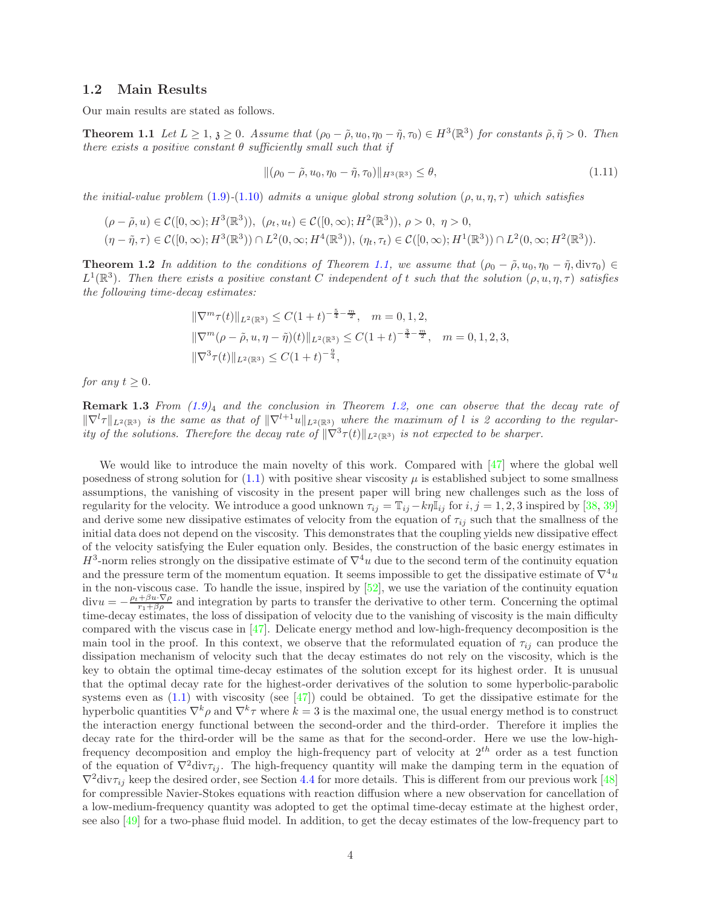## 1.2 Main Results

Our main results are stated as follows.

**Theorem 1.1** *Let $L \geq 1$, $\mathfrak{z} \geq 0$. Assume that $(\rho_0 - \tilde{\rho}, u_0, \eta_0 - \tilde{\eta}, \tau_0) \in H^3(\mathbb{R}^3)$ for constants $\tilde{\rho}, \tilde{\eta} > 0$. Then there exists a positive constant $\theta$ sufficiently small such that if*

$$\|(\rho_0 - \tilde{\rho}, u_0, \eta_0 - \tilde{\eta}, \tau_0)\|_{H^3(\mathbb{R}^3)} \leq \theta, \tag{1.11}$$

*the initial-value problem (1.9)-(1.10) admits a unique global strong solution $(\rho, u, \eta, \tau)$ which satisfies*

$$(\rho - \tilde{\rho}, u) \in \mathcal{C}([0,\infty); H^3(\mathbb{R}^3)),\ (\rho_t, u_t) \in \mathcal{C}([0,\infty); H^2(\mathbb{R}^3)),\ \rho > 0,\ \eta > 0,$$
$$(\eta - \tilde{\eta}, \tau) \in \mathcal{C}([0,\infty); H^3(\mathbb{R}^3)) \cap L^2(0,\infty; H^4(\mathbb{R}^3)),\ (\eta_t, \tau_t) \in \mathcal{C}([0,\infty); H^1(\mathbb{R}^3)) \cap L^2(0,\infty; H^2(\mathbb{R}^3)).$$

**Theorem 1.2** *In addition to the conditions of Theorem 1.1, we assume that $(\rho_0 - \tilde{\rho}, u_0, \eta_0 - \tilde{\eta}, \mathrm{div}\tau_0) \in L^1(\mathbb{R}^3)$. Then there exists a positive constant $C$ independent of $t$ such that the solution $(\rho, u, \eta, \tau)$ satisfies the following time-decay estimates:*

$$\begin{aligned}
&\|\nabla^m \tau(t)\|_{L^2(\mathbb{R}^3)} \leq C(1+t)^{-\frac{5}{4}-\frac{m}{2}}, \quad m = 0,1,2,\\
&\|\nabla^m (\rho - \tilde{\rho}, u, \eta - \tilde{\eta})(t)\|_{L^2(\mathbb{R}^3)} \leq C(1+t)^{-\frac{3}{4}-\frac{m}{2}}, \quad m = 0,1,2,3,\\
&\|\nabla^3 \tau(t)\|_{L^2(\mathbb{R}^3)} \leq C(1+t)^{-\frac{9}{4}},
\end{aligned}$$

*for any $t \geq 0$.*

**Remark 1.3** *From $(1.9)_4$ and the conclusion in Theorem 1.2, one can observe that the decay rate of $\|\nabla^l \tau\|_{L^2(\mathbb{R}^3)}$ is the same as that of $\|\nabla^{l+1} u\|_{L^2(\mathbb{R}^3)}$ where the maximum of $l$ is 2 according to the regularity of the solutions. Therefore the decay rate of $\|\nabla^3 \tau(t)\|_{L^2(\mathbb{R}^3)}$ is not expected to be sharper.*

We would like to introduce the main novelty of this work. Compared with [47] where the global well posedness of strong solution for (1.1) with positive shear viscosity $\mu$ is established subject to some smallness assumptions, the vanishing of viscosity in the present paper will bring new challenges such as the loss of regularity for the velocity. We introduce a good unknown $\tau_{ij} = \mathbb{T}_{ij} - k\eta \mathbb{I}_{ij}$ for $i,j = 1,2,3$ inspired by [38, 39] and derive some new dissipative estimates of velocity from the equation of $\tau_{ij}$ such that the smallness of the initial data does not depend on the viscosity. This demonstrates that the coupling yields new dissipative effect of the velocity satisfying the Euler equation only. Besides, the construction of the basic energy estimates in $H^3$-norm relies strongly on the dissipative estimate of $\nabla^4 u$ due to the second term of the continuity equation and the pressure term of the momentum equation. It seems impossible to get the dissipative estimate of $\nabla^4 u$ in the non-viscous case. To handle the issue, inspired by [52], we use the variation of the continuity equation $\mathrm{div} u = -\frac{\rho_t + \beta u \cdot \nabla \rho}{r_1 + \beta \rho}$ and integration by parts to transfer the derivative to other term. Concerning the optimal time-decay estimates, the loss of dissipation of velocity due to the vanishing of viscosity is the main difficulty compared with the viscus case in [47]. Delicate energy method and low-high-frequency decomposition is the main tool in the proof. In this context, we observe that the reformulated equation of $\tau_{ij}$ can produce the dissipation mechanism of velocity such that the decay estimates do not rely on the viscosity, which is the key to obtain the optimal time-decay estimates of the solution except for its highest order. It is unusual that the optimal decay rate for the highest-order derivatives of the solution to some hyperbolic-parabolic systems even as (1.1) with viscosity (see [47]) could be obtained. To get the dissipative estimate for the hyperbolic quantities $\nabla^k \rho$ and $\nabla^k \tau$ where $k = 3$ is the maximal one, the usual energy method is to construct the interaction energy functional between the second-order and the third-order. Therefore it implies the decay rate for the third-order will be the same as that for the second-order. Here we use the low-high-frequency decomposition and employ the high-frequency part of velocity at $2^{th}$ order as a test function of the equation of $\nabla^2 \mathrm{div} \tau_{ij}$. The high-frequency quantity will make the damping term in the equation of $\nabla^2 \mathrm{div} \tau_{ij}$ keep the desired order, see Section 4.4 for more details. This is different from our previous work [48] for compressible Navier-Stokes equations with reaction diffusion where a new observation for cancellation of a low-medium-frequency quantity was adopted to get the optimal time-decay estimate at the highest order, see also [49] for a two-phase fluid model. In addition, to get the decay estimates of the low-frequency part to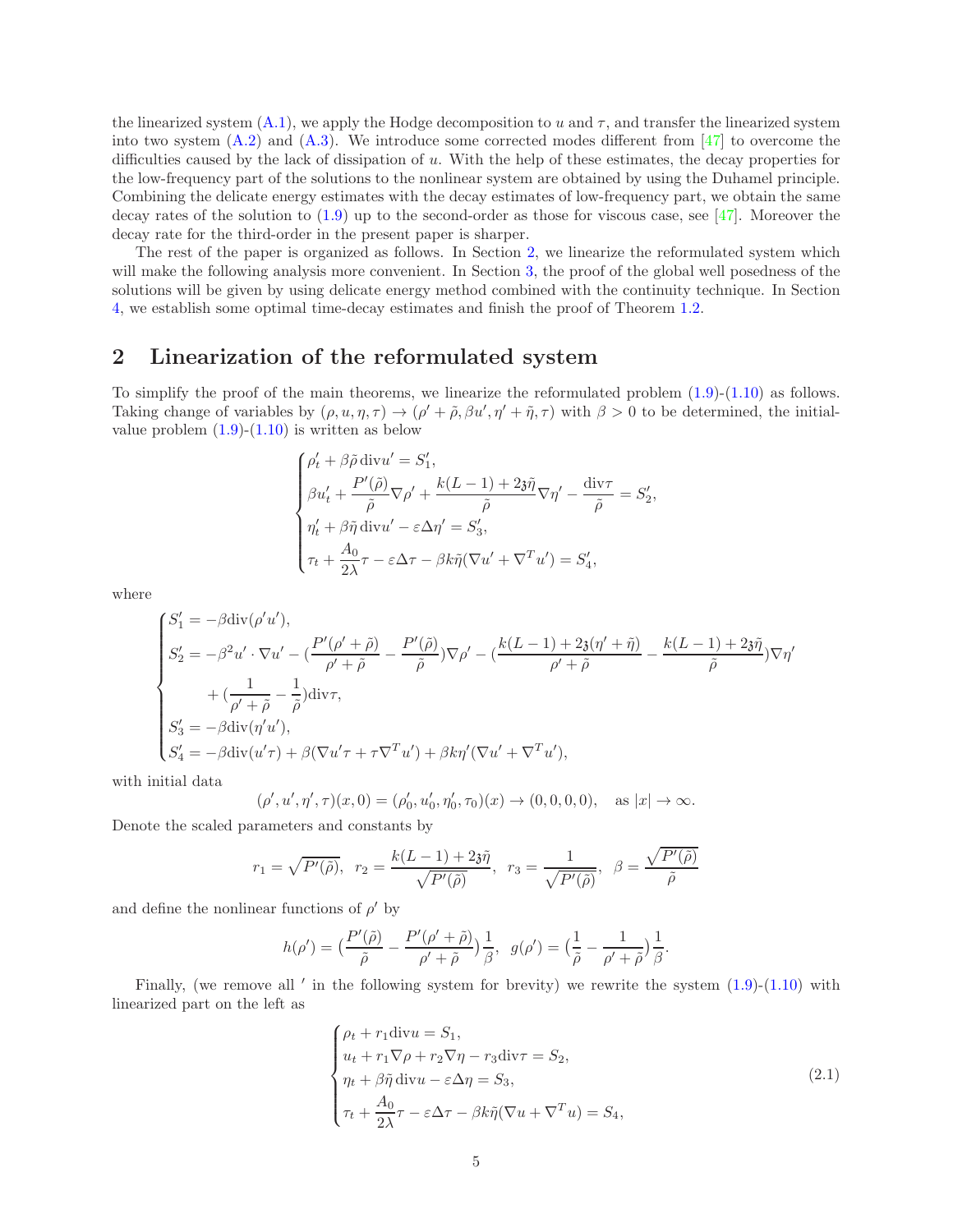the linearized system (A.1), we apply the Hodge decomposition to $u$ and $\tau$, and transfer the linearized system into two system (A.2) and (A.3). We introduce some corrected modes different from [47] to overcome the difficulties caused by the lack of dissipation of $u$. With the help of these estimates, the decay properties for the low-frequency part of the solutions to the nonlinear system are obtained by using the Duhamel principle. Combining the delicate energy estimates with the decay estimates of low-frequency part, we obtain the same decay rates of the solution to (1.9) up to the second-order as those for viscous case, see [47]. Moreover the decay rate for the third-order in the present paper is sharper.

The rest of the paper is organized as follows. In Section 2, we linearize the reformulated system which will make the following analysis more convenient. In Section 3, the proof of the global well posedness of the solutions will be given by using delicate energy method combined with the continuity technique. In Section 4, we establish some optimal time-decay estimates and finish the proof of Theorem 1.2.

## 2 Linearization of the reformulated system

To simplify the proof of the main theorems, we linearize the reformulated problem (1.9)-(1.10) as follows. Taking change of variables by $(\rho, u, \eta, \tau) \to (\rho' + \tilde{\rho}, \beta u', \eta' + \tilde{\eta}, \tau)$ with $\beta > 0$ to be determined, the initial-value problem (1.9)-(1.10) is written as below

$$
\begin{cases}
\rho'_t + \beta\tilde{\rho}\,\mathrm{div}u' = S'_1,\\
\beta u'_t + \dfrac{P'(\tilde{\rho})}{\tilde{\rho}}\nabla\rho' + \dfrac{k(L-1)+2\mathfrak{z}\tilde{\eta}}{\tilde{\rho}}\nabla\eta' - \dfrac{\mathrm{div}\tau}{\tilde{\rho}} = S'_2,\\
\eta'_t + \beta\tilde{\eta}\,\mathrm{div}u' - \varepsilon\Delta\eta' = S'_3,\\
\tau_t + \dfrac{A_0}{2\lambda}\tau - \varepsilon\Delta\tau - \beta k\tilde{\eta}(\nabla u' + \nabla^T u') = S'_4,
\end{cases}
$$

where

$$
\begin{cases}
S'_1 = -\beta\mathrm{div}(\rho' u'),\\
S'_2 = -\beta^2 u'\cdot\nabla u' - \left(\dfrac{P'(\rho'+\tilde{\rho})}{\rho'+\tilde{\rho}} - \dfrac{P'(\tilde{\rho})}{\tilde{\rho}}\right)\nabla\rho' - \left(\dfrac{k(L-1)+2\mathfrak{z}(\eta'+\tilde{\eta})}{\rho'+\tilde{\rho}} - \dfrac{k(L-1)+2\mathfrak{z}\tilde{\eta}}{\tilde{\rho}}\right)\nabla\eta'\\
\qquad + \left(\dfrac{1}{\rho'+\tilde{\rho}} - \dfrac{1}{\tilde{\rho}}\right)\mathrm{div}\tau,\\
S'_3 = -\beta\mathrm{div}(\eta' u'),\\
S'_4 = -\beta\mathrm{div}(u'\tau) + \beta(\nabla u'\tau + \tau\nabla^T u') + \beta k\eta'(\nabla u' + \nabla^T u'),
\end{cases}
$$

with initial data

$$
(\rho', u', \eta', \tau)(x, 0) = (\rho'_0, u'_0, \eta'_0, \tau_0)(x) \to (0, 0, 0, 0), \quad \text{as } |x| \to \infty.
$$

Denote the scaled parameters and constants by

$$
r_1 = \sqrt{P'(\tilde{\rho})},\;\; r_2 = \frac{k(L-1)+2\mathfrak{z}\tilde{\eta}}{\sqrt{P'(\tilde{\rho})}},\;\; r_3 = \frac{1}{\sqrt{P'(\tilde{\rho})}},\;\; \beta = \frac{\sqrt{P'(\tilde{\rho})}}{\tilde{\rho}}
$$

and define the nonlinear functions of $\rho'$ by

$$
h(\rho') = \left(\frac{P'(\tilde{\rho})}{\tilde{\rho}} - \frac{P'(\rho'+\tilde{\rho})}{\rho'+\tilde{\rho}}\right)\frac{1}{\beta},\;\; g(\rho') = \left(\frac{1}{\tilde{\rho}} - \frac{1}{\rho'+\tilde{\rho}}\right)\frac{1}{\beta}.
$$

Finally, (we remove all $'$ in the following system for brevity) we rewrite the system (1.9)-(1.10) with linearized part on the left as

$$
\begin{cases}
\rho_t + r_1\mathrm{div}u = S_1,\\
u_t + r_1\nabla\rho + r_2\nabla\eta - r_3\mathrm{div}\tau = S_2,\\
\eta_t + \beta\tilde{\eta}\,\mathrm{div}u - \varepsilon\Delta\eta = S_3,\\
\tau_t + \dfrac{A_0}{2\lambda}\tau - \varepsilon\Delta\tau - \beta k\tilde{\eta}(\nabla u + \nabla^T u) = S_4,
\end{cases}
\tag{2.1}
$$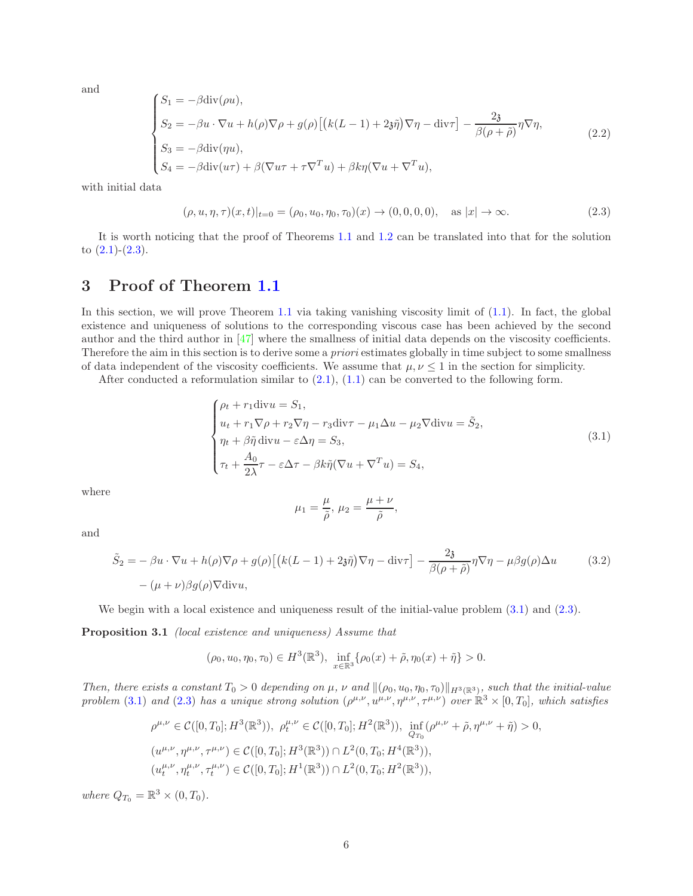and

$$
\begin{cases}
S_1 = -\beta \mathrm{div}(\rho u), \\
S_2 = -\beta u \cdot \nabla u + h(\rho)\nabla\rho + g(\rho)\big[\big(k(L-1) + 2\mathfrak{z}\tilde{\eta}\big)\nabla\eta - \mathrm{div}\tau\big] - \dfrac{2\mathfrak{z}}{\beta(\rho+\tilde{\rho})}\eta\nabla\eta, \\
S_3 = -\beta \mathrm{div}(\eta u), \\
S_4 = -\beta \mathrm{div}(u\tau) + \beta(\nabla u \tau + \tau \nabla^T u) + \beta k \eta (\nabla u + \nabla^T u),
\end{cases}
\tag{2.2}
$$

with initial data

$$
(\rho, u, \eta, \tau)(x,t)|_{t=0} = (\rho_0, u_0, \eta_0, \tau_0)(x) \to (0,0,0,0), \quad \text{as } |x| \to \infty. \tag{2.3}
$$

It is worth noticing that the proof of Theorems 1.1 and 1.2 can be translated into that for the solution to (2.1)-(2.3).

# 3 Proof of Theorem 1.1

In this section, we will prove Theorem 1.1 via taking vanishing viscosity limit of (1.1). In fact, the global existence and uniqueness of solutions to the corresponding viscous case has been achieved by the second author and the third author in [47] where the smallness of initial data depends on the viscosity coefficients. Therefore the aim in this section is to derive some a *priori* estimates globally in time subject to some smallness of data independent of the viscosity coefficients. We assume that $\mu, \nu \le 1$ in the section for simplicity.

After conducted a reformulation similar to (2.1), (1.1) can be converted to the following form.

$$
\begin{cases}
\rho_t + r_1 \mathrm{div} u = S_1, \\
u_t + r_1 \nabla\rho + r_2 \nabla\eta - r_3 \mathrm{div}\tau - \mu_1 \Delta u - \mu_2 \nabla \mathrm{div} u = \tilde{S}_2, \\
\eta_t + \beta\tilde{\eta}\, \mathrm{div} u - \varepsilon\Delta\eta = S_3, \\
\tau_t + \dfrac{A_0}{2\lambda}\tau - \varepsilon\Delta\tau - \beta k \tilde{\eta}(\nabla u + \nabla^T u) = S_4,
\end{cases}
\tag{3.1}
$$

where

$$
\mu_1 = \frac{\mu}{\tilde{\rho}},\ \mu_2 = \frac{\mu+\nu}{\tilde{\rho}},
$$

and

$$
\begin{aligned}
\tilde{S}_2 = & -\beta u \cdot \nabla u + h(\rho)\nabla\rho + g(\rho)\big[\big(k(L-1) + 2\mathfrak{z}\tilde{\eta}\big)\nabla\eta - \mathrm{div}\tau\big] - \frac{2\mathfrak{z}}{\beta(\rho+\tilde{\rho})}\eta\nabla\eta - \mu\beta g(\rho)\Delta u \\
& - (\mu+\nu)\beta g(\rho)\nabla \mathrm{div} u,
\end{aligned}
\tag{3.2}
$$

We begin with a local existence and uniqueness result of the initial-value problem (3.1) and (2.3).

**Proposition 3.1** *(local existence and uniqueness) Assume that*

$$
(\rho_0, u_0, \eta_0, \tau_0) \in H^3(\mathbb{R}^3), \ \inf_{x\in\mathbb{R}^3}\{\rho_0(x) + \tilde{\rho}, \eta_0(x) + \tilde{\eta}\} > 0.
$$

*Then, there exists a constant $T_0 > 0$ depending on $\mu$, $\nu$ and $\|(\rho_0, u_0, \eta_0, \tau_0)\|_{H^3(\mathbb{R}^3)}$, such that the initial-value problem (3.1) and (2.3) has a unique strong solution $(\rho^{\mu,\nu}, u^{\mu,\nu}, \eta^{\mu,\nu}, \tau^{\mu,\nu})$ over $\mathbb{R}^3 \times [0, T_0]$, which satisfies*

$$
\begin{aligned}
& \rho^{\mu,\nu} \in \mathcal{C}([0,T_0]; H^3(\mathbb{R}^3)),\ \rho_t^{\mu,\nu} \in \mathcal{C}([0,T_0]; H^2(\mathbb{R}^3)),\ \inf_{Q_{T_0}}(\rho^{\mu,\nu} + \tilde{\rho}, \eta^{\mu,\nu} + \tilde{\eta}) > 0, \\
& (u^{\mu,\nu}, \eta^{\mu,\nu}, \tau^{\mu,\nu}) \in \mathcal{C}([0,T_0]; H^3(\mathbb{R}^3)) \cap L^2(0,T_0; H^4(\mathbb{R}^3)), \\
& (u_t^{\mu,\nu}, \eta_t^{\mu,\nu}, \tau_t^{\mu,\nu}) \in \mathcal{C}([0,T_0]; H^1(\mathbb{R}^3)) \cap L^2(0,T_0; H^2(\mathbb{R}^3)),
\end{aligned}
$$

*where $Q_{T_0} = \mathbb{R}^3 \times (0, T_0)$.*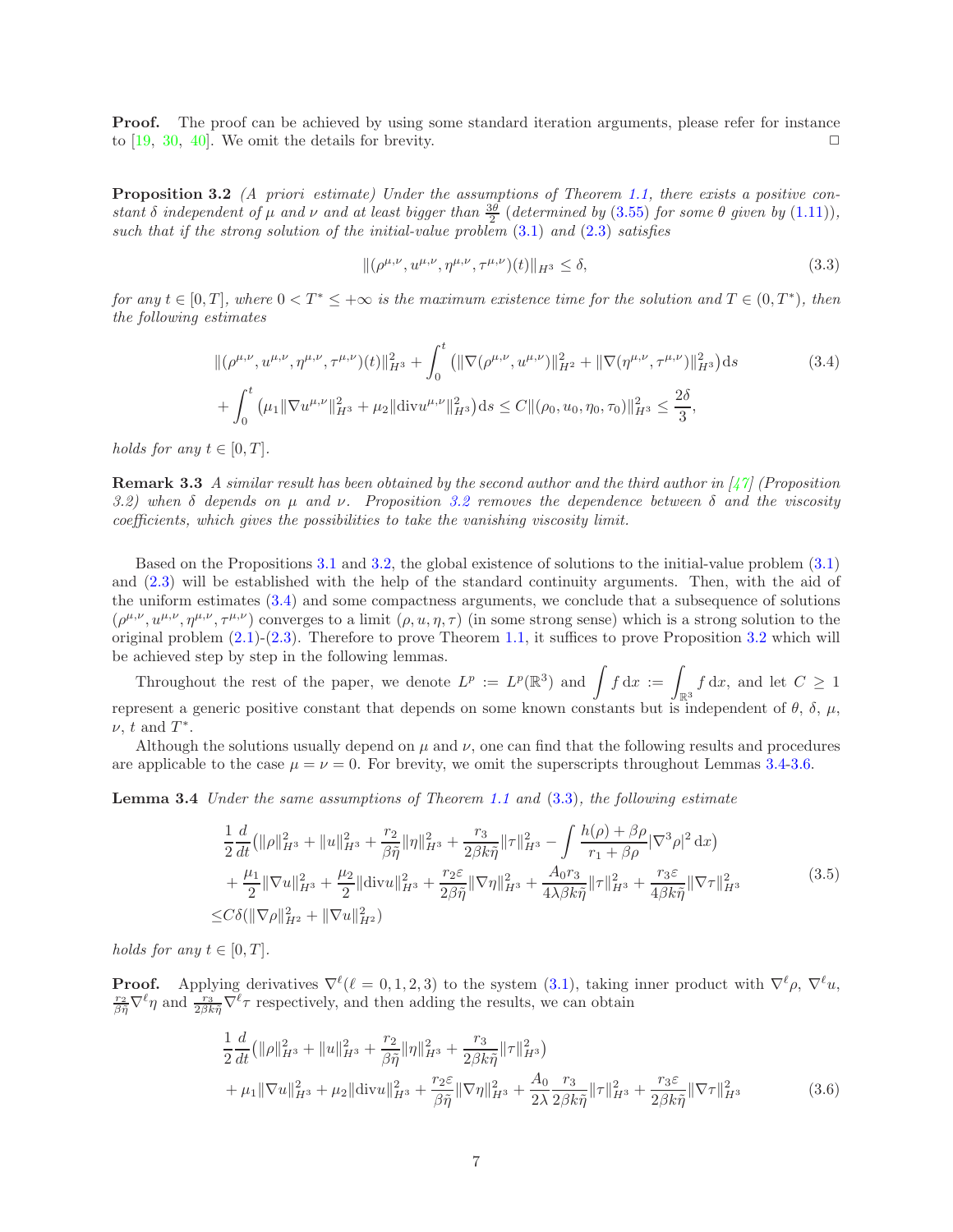**Proof.** The proof can be achieved by using some standard iteration arguments, please refer for instance to [19, 30, 40]. We omit the details for brevity. □

**Proposition 3.2** *(A priori estimate) Under the assumptions of Theorem 1.1, there exists a positive constant $\delta$ independent of $\mu$ and $\nu$ and at least bigger than $\frac{3\theta}{2}$ (determined by (3.55) for some $\theta$ given by (1.11)), such that if the strong solution of the initial-value problem (3.1) and (2.3) satisfies*

$$
\|(\rho^{\mu,\nu}, u^{\mu,\nu}, \eta^{\mu,\nu}, \tau^{\mu,\nu})(t)\|_{H^3} \leq \delta, \tag{3.3}
$$

*for any $t \in [0, T]$, where $0 < T^* \leq +\infty$ is the maximum existence time for the solution and $T \in (0, T^*)$, then the following estimates*

$$
\begin{aligned}
&\|(\rho^{\mu,\nu}, u^{\mu,\nu}, \eta^{\mu,\nu}, \tau^{\mu,\nu})(t)\|_{H^3}^2 + \int_0^t \left(\|\nabla(\rho^{\mu,\nu}, u^{\mu,\nu})\|_{H^2}^2 + \|\nabla(\eta^{\mu,\nu}, \tau^{\mu,\nu})\|_{H^3}^2\right) \mathrm{d}s \\
&+ \int_0^t \left(\mu_1 \|\nabla u^{\mu,\nu}\|_{H^3}^2 + \mu_2 \|\mathrm{div} u^{\mu,\nu}\|_{H^3}^2\right) \mathrm{d}s \leq C\|(\rho_0, u_0, \eta_0, \tau_0)\|_{H^3}^2 \leq \frac{2\delta}{3},
\end{aligned} \tag{3.4}
$$

*holds for any $t \in [0, T]$.*

**Remark 3.3** *A similar result has been obtained by the second author and the third author in [47] (Proposition 3.2) when $\delta$ depends on $\mu$ and $\nu$. Proposition 3.2 removes the dependence between $\delta$ and the viscosity coefficients, which gives the possibilities to take the vanishing viscosity limit.*

Based on the Propositions 3.1 and 3.2, the global existence of solutions to the initial-value problem (3.1) and (2.3) will be established with the help of the standard continuity arguments. Then, with the aid of the uniform estimates (3.4) and some compactness arguments, we conclude that a subsequence of solutions $(\rho^{\mu,\nu}, u^{\mu,\nu}, \eta^{\mu,\nu}, \tau^{\mu,\nu})$ converges to a limit $(\rho, u, \eta, \tau)$ (in some strong sense) which is a strong solution to the original problem (2.1)-(2.3). Therefore to prove Theorem 1.1, it suffices to prove Proposition 3.2 which will be achieved step by step in the following lemmas.

Throughout the rest of the paper, we denote $L^p := L^p(\mathbb{R}^3)$ and $\displaystyle\int f \,\mathrm{d}x := \int_{\mathbb{R}^3} f \,\mathrm{d}x$, and let $C \geq 1$ represent a generic positive constant that depends on some known constants but is independent of $\theta$, $\delta$, $\mu$, $\nu$, $t$ and $T^*$.

Although the solutions usually depend on $\mu$ and $\nu$, one can find that the following results and procedures are applicable to the case $\mu = \nu = 0$. For brevity, we omit the superscripts throughout Lemmas 3.4-3.6.

**Lemma 3.4** *Under the same assumptions of Theorem 1.1 and (3.3), the following estimate*

$$
\begin{aligned}
&\frac{1}{2}\frac{d}{dt}\left(\|\rho\|_{H^3}^2 + \|u\|_{H^3}^2 + \frac{r_2}{\beta\tilde{\eta}}\|\eta\|_{H^3}^2 + \frac{r_3}{2\beta k\tilde{\eta}}\|\tau\|_{H^3}^2 - \int \frac{h(\rho) + \beta\rho}{r_1 + \beta\rho}|\nabla^3\rho|^2 \,\mathrm{d}x\right) \\
&+ \frac{\mu_1}{2}\|\nabla u\|_{H^3}^2 + \frac{\mu_2}{2}\|\mathrm{div} u\|_{H^3}^2 + \frac{r_2\varepsilon}{2\beta\tilde{\eta}}\|\nabla\eta\|_{H^3}^2 + \frac{A_0 r_3}{4\lambda\beta k\tilde{\eta}}\|\tau\|_{H^3}^2 + \frac{r_3\varepsilon}{4\beta k\tilde{\eta}}\|\nabla\tau\|_{H^3} \\
\leq & C\delta(\|\nabla\rho\|_{H^2}^2 + \|\nabla u\|_{H^2}^2)
\end{aligned} \tag{3.5}
$$

*holds for any $t \in [0, T]$.*

**Proof.** Applying derivatives $\nabla^\ell (\ell = 0, 1, 2, 3)$ to the system (3.1), taking inner product with $\nabla^\ell\rho$, $\nabla^\ell u$, $\frac{r_2}{\beta\tilde{\eta}}\nabla^\ell\eta$ and $\frac{r_3}{2\beta k\tilde{\eta}}\nabla^\ell\tau$ respectively, and then adding the results, we can obtain

$$
\begin{aligned}
&\frac{1}{2}\frac{d}{dt}\left(\|\rho\|_{H^3}^2 + \|u\|_{H^3}^2 + \frac{r_2}{\beta\tilde{\eta}}\|\eta\|_{H^3}^2 + \frac{r_3}{2\beta k\tilde{\eta}}\|\tau\|_{H^3}^2\right) \\
&+ \mu_1\|\nabla u\|_{H^3}^2 + \mu_2\|\mathrm{div} u\|_{H^3}^2 + \frac{r_2\varepsilon}{\beta\tilde{\eta}}\|\nabla\eta\|_{H^3}^2 + \frac{A_0}{2\lambda}\frac{r_3}{2\beta k\tilde{\eta}}\|\tau\|_{H^3}^2 + \frac{r_3\varepsilon}{2\beta k\tilde{\eta}}\|\nabla\tau\|_{H^3}
\end{aligned} \tag{3.6}
$$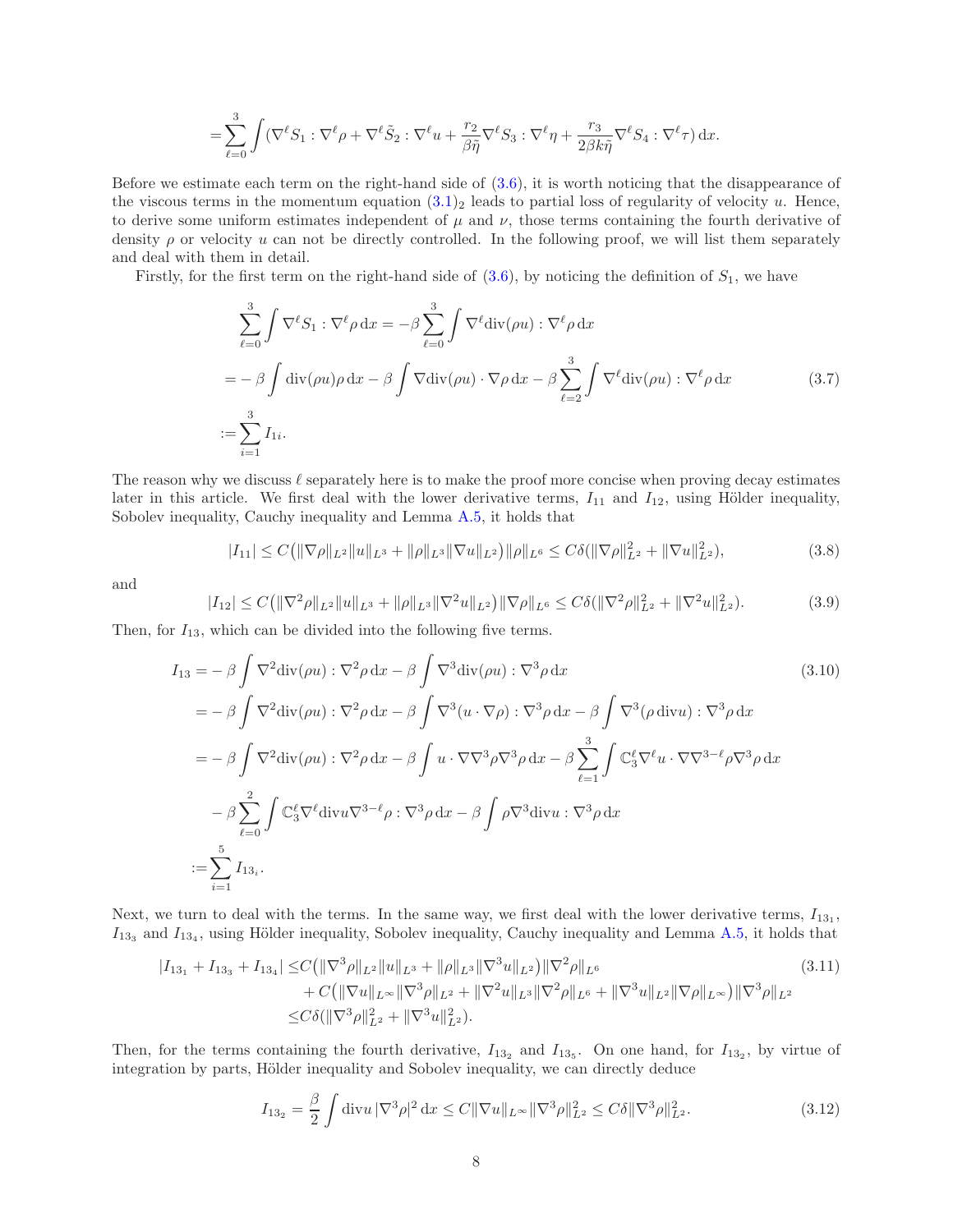$$
=\sum_{\ell=0}^{3}\int(\nabla^\ell S_1:\nabla^\ell\rho+\nabla^\ell\tilde{S}_2:\nabla^\ell u+\frac{r_2}{\beta\tilde{\eta}}\nabla^\ell S_3:\nabla^\ell\eta+\frac{r_3}{2\beta k\tilde{\eta}}\nabla^\ell S_4:\nabla^\ell\tau)\,\mathrm{d}x.
$$

Before we estimate each term on the right-hand side of (3.6), it is worth noticing that the disappearance of the viscous terms in the momentum equation $(3.1)_2$ leads to partial loss of regularity of velocity $u$. Hence, to derive some uniform estimates independent of $\mu$ and $\nu$, those terms containing the fourth derivative of density $\rho$ or velocity $u$ can not be directly controlled. In the following proof, we will list them separately and deal with them in detail.

Firstly, for the first term on the right-hand side of (3.6), by noticing the definition of $S_1$, we have

$$
\begin{aligned}
&\sum_{\ell=0}^{3}\int\nabla^\ell S_1:\nabla^\ell\rho\,\mathrm{d}x=-\beta\sum_{\ell=0}^{3}\int\nabla^\ell\mathrm{div}(\rho u):\nabla^\ell\rho\,\mathrm{d}x\\
=&-\beta\int\mathrm{div}(\rho u)\rho\,\mathrm{d}x-\beta\int\nabla\mathrm{div}(\rho u)\cdot\nabla\rho\,\mathrm{d}x-\beta\sum_{\ell=2}^{3}\int\nabla^\ell\mathrm{div}(\rho u):\nabla^\ell\rho\,\mathrm{d}x\\
:=&\sum_{i=1}^{3}I_{1i}.
\end{aligned}\tag{3.7}
$$

The reason why we discuss $\ell$ separately here is to make the proof more concise when proving decay estimates later in this article. We first deal with the lower derivative terms, $I_{11}$ and $I_{12}$, using Hölder inequality, Sobolev inequality, Cauchy inequality and Lemma A.5, it holds that

$$
|I_{11}|\le C\big(\|\nabla\rho\|_{L^2}\|u\|_{L^3}+\|\rho\|_{L^3}\|\nabla u\|_{L^2}\big)\|\rho\|_{L^6}\le C\delta(\|\nabla\rho\|_{L^2}^2+\|\nabla u\|_{L^2}^2),\tag{3.8}
$$

and

$$
|I_{12}|\le C\big(\|\nabla^2\rho\|_{L^2}\|u\|_{L^3}+\|\rho\|_{L^3}\|\nabla^2 u\|_{L^2}\big)\|\nabla\rho\|_{L^6}\le C\delta(\|\nabla^2\rho\|_{L^2}^2+\|\nabla^2 u\|_{L^2}^2).\tag{3.9}
$$

Then, for $I_{13}$, which can be divided into the following five terms.

$$
\begin{aligned}
I_{13}=&-\beta\int\nabla^2\mathrm{div}(\rho u):\nabla^2\rho\,\mathrm{d}x-\beta\int\nabla^3\mathrm{div}(\rho u):\nabla^3\rho\,\mathrm{d}x\\
=&-\beta\int\nabla^2\mathrm{div}(\rho u):\nabla^2\rho\,\mathrm{d}x-\beta\int\nabla^3(u\cdot\nabla\rho):\nabla^3\rho\,\mathrm{d}x-\beta\int\nabla^3(\rho\,\mathrm{div}u):\nabla^3\rho\,\mathrm{d}x\\
=&-\beta\int\nabla^2\mathrm{div}(\rho u):\nabla^2\rho\,\mathrm{d}x-\beta\int u\cdot\nabla\nabla^3\rho\nabla^3\rho\,\mathrm{d}x-\beta\sum_{\ell=1}^{3}\int\mathbb{C}_3^\ell\nabla^\ell u\cdot\nabla\nabla^{3-\ell}\rho\nabla^3\rho\,\mathrm{d}x\\
&-\beta\sum_{\ell=0}^{2}\int\mathbb{C}_3^\ell\nabla^\ell\mathrm{div}u\nabla^{3-\ell}\rho:\nabla^3\rho\,\mathrm{d}x-\beta\int\rho\nabla^3\mathrm{div}u:\nabla^3\rho\,\mathrm{d}x\\
:=&\sum_{i=1}^{5}I_{13_i}.
\end{aligned}\tag{3.10}
$$

Next, we turn to deal with the terms. In the same way, we first deal with the lower derivative terms, $I_{13_1}$, $I_{13_3}$ and $I_{13_4}$, using Hölder inequality, Sobolev inequality, Cauchy inequality and Lemma A.5, it holds that

$$
\begin{aligned}
|I_{13_1}+I_{13_3}+I_{13_4}|\le&C\big(\|\nabla^3\rho\|_{L^2}\|u\|_{L^3}+\|\rho\|_{L^3}\|\nabla^3 u\|_{L^2}\big)\|\nabla^2\rho\|_{L^6}\\
&+C\big(\|\nabla u\|_{L^\infty}\|\nabla^3\rho\|_{L^2}+\|\nabla^2 u\|_{L^3}\|\nabla^2\rho\|_{L^6}+\|\nabla^3 u\|_{L^2}\|\nabla\rho\|_{L^\infty}\big)\|\nabla^3\rho\|_{L^2}\\
\le&C\delta(\|\nabla^3\rho\|_{L^2}^2+\|\nabla^3 u\|_{L^2}^2).
\end{aligned}\tag{3.11}
$$

Then, for the terms containing the fourth derivative, $I_{13_2}$ and $I_{13_5}$. On one hand, for $I_{13_2}$, by virtue of integration by parts, Hölder inequality and Sobolev inequality, we can directly deduce

$$
I_{13_2}=\frac{\beta}{2}\int\mathrm{div}u\,|\nabla^3\rho|^2\,\mathrm{d}x\le C\|\nabla u\|_{L^\infty}\|\nabla^3\rho\|_{L^2}^2\le C\delta\|\nabla^3\rho\|_{L^2}^2.\tag{3.12}
$$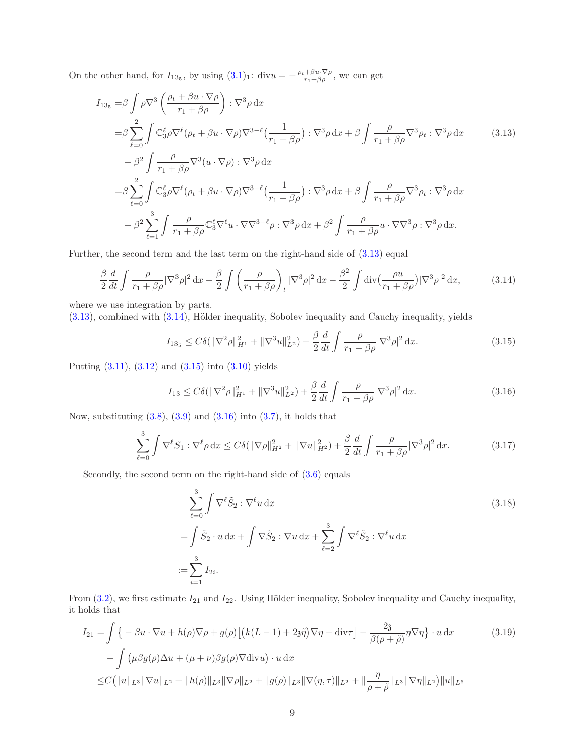On the other hand, for $I_{13_5}$, by using (3.1)$_1$: $\mathrm{div} u = -\frac{\rho_t+\beta u\cdot\nabla\rho}{r_1+\beta\rho}$, we can get

$$
\begin{aligned}
I_{13_5} =&\beta \int \rho \nabla^3\left(\frac{\rho_t+\beta u\cdot\nabla\rho}{r_1+\beta\rho}\right):\nabla^3\rho\,\mathrm{d}x\\
=&\beta\sum_{\ell=0}^{2}\int \mathbb{C}_3^\ell \rho\nabla^\ell(\rho_t+\beta u\cdot\nabla\rho)\nabla^{3-\ell}\big(\frac{1}{r_1+\beta\rho}\big):\nabla^3\rho\,\mathrm{d}x+\beta\int\frac{\rho}{r_1+\beta\rho}\nabla^3\rho_t:\nabla^3\rho\,\mathrm{d}x\\
&+\beta^2\int\frac{\rho}{r_1+\beta\rho}\nabla^3(u\cdot\nabla\rho):\nabla^3\rho\,\mathrm{d}x\\
=&\beta\sum_{\ell=0}^{2}\int \mathbb{C}_3^\ell \rho\nabla^\ell(\rho_t+\beta u\cdot\nabla\rho)\nabla^{3-\ell}\big(\frac{1}{r_1+\beta\rho}\big):\nabla^3\rho\,\mathrm{d}x+\beta\int\frac{\rho}{r_1+\beta\rho}\nabla^3\rho_t:\nabla^3\rho\,\mathrm{d}x\\
&+\beta^2\sum_{\ell=1}^{3}\int\frac{\rho}{r_1+\beta\rho}\mathbb{C}_3^\ell\nabla^\ell u\cdot\nabla\nabla^{3-\ell}\rho:\nabla^3\rho\,\mathrm{d}x+\beta^2\int\frac{\rho}{r_1+\beta\rho}u\cdot\nabla\nabla^3\rho:\nabla^3\rho\,\mathrm{d}x.
\end{aligned}
\tag{3.13}
$$

Further, the second term and the last term on the right-hand side of (3.13) equal

$$
\frac{\beta}{2}\frac{d}{dt}\int\frac{\rho}{r_1+\beta\rho}|\nabla^3\rho|^2\,\mathrm{d}x-\frac{\beta}{2}\int\left(\frac{\rho}{r_1+\beta\rho}\right)_t|\nabla^3\rho|^2\,\mathrm{d}x-\frac{\beta^2}{2}\int\mathrm{div}\big(\frac{\rho u}{r_1+\beta\rho}\big)|\nabla^3\rho|^2\,\mathrm{d}x,
\tag{3.14}
$$

where we use integration by parts.
(3.13), combined with (3.14), Hölder inequality, Sobolev inequality and Cauchy inequality, yields

$$
I_{13_5}\le C\delta(\|\nabla^2\rho\|_{H^1}^2+\|\nabla^3 u\|_{L^2}^2)+\frac{\beta}{2}\frac{d}{dt}\int\frac{\rho}{r_1+\beta\rho}|\nabla^3\rho|^2\,\mathrm{d}x.
\tag{3.15}
$$

Putting (3.11), (3.12) and (3.15) into (3.10) yields

$$
I_{13}\le C\delta(\|\nabla^2\rho\|_{H^1}^2+\|\nabla^3 u\|_{L^2}^2)+\frac{\beta}{2}\frac{d}{dt}\int\frac{\rho}{r_1+\beta\rho}|\nabla^3\rho|^2\,\mathrm{d}x.
\tag{3.16}
$$

Now, substituting (3.8), (3.9) and (3.16) into (3.7), it holds that

$$
\sum_{\ell=0}^{3}\int\nabla^\ell S_1:\nabla^\ell\rho\,\mathrm{d}x\le C\delta(\|\nabla\rho\|_{H^2}^2+\|\nabla u\|_{H^2}^2)+\frac{\beta}{2}\frac{d}{dt}\int\frac{\rho}{r_1+\beta\rho}|\nabla^3\rho|^2\,\mathrm{d}x.
\tag{3.17}
$$

Secondly, the second term on the right-hand side of (3.6) equals

$$
\begin{aligned}
&\sum_{\ell=0}^{3}\int\nabla^\ell\tilde{S}_2:\nabla^\ell u\,\mathrm{d}x\\
=&\int\tilde{S}_2\cdot u\,\mathrm{d}x+\int\nabla\tilde{S}_2:\nabla u\,\mathrm{d}x+\sum_{\ell=2}^{3}\int\nabla^\ell\tilde{S}_2:\nabla^\ell u\,\mathrm{d}x\\
:=&\sum_{i=1}^{3}I_{2i}.
\end{aligned}
\tag{3.18}
$$

From (3.2), we first estimate $I_{21}$ and $I_{22}$. Using Hölder inequality, Sobolev inequality and Cauchy inequality, it holds that

$$
\begin{aligned}
I_{21}=&\int\big\{-\beta u\cdot\nabla u+h(\rho)\nabla\rho+g(\rho)\big[\big(k(L-1)+2\mathfrak{z}\tilde{\eta}\big)\nabla\eta-\mathrm{div}\tau\big]-\frac{2\mathfrak{z}}{\beta(\rho+\tilde{\rho})}\eta\nabla\eta\big\}\cdot u\,\mathrm{d}x\\
&-\int\big(\mu\beta g(\rho)\Delta u+(\mu+\nu)\beta g(\rho)\nabla\mathrm{div}u\big)\cdot u\,\mathrm{d}x\\
\le&C\big(\|u\|_{L^3}\|\nabla u\|_{L^2}+\|h(\rho)\|_{L^3}\|\nabla\rho\|_{L^2}+\|g(\rho)\|_{L^3}\|\nabla(\eta,\tau)\|_{L^2}+\|\frac{\eta}{\rho+\tilde{\rho}}\|_{L^3}\|\nabla\eta\|_{L^2}\big)\|u\|_{L^6}
\end{aligned}
\tag{3.19}
$$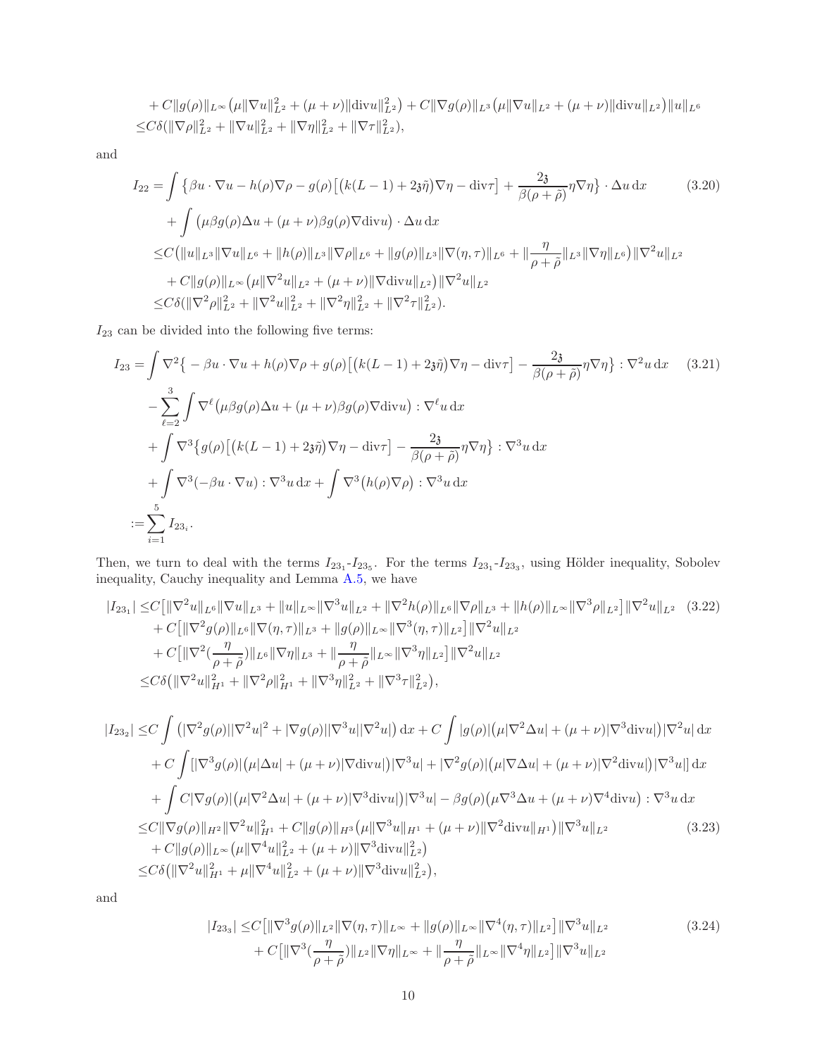$$
\begin{aligned}
&+C\|g(\rho)\|_{L^\infty}\big(\mu\|\nabla u\|_{L^2}^2+(\mu+\nu)\|\mathrm{div}u\|_{L^2}^2\big)+C\|\nabla g(\rho)\|_{L^3}\big(\mu\|\nabla u\|_{L^2}+(\mu+\nu)\|\mathrm{div}u\|_{L^2}\big)\|u\|_{L^6}\\
\le & C\delta(\|\nabla\rho\|_{L^2}^2+\|\nabla u\|_{L^2}^2+\|\nabla\eta\|_{L^2}^2+\|\nabla\tau\|_{L^2}^2),
\end{aligned}
$$

and

$$
\begin{aligned}
I_{22}=&\int\big\{\beta u\cdot\nabla u-h(\rho)\nabla\rho-g(\rho)\big[\big(k(L-1)+2\mathfrak{z}\tilde{\eta}\big)\nabla\eta-\mathrm{div}\tau\big]+\frac{2\mathfrak{z}}{\beta(\rho+\tilde{\rho})}\eta\nabla\eta\big\}\cdot\Delta u\,\mathrm{d}x \\
&+\int\big(\mu\beta g(\rho)\Delta u+(\mu+\nu)\beta g(\rho)\nabla\mathrm{div}u\big)\cdot\Delta u\,\mathrm{d}x\\
\le & C\big(\|u\|_{L^3}\|\nabla u\|_{L^6}+\|h(\rho)\|_{L^3}\|\nabla\rho\|_{L^6}+\|g(\rho)\|_{L^3}\|\nabla(\eta,\tau)\|_{L^6}+\|\frac{\eta}{\rho+\tilde{\rho}}\|_{L^3}\|\nabla\eta\|_{L^6}\big)\|\nabla^2u\|_{L^2}\\
&+C\|g(\rho)\|_{L^\infty}\big(\mu\|\nabla^2u\|_{L^2}+(\mu+\nu)\|\nabla\mathrm{div}u\|_{L^2}\big)\|\nabla^2u\|_{L^2}\\
\le & C\delta(\|\nabla^2\rho\|_{L^2}^2+\|\nabla^2u\|_{L^2}^2+\|\nabla^2\eta\|_{L^2}^2+\|\nabla^2\tau\|_{L^2}^2).
\end{aligned}
\tag{3.20}
$$

$I_{23}$ can be divided into the following five terms:

$$
\begin{aligned}
I_{23}=&\int\nabla^2\big\{-\beta u\cdot\nabla u+h(\rho)\nabla\rho+g(\rho)\big[\big(k(L-1)+2\mathfrak{z}\tilde{\eta}\big)\nabla\eta-\mathrm{div}\tau\big]-\frac{2\mathfrak{z}}{\beta(\rho+\tilde{\rho})}\eta\nabla\eta\big\}:\nabla^2u\,\mathrm{d}x\\
&-\sum_{\ell=2}^{3}\int\nabla^\ell\big(\mu\beta g(\rho)\Delta u+(\mu+\nu)\beta g(\rho)\nabla\mathrm{div}u\big):\nabla^\ell u\,\mathrm{d}x\\
&+\int\nabla^3\big\{g(\rho)\big[\big(k(L-1)+2\mathfrak{z}\tilde{\eta}\big)\nabla\eta-\mathrm{div}\tau\big]-\frac{2\mathfrak{z}}{\beta(\rho+\tilde{\rho})}\eta\nabla\eta\big\}:\nabla^3u\,\mathrm{d}x\\
&+\int\nabla^3(-\beta u\cdot\nabla u):\nabla^3u\,\mathrm{d}x+\int\nabla^3\big(h(\rho)\nabla\rho\big):\nabla^3u\,\mathrm{d}x\\
:=&\sum_{i=1}^{5}I_{23_i}.
\end{aligned}
\tag{3.21}
$$

Then, we turn to deal with the terms $I_{23_1}$-$I_{23_5}$. For the terms $I_{23_1}$-$I_{23_3}$, using Hölder inequality, Sobolev inequality, Cauchy inequality and Lemma A.5, we have

$$
\begin{aligned}
|I_{23_1}|\le & C\big[\|\nabla^2u\|_{L^6}\|\nabla u\|_{L^3}+\|u\|_{L^\infty}\|\nabla^3u\|_{L^2}+\|\nabla^2h(\rho)\|_{L^6}\|\nabla\rho\|_{L^3}+\|h(\rho)\|_{L^\infty}\|\nabla^3\rho\|_{L^2}\big]\|\nabla^2u\|_{L^2}\\
&+C\big[\|\nabla^2g(\rho)\|_{L^6}\|\nabla(\eta,\tau)\|_{L^3}+\|g(\rho)\|_{L^\infty}\|\nabla^3(\eta,\tau)\|_{L^2}\big]\|\nabla^2u\|_{L^2}\\
&+C\big[\|\nabla^2(\frac{\eta}{\rho+\tilde{\rho}})\|_{L^6}\|\nabla\eta\|_{L^3}+\|\frac{\eta}{\rho+\tilde{\rho}}\|_{L^\infty}\|\nabla^3\eta\|_{L^2}\big]\|\nabla^2u\|_{L^2}\\
\le & C\delta\big(\|\nabla^2u\|_{H^1}^2+\|\nabla^2\rho\|_{H^1}^2+\|\nabla^3\eta\|_{L^2}^2+\|\nabla^3\tau\|_{L^2}^2\big),
\end{aligned}
\tag{3.22}
$$

$$
\begin{aligned}
|I_{23_2}|\le & C\int\big(|\nabla^2g(\rho)||\nabla^2u|^2+|\nabla g(\rho)||\nabla^3u||\nabla^2u|\big)\,\mathrm{d}x+C\int|g(\rho)|\big(\mu|\nabla^2\Delta u|+(\mu+\nu)|\nabla^3\mathrm{div}u|\big)|\nabla^2u|\,\mathrm{d}x\\
&+C\int\big[|\nabla^3g(\rho)|\big(\mu|\Delta u|+(\mu+\nu)|\nabla\mathrm{div}u|\big)|\nabla^3u|+|\nabla^2g(\rho)|\big(\mu|\nabla\Delta u|+(\mu+\nu)|\nabla^2\mathrm{div}u|\big)|\nabla^3u|\big]\,\mathrm{d}x\\
&+\int C|\nabla g(\rho)|\big(\mu|\nabla^2\Delta u|+(\mu+\nu)|\nabla^3\mathrm{div}u|\big)|\nabla^3u|-\beta g(\rho)\big(\mu\nabla^3\Delta u+(\mu+\nu)\nabla^4\mathrm{div}u\big):\nabla^3u\,\mathrm{d}x\\
\le & C\|\nabla g(\rho)\|_{H^2}\|\nabla^2u\|_{H^1}^2+C\|g(\rho)\|_{H^3}\big(\mu\|\nabla^3u\|_{H^1}+(\mu+\nu)\|\nabla^2\mathrm{div}u\|_{H^1}\big)\|\nabla^3u\|_{L^2}\\
&+C\|g(\rho)\|_{L^\infty}\big(\mu\|\nabla^4u\|_{L^2}^2+(\mu+\nu)\|\nabla^3\mathrm{div}u\|_{L^2}^2\big)\\
\le & C\delta\big(\|\nabla^2u\|_{H^1}^2+\mu\|\nabla^4u\|_{L^2}^2+(\mu+\nu)\|\nabla^3\mathrm{div}u\|_{L^2}^2\big),
\end{aligned}
\tag{3.23}
$$

and

$$
\begin{aligned}
|I_{23_3}|\le & C\big[\|\nabla^3g(\rho)\|_{L^2}\|\nabla(\eta,\tau)\|_{L^\infty}+\|g(\rho)\|_{L^\infty}\|\nabla^4(\eta,\tau)\|_{L^2}\big]\|\nabla^3u\|_{L^2}\\
&+C\big[\|\nabla^3(\frac{\eta}{\rho+\tilde{\rho}})\|_{L^2}\|\nabla\eta\|_{L^\infty}+\|\frac{\eta}{\rho+\tilde{\rho}}\|_{L^\infty}\|\nabla^4\eta\|_{L^2}\big]\|\nabla^3u\|_{L^2}
\end{aligned}
\tag{3.24}
$$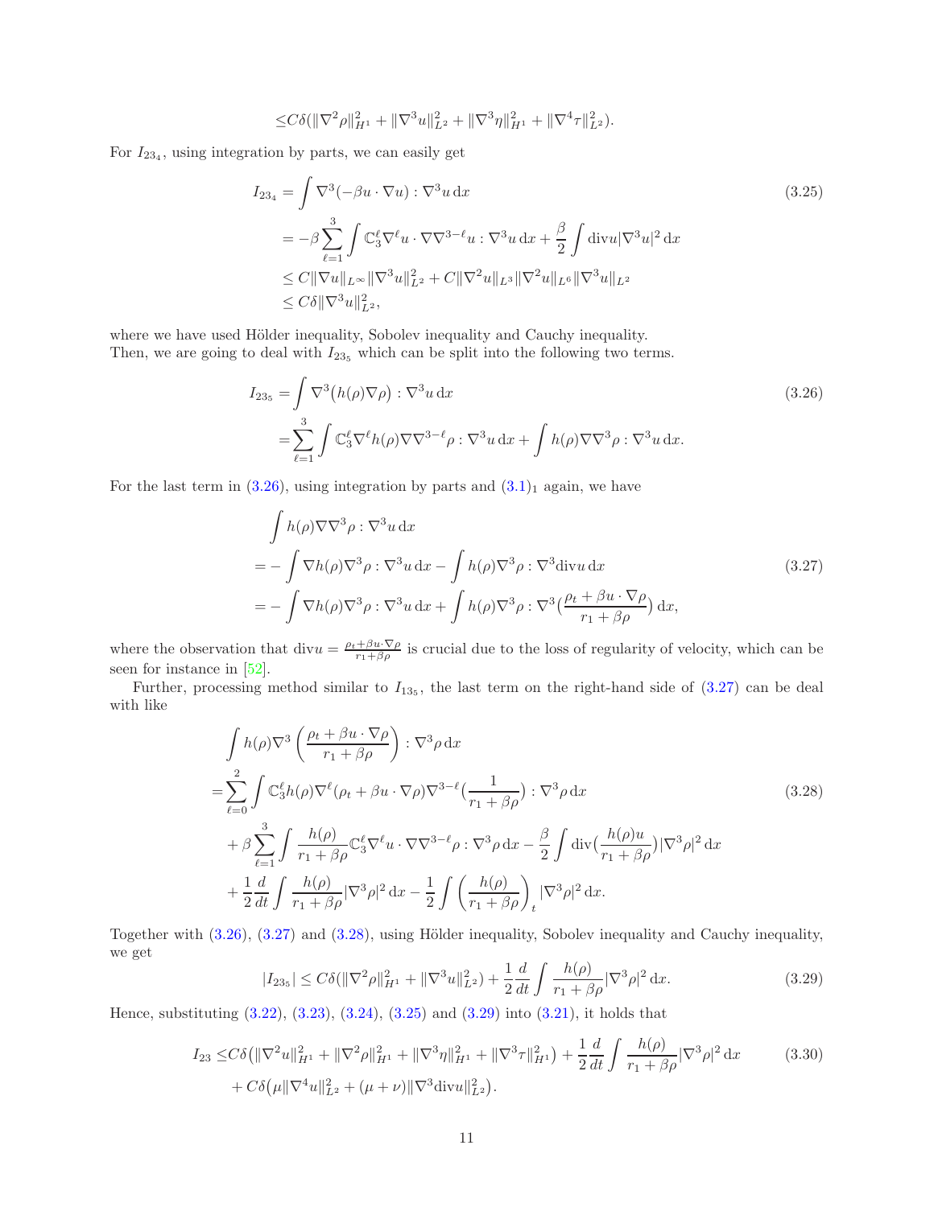$$\leq C\delta(\|\nabla^2\rho\|_{H^1}^2 + \|\nabla^3 u\|_{L^2}^2 + \|\nabla^3\eta\|_{H^1}^2 + \|\nabla^4\tau\|_{L^2}^2).$$

For $I_{23_4}$, using integration by parts, we can easily get

$$\begin{aligned}
I_{23_4} &= \int \nabla^3(-\beta u \cdot \nabla u) : \nabla^3 u \,\mathrm{d}x \\
&= -\beta \sum_{\ell=1}^{3} \int \mathbb{C}_3^\ell \nabla^\ell u \cdot \nabla\nabla^{3-\ell} u : \nabla^3 u \,\mathrm{d}x + \frac{\beta}{2}\int \mathrm{div} u |\nabla^3 u|^2 \,\mathrm{d}x \\
&\leq C\|\nabla u\|_{L^\infty}\|\nabla^3 u\|_{L^2}^2 + C\|\nabla^2 u\|_{L^3}\|\nabla^2 u\|_{L^6}\|\nabla^3 u\|_{L^2} \\
&\leq C\delta\|\nabla^3 u\|_{L^2}^2,
\end{aligned} \tag{3.25}$$

where we have used Hölder inequality, Sobolev inequality and Cauchy inequality.
Then, we are going to deal with $I_{23_5}$ which can be split into the following two terms.

$$\begin{aligned}
I_{23_5} &= \int \nabla^3\big(h(\rho)\nabla\rho\big) : \nabla^3 u \,\mathrm{d}x \\
&= \sum_{\ell=1}^{3} \int \mathbb{C}_3^\ell \nabla^\ell h(\rho)\nabla\nabla^{3-\ell}\rho : \nabla^3 u \,\mathrm{d}x + \int h(\rho)\nabla\nabla^3\rho : \nabla^3 u \,\mathrm{d}x.
\end{aligned} \tag{3.26}$$

For the last term in (3.26), using integration by parts and $(3.1)_1$ again, we have

$$\begin{aligned}
&\int h(\rho)\nabla\nabla^3\rho : \nabla^3 u \,\mathrm{d}x \\
=& -\int \nabla h(\rho)\nabla^3\rho : \nabla^3 u \,\mathrm{d}x - \int h(\rho)\nabla^3\rho : \nabla^3 \mathrm{div} u \,\mathrm{d}x \\
=& -\int \nabla h(\rho)\nabla^3\rho : \nabla^3 u \,\mathrm{d}x + \int h(\rho)\nabla^3\rho : \nabla^3\big(\frac{\rho_t + \beta u \cdot \nabla\rho}{r_1 + \beta\rho}\big) \,\mathrm{d}x,
\end{aligned} \tag{3.27}$$

where the observation that $\mathrm{div} u = \frac{\rho_t + \beta u\cdot\nabla\rho}{r_1 + \beta\rho}$ is crucial due to the loss of regularity of velocity, which can be seen for instance in [52].

Further, processing method similar to $I_{13_5}$, the last term on the right-hand side of (3.27) can be deal with like

$$\begin{aligned}
&\int h(\rho)\nabla^3\left(\frac{\rho_t + \beta u\cdot\nabla\rho}{r_1 + \beta\rho}\right) : \nabla^3\rho \,\mathrm{d}x \\
=& \sum_{\ell=0}^{2} \int \mathbb{C}_3^\ell h(\rho)\nabla^\ell(\rho_t + \beta u\cdot\nabla\rho)\nabla^{3-\ell}\big(\frac{1}{r_1 + \beta\rho}\big) : \nabla^3\rho \,\mathrm{d}x \\
&+ \beta\sum_{\ell=1}^{3}\int \frac{h(\rho)}{r_1 + \beta\rho}\mathbb{C}_3^\ell \nabla^\ell u \cdot \nabla\nabla^{3-\ell}\rho : \nabla^3\rho \,\mathrm{d}x - \frac{\beta}{2}\int \mathrm{div}\big(\frac{h(\rho)u}{r_1 + \beta\rho}\big)|\nabla^3\rho|^2 \,\mathrm{d}x \\
&+ \frac{1}{2}\frac{d}{dt}\int \frac{h(\rho)}{r_1 + \beta\rho}|\nabla^3\rho|^2 \,\mathrm{d}x - \frac{1}{2}\int \left(\frac{h(\rho)}{r_1 + \beta\rho}\right)_t |\nabla^3\rho|^2 \,\mathrm{d}x.
\end{aligned} \tag{3.28}$$

Together with (3.26), (3.27) and (3.28), using Hölder inequality, Sobolev inequality and Cauchy inequality, we get

$$|I_{23_5}| \leq C\delta(\|\nabla^2\rho\|_{H^1}^2 + \|\nabla^3 u\|_{L^2}^2) + \frac{1}{2}\frac{d}{dt}\int \frac{h(\rho)}{r_1 + \beta\rho}|\nabla^3\rho|^2 \,\mathrm{d}x. \tag{3.29}$$

Hence, substituting (3.22), (3.23), (3.24), (3.25) and (3.29) into (3.21), it holds that

$$\begin{aligned}
I_{23} \leq& C\delta\big(\|\nabla^2 u\|_{H^1}^2 + \|\nabla^2\rho\|_{H^1}^2 + \|\nabla^3\eta\|_{H^1}^2 + \|\nabla^3\tau\|_{H^1}^2\big) + \frac{1}{2}\frac{d}{dt}\int \frac{h(\rho)}{r_1 + \beta\rho}|\nabla^3\rho|^2 \,\mathrm{d}x \\
&+ C\delta\big(\mu\|\nabla^4 u\|_{L^2}^2 + (\mu + \nu)\|\nabla^3 \mathrm{div} u\|_{L^2}^2\big).
\end{aligned} \tag{3.30}$$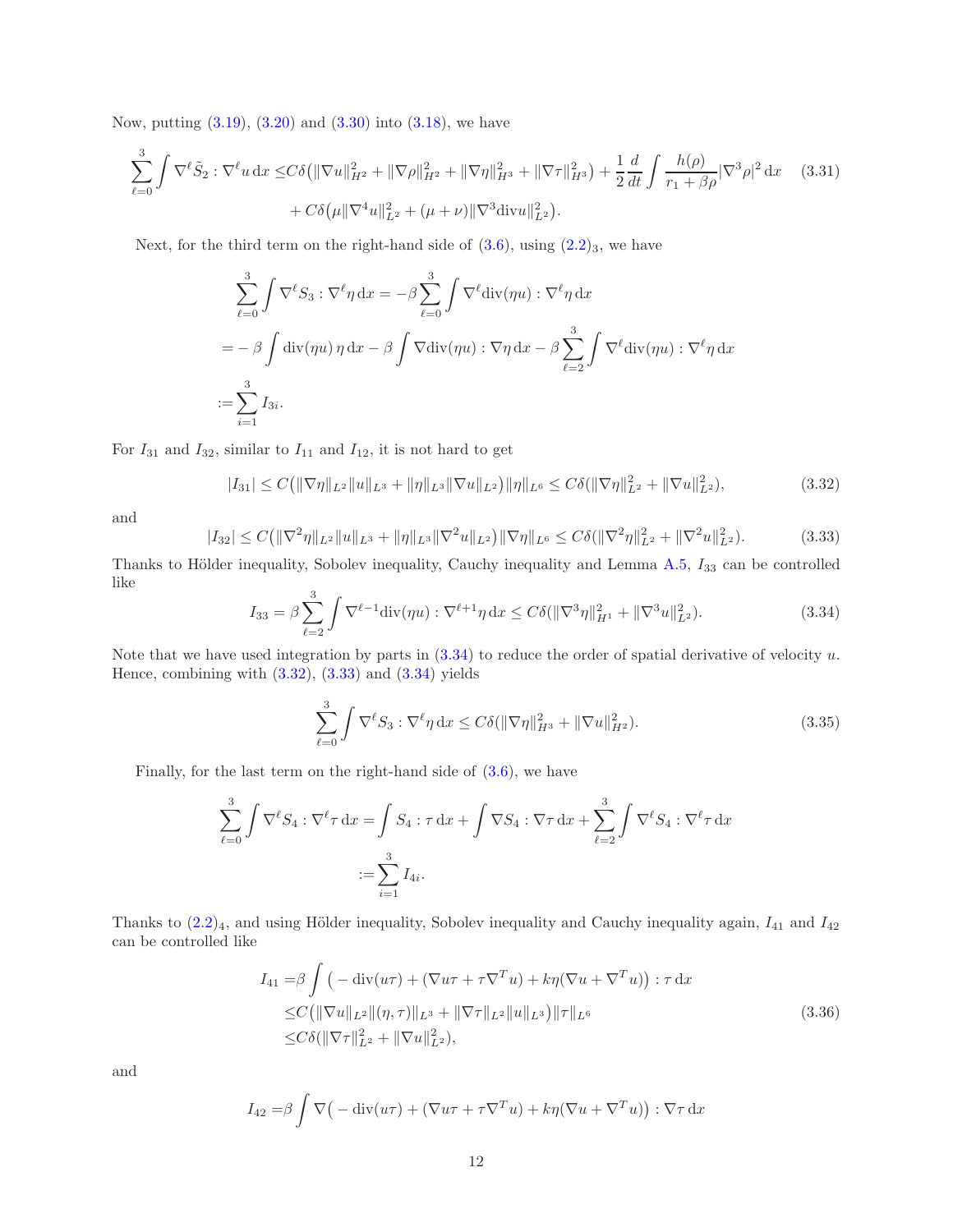Now, putting (3.19), (3.20) and (3.30) into (3.18), we have

$$
\begin{aligned}
\sum_{\ell=0}^{3}\int \nabla^\ell \tilde{S}_2 : \nabla^\ell u \,\mathrm{d}x \leq & C\delta\big(\|\nabla u\|_{H^2}^2+\|\nabla\rho\|_{H^2}^2+\|\nabla\eta\|_{H^3}^2+\|\nabla\tau\|_{H^3}^2\big)+\frac{1}{2}\frac{d}{dt}\int \frac{h(\rho)}{r_1+\beta\rho}|\nabla^3\rho|^2\,\mathrm{d}x \\
&+C\delta\big(\mu\|\nabla^4 u\|_{L^2}^2+(\mu+\nu)\|\nabla^3 \mathrm{div} u\|_{L^2}^2\big).
\end{aligned}
\tag{3.31}
$$

Next, for the third term on the right-hand side of (3.6), using $(2.2)_3$, we have

$$
\begin{aligned}
&\sum_{\ell=0}^{3}\int \nabla^\ell S_3 : \nabla^\ell \eta \,\mathrm{d}x = -\beta\sum_{\ell=0}^{3}\int \nabla^\ell \mathrm{div}(\eta u) : \nabla^\ell \eta\,\mathrm{d}x \\
=&-\beta\int \mathrm{div}(\eta u)\,\eta\,\mathrm{d}x-\beta\int \nabla\mathrm{div}(\eta u):\nabla\eta\,\mathrm{d}x-\beta\sum_{\ell=2}^{3}\int \nabla^\ell\mathrm{div}(\eta u):\nabla^\ell\eta\,\mathrm{d}x \\
:=&\sum_{i=1}^{3} I_{3i}.
\end{aligned}
$$

For $I_{31}$ and $I_{32}$, similar to $I_{11}$ and $I_{12}$, it is not hard to get

$$
|I_{31}|\leq C\big(\|\nabla\eta\|_{L^2}\|u\|_{L^3}+\|\eta\|_{L^3}\|\nabla u\|_{L^2}\big)\|\eta\|_{L^6}\leq C\delta(\|\nabla\eta\|_{L^2}^2+\|\nabla u\|_{L^2}^2),
\tag{3.32}
$$

and

$$
|I_{32}|\leq C\big(\|\nabla^2\eta\|_{L^2}\|u\|_{L^3}+\|\eta\|_{L^3}\|\nabla^2 u\|_{L^2}\big)\|\nabla\eta\|_{L^6}\leq C\delta(\|\nabla^2\eta\|_{L^2}^2+\|\nabla^2 u\|_{L^2}^2).
\tag{3.33}
$$

Thanks to Hölder inequality, Sobolev inequality, Cauchy inequality and Lemma A.5, $I_{33}$ can be controlled like

$$
I_{33}=\beta\sum_{\ell=2}^{3}\int \nabla^{\ell-1}\mathrm{div}(\eta u):\nabla^{\ell+1}\eta\,\mathrm{d}x\leq C\delta(\|\nabla^3\eta\|_{H^1}^2+\|\nabla^3 u\|_{L^2}^2).
\tag{3.34}
$$

Note that we have used integration by parts in (3.34) to reduce the order of spatial derivative of velocity $u$. Hence, combining with (3.32), (3.33) and (3.34) yields

$$
\sum_{\ell=0}^{3}\int \nabla^\ell S_3 : \nabla^\ell \eta\,\mathrm{d}x\leq C\delta(\|\nabla\eta\|_{H^3}^2+\|\nabla u\|_{H^2}^2).
\tag{3.35}
$$

Finally, for the last term on the right-hand side of (3.6), we have

$$
\begin{aligned}
\sum_{\ell=0}^{3}\int \nabla^\ell S_4 : \nabla^\ell \tau\,\mathrm{d}x =& \int S_4:\tau\,\mathrm{d}x+\int \nabla S_4:\nabla\tau\,\mathrm{d}x+\sum_{\ell=2}^{3}\int \nabla^\ell S_4:\nabla^\ell\tau\,\mathrm{d}x \\
:=&\sum_{i=1}^{3} I_{4i}.
\end{aligned}
$$

Thanks to $(2.2)_4$, and using Hölder inequality, Sobolev inequality and Cauchy inequality again, $I_{41}$ and $I_{42}$ can be controlled like

$$
\begin{aligned}
I_{41}=&\beta\int \big(-\mathrm{div}(u\tau)+(\nabla u\tau+\tau\nabla^T u)+k\eta(\nabla u+\nabla^T u)\big):\tau\,\mathrm{d}x \\
\leq& C\big(\|\nabla u\|_{L^2}\|(\eta,\tau)\|_{L^3}+\|\nabla\tau\|_{L^2}\|u\|_{L^3}\big)\|\tau\|_{L^6} \\
\leq& C\delta(\|\nabla\tau\|_{L^2}^2+\|\nabla u\|_{L^2}^2),
\end{aligned}
\tag{3.36}
$$

and

$$
I_{42}=\beta\int \nabla\big(-\mathrm{div}(u\tau)+(\nabla u\tau+\tau\nabla^T u)+k\eta(\nabla u+\nabla^T u)\big):\nabla\tau\,\mathrm{d}x
$$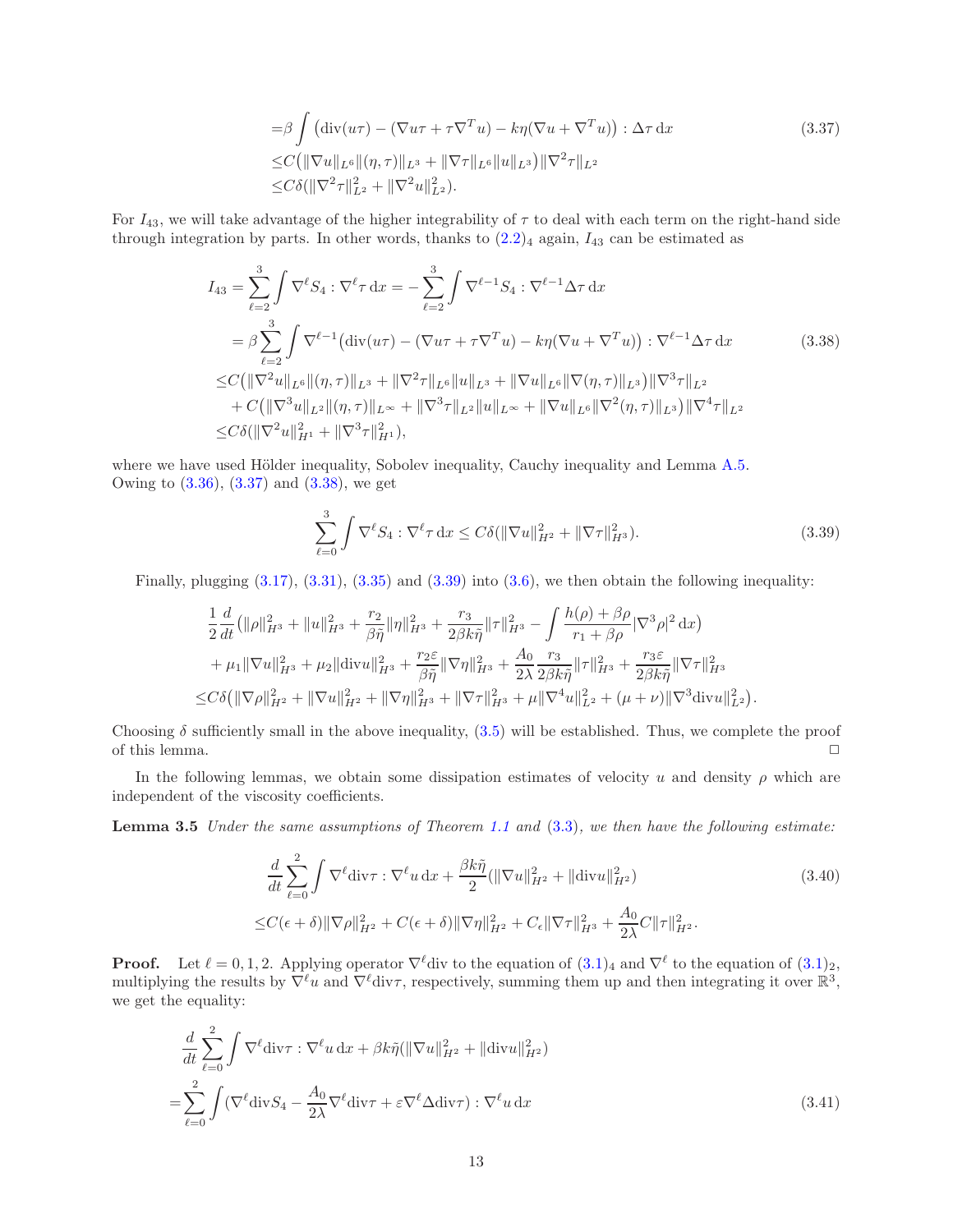$$
\begin{aligned}
=&\beta \int \big(\operatorname{div}(u\tau) - (\nabla u \tau + \tau \nabla^T u) - k\eta(\nabla u + \nabla^T u)\big) : \Delta \tau \,\mathrm{d}x \\
\leq& C\big(\|\nabla u\|_{L^6}\|(\eta,\tau)\|_{L^3} + \|\nabla \tau\|_{L^6}\|u\|_{L^3}\big)\|\nabla^2 \tau\|_{L^2} \\
\leq& C\delta(\|\nabla^2 \tau\|_{L^2}^2 + \|\nabla^2 u\|_{L^2}^2).
\end{aligned}
\tag{3.37}
$$

For $I_{43}$, we will take advantage of the higher integrability of $\tau$ to deal with each term on the right-hand side through integration by parts. In other words, thanks to $(2.2)_4$ again, $I_{43}$ can be estimated as

$$
\begin{aligned}
I_{43} =& \sum_{\ell=2}^{3} \int \nabla^\ell S_4 : \nabla^\ell \tau \,\mathrm{d}x = -\sum_{\ell=2}^{3} \int \nabla^{\ell-1} S_4 : \nabla^{\ell-1} \Delta \tau \,\mathrm{d}x \\
=& \beta \sum_{\ell=2}^{3} \int \nabla^{\ell-1}\big(\operatorname{div}(u\tau) - (\nabla u \tau + \tau \nabla^T u) - k\eta(\nabla u + \nabla^T u)\big) : \nabla^{\ell-1}\Delta \tau \,\mathrm{d}x \\
\leq& C\big(\|\nabla^2 u\|_{L^6}\|(\eta,\tau)\|_{L^3} + \|\nabla^2 \tau\|_{L^6}\|u\|_{L^3} + \|\nabla u\|_{L^6}\|\nabla(\eta,\tau)\|_{L^3}\big)\|\nabla^3 \tau\|_{L^2} \\
&+ C\big(\|\nabla^3 u\|_{L^2}\|(\eta,\tau)\|_{L^\infty} + \|\nabla^3 \tau\|_{L^2}\|u\|_{L^\infty} + \|\nabla u\|_{L^6}\|\nabla^2(\eta,\tau)\|_{L^3}\big)\|\nabla^4 \tau\|_{L^2} \\
\leq& C\delta(\|\nabla^2 u\|_{H^1}^2 + \|\nabla^3 \tau\|_{H^1}^2),
\end{aligned}
\tag{3.38}
$$

where we have used Hölder inequality, Sobolev inequality, Cauchy inequality and Lemma A.5.
Owing to (3.36), (3.37) and (3.38), we get

$$
\sum_{\ell=0}^{3} \int \nabla^\ell S_4 : \nabla^\ell \tau \,\mathrm{d}x \leq C\delta(\|\nabla u\|_{H^2}^2 + \|\nabla \tau\|_{H^3}^2).
\tag{3.39}
$$

Finally, plugging (3.17), (3.31), (3.35) and (3.39) into (3.6), we then obtain the following inequality:

$$
\begin{aligned}
&\frac{1}{2}\frac{d}{dt}\big(\|\rho\|_{H^3}^2 + \|u\|_{H^3}^2 + \frac{r_2}{\beta\tilde{\eta}}\|\eta\|_{H^3}^2 + \frac{r_3}{2\beta k\tilde{\eta}}\|\tau\|_{H^3}^2 - \int \frac{h(\rho)+\beta\rho}{r_1+\beta\rho}|\nabla^3 \rho|^2 \,\mathrm{d}x\big) \\
&+ \mu_1\|\nabla u\|_{H^3}^2 + \mu_2\|\operatorname{div} u\|_{H^3}^2 + \frac{r_2\varepsilon}{\beta\tilde{\eta}}\|\nabla \eta\|_{H^3}^2 + \frac{A_0}{2\lambda}\frac{r_3}{2\beta k\tilde{\eta}}\|\tau\|_{H^3}^2 + \frac{r_3\varepsilon}{2\beta k\tilde{\eta}}\|\nabla \tau\|_{H^3}^2 \\
\leq& C\delta\big(\|\nabla \rho\|_{H^2}^2 + \|\nabla u\|_{H^2}^2 + \|\nabla \eta\|_{H^3}^2 + \|\nabla \tau\|_{H^3}^2 + \mu\|\nabla^4 u\|_{L^2}^2 + (\mu+\nu)\|\nabla^3 \operatorname{div} u\|_{L^2}^2\big).
\end{aligned}
$$

Choosing $\delta$ sufficiently small in the above inequality, (3.5) will be established. Thus, we complete the proof of this lemma. $\square$

In the following lemmas, we obtain some dissipation estimates of velocity $u$ and density $\rho$ which are independent of the viscosity coefficients.

**Lemma 3.5** *Under the same assumptions of Theorem 1.1 and* (3.3)*, we then have the following estimate:*

$$
\begin{aligned}
&\frac{d}{dt}\sum_{\ell=0}^{2} \int \nabla^\ell \operatorname{div}\tau : \nabla^\ell u \,\mathrm{d}x + \frac{\beta k\tilde{\eta}}{2}(\|\nabla u\|_{H^2}^2 + \|\operatorname{div} u\|_{H^2}^2) \\
\leq& C(\epsilon+\delta)\|\nabla \rho\|_{H^2}^2 + C(\epsilon+\delta)\|\nabla \eta\|_{H^2}^2 + C_\epsilon\|\nabla \tau\|_{H^3}^2 + \frac{A_0}{2\lambda}C\|\tau\|_{H^2}^2.
\end{aligned}
\tag{3.40}
$$

**Proof.** Let $\ell = 0, 1, 2$. Applying operator $\nabla^\ell \operatorname{div}$ to the equation of $(3.1)_4$ and $\nabla^\ell$ to the equation of $(3.1)_2$, multiplying the results by $\nabla^\ell u$ and $\nabla^\ell \operatorname{div}\tau$, respectively, summing them up and then integrating it over $\mathbb{R}^3$, we get the equality:

$$
\begin{aligned}
&\frac{d}{dt}\sum_{\ell=0}^{2} \int \nabla^\ell \operatorname{div}\tau : \nabla^\ell u \,\mathrm{d}x + \beta k\tilde{\eta}(\|\nabla u\|_{H^2}^2 + \|\operatorname{div} u\|_{H^2}^2) \\
=& \sum_{\ell=0}^{2} \int (\nabla^\ell \operatorname{div} S_4 - \frac{A_0}{2\lambda}\nabla^\ell \operatorname{div}\tau + \varepsilon \nabla^\ell \Delta \operatorname{div}\tau) : \nabla^\ell u \,\mathrm{d}x
\end{aligned}
\tag{3.41}
$$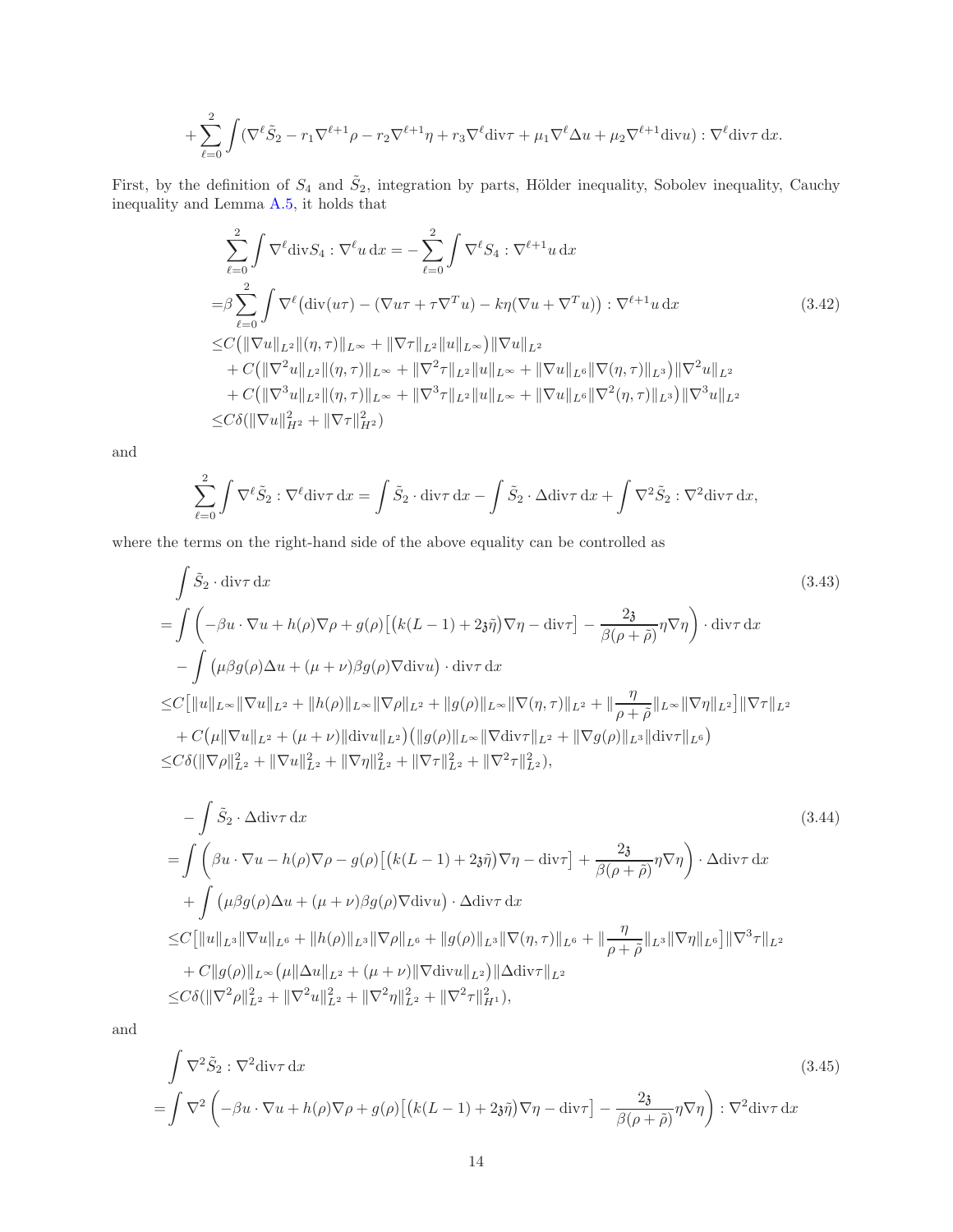$$
+\sum_{\ell=0}^{2}\int(\nabla^\ell\tilde{S}_2-r_1\nabla^{\ell+1}\rho-r_2\nabla^{\ell+1}\eta+r_3\nabla^\ell\mathrm{div}\tau+\mu_1\nabla^\ell\Delta u+\mu_2\nabla^{\ell+1}\mathrm{div}u):\nabla^\ell\mathrm{div}\tau\,\mathrm{d}x.
$$

First, by the definition of $S_4$ and $\tilde{S}_2$, integration by parts, Hölder inequality, Sobolev inequality, Cauchy inequality and Lemma A.5, it holds that

$$
\begin{aligned}
&\sum_{\ell=0}^{2}\int\nabla^\ell\mathrm{div}S_4:\nabla^\ell u\,\mathrm{d}x=-\sum_{\ell=0}^{2}\int\nabla^\ell S_4:\nabla^{\ell+1}u\,\mathrm{d}x\\
=&\beta\sum_{\ell=0}^{2}\int\nabla^\ell\big(\mathrm{div}(u\tau)-(\nabla u\tau+\tau\nabla^T u)-k\eta(\nabla u+\nabla^T u)\big):\nabla^{\ell+1}u\,\mathrm{d}x\\
\le&C\big(\|\nabla u\|_{L^2}\|(\eta,\tau)\|_{L^\infty}+\|\nabla\tau\|_{L^2}\|u\|_{L^\infty}\big)\|\nabla u\|_{L^2}\\
&+C\big(\|\nabla^2 u\|_{L^2}\|(\eta,\tau)\|_{L^\infty}+\|\nabla^2\tau\|_{L^2}\|u\|_{L^\infty}+\|\nabla u\|_{L^6}\|\nabla(\eta,\tau)\|_{L^3}\big)\|\nabla^2 u\|_{L^2}\\
&+C\big(\|\nabla^3 u\|_{L^2}\|(\eta,\tau)\|_{L^\infty}+\|\nabla^3\tau\|_{L^2}\|u\|_{L^\infty}+\|\nabla u\|_{L^6}\|\nabla^2(\eta,\tau)\|_{L^3}\big)\|\nabla^3 u\|_{L^2}\\
\le&C\delta(\|\nabla u\|_{H^2}^2+\|\nabla\tau\|_{H^2}^2)
\end{aligned}\tag{3.42}
$$

and

$$
\sum_{\ell=0}^{2}\int\nabla^\ell\tilde{S}_2:\nabla^\ell\mathrm{div}\tau\,\mathrm{d}x=\int\tilde{S}_2\cdot\mathrm{div}\tau\,\mathrm{d}x-\int\tilde{S}_2\cdot\Delta\mathrm{div}\tau\,\mathrm{d}x+\int\nabla^2\tilde{S}_2:\nabla^2\mathrm{div}\tau\,\mathrm{d}x,
$$

where the terms on the right-hand side of the above equality can be controlled as

$$
\begin{aligned}
&\int\tilde{S}_2\cdot\mathrm{div}\tau\,\mathrm{d}x\\
=&\int\left(-\beta u\cdot\nabla u+h(\rho)\nabla\rho+g(\rho)\big[\big(k(L-1)+2\mathfrak{z}\tilde{\eta}\big)\nabla\eta-\mathrm{div}\tau\big]-\frac{2\mathfrak{z}}{\beta(\rho+\tilde{\rho})}\eta\nabla\eta\right)\cdot\mathrm{div}\tau\,\mathrm{d}x\\
&-\int\big(\mu\beta g(\rho)\Delta u+(\mu+\nu)\beta g(\rho)\nabla\mathrm{div}u\big)\cdot\mathrm{div}\tau\,\mathrm{d}x\\
\le&C\Big[\|u\|_{L^\infty}\|\nabla u\|_{L^2}+\|h(\rho)\|_{L^\infty}\|\nabla\rho\|_{L^2}+\|g(\rho)\|_{L^\infty}\|\nabla(\eta,\tau)\|_{L^2}+\Big\|\frac{\eta}{\rho+\tilde{\rho}}\Big\|_{L^\infty}\|\nabla\eta\|_{L^2}\Big]\|\nabla\tau\|_{L^2}\\
&+C\big(\mu\|\nabla u\|_{L^2}+(\mu+\nu)\|\mathrm{div}u\|_{L^2}\big)\big(\|g(\rho)\|_{L^\infty}\|\nabla\mathrm{div}\tau\|_{L^2}+\|\nabla g(\rho)\|_{L^3}\|\mathrm{div}\tau\|_{L^6}\big)\\
\le&C\delta(\|\nabla\rho\|_{L^2}^2+\|\nabla u\|_{L^2}^2+\|\nabla\eta\|_{L^2}^2+\|\nabla\tau\|_{L^2}^2+\|\nabla^2\tau\|_{L^2}^2),
\end{aligned}\tag{3.43}
$$

$$
\begin{aligned}
&-\int\tilde{S}_2\cdot\Delta\mathrm{div}\tau\,\mathrm{d}x\\
=&\int\left(\beta u\cdot\nabla u-h(\rho)\nabla\rho-g(\rho)\big[\big(k(L-1)+2\mathfrak{z}\tilde{\eta}\big)\nabla\eta-\mathrm{div}\tau\big]+\frac{2\mathfrak{z}}{\beta(\rho+\tilde{\rho})}\eta\nabla\eta\right)\cdot\Delta\mathrm{div}\tau\,\mathrm{d}x\\
&+\int\big(\mu\beta g(\rho)\Delta u+(\mu+\nu)\beta g(\rho)\nabla\mathrm{div}u\big)\cdot\Delta\mathrm{div}\tau\,\mathrm{d}x\\
\le&C\Big[\|u\|_{L^3}\|\nabla u\|_{L^6}+\|h(\rho)\|_{L^3}\|\nabla\rho\|_{L^6}+\|g(\rho)\|_{L^3}\|\nabla(\eta,\tau)\|_{L^6}+\Big\|\frac{\eta}{\rho+\tilde{\rho}}\Big\|_{L^3}\|\nabla\eta\|_{L^6}\Big]\|\nabla^3\tau\|_{L^2}\\
&+C\|g(\rho)\|_{L^\infty}\big(\mu\|\Delta u\|_{L^2}+(\mu+\nu)\|\nabla\mathrm{div}u\|_{L^2}\big)\|\Delta\mathrm{div}\tau\|_{L^2}\\
\le&C\delta(\|\nabla^2\rho\|_{L^2}^2+\|\nabla^2 u\|_{L^2}^2+\|\nabla^2\eta\|_{L^2}^2+\|\nabla^2\tau\|_{H^1}^2),
\end{aligned}\tag{3.44}
$$

and

$$
\begin{aligned}
&\int\nabla^2\tilde{S}_2:\nabla^2\mathrm{div}\tau\,\mathrm{d}x\\
=&\int\nabla^2\left(-\beta u\cdot\nabla u+h(\rho)\nabla\rho+g(\rho)\big[\big(k(L-1)+2\mathfrak{z}\tilde{\eta}\big)\nabla\eta-\mathrm{div}\tau\big]-\frac{2\mathfrak{z}}{\beta(\rho+\tilde{\rho})}\eta\nabla\eta\right):\nabla^2\mathrm{div}\tau\,\mathrm{d}x
\end{aligned}\tag{3.45}
$$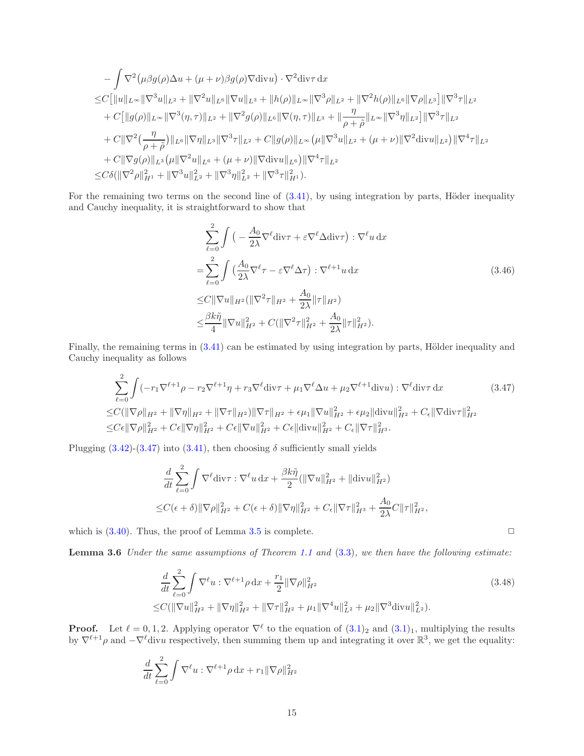$$
\begin{aligned}
&-\int \nabla^2\big(\mu\beta g(\rho)\Delta u+(\mu+\nu)\beta g(\rho)\nabla \mathrm{div}u\big)\cdot \nabla^2 \mathrm{div}\tau \,\mathrm{d}x\\
\le& C\big[\|u\|_{L^\infty}\|\nabla^3 u\|_{L^2}+\|\nabla^2 u\|_{L^6}\|\nabla u\|_{L^3}+\|h(\rho)\|_{L^\infty}\|\nabla^3\rho\|_{L^2}+\|\nabla^2 h(\rho)\|_{L^6}\|\nabla\rho\|_{L^3}\big]\|\nabla^3\tau\|_{L^2}\\
&+C\big[\|g(\rho)\|_{L^\infty}\|\nabla^3(\eta,\tau)\|_{L^2}+\|\nabla^2 g(\rho)\|_{L^6}\|\nabla(\eta,\tau)\|_{L^3}+\|\frac{\eta}{\rho+\tilde\rho}\|_{L^\infty}\|\nabla^3\eta\|_{L^2}\big]\|\nabla^3\tau\|_{L^2}\\
&+C\|\nabla^2\big(\frac{\eta}{\rho+\tilde\rho}\big)\|_{L^6}\|\nabla\eta\|_{L^3}\|\nabla^3\tau\|_{L^2}+C\|g(\rho)\|_{L^\infty}\big(\mu\|\nabla^3 u\|_{L^2}+(\mu+\nu)\|\nabla^2\mathrm{div}u\|_{L^2}\big)\|\nabla^4\tau\|_{L^2}\\
&+C\|\nabla g(\rho)\|_{L^3}\big(\mu\|\nabla^2 u\|_{L^6}+(\mu+\nu)\|\nabla\mathrm{div}u\|_{L^6}\big)\|\nabla^4\tau\|_{L^2}\\
\le& C\delta(\|\nabla^2\rho\|_{H^1}^2+\|\nabla^3 u\|_{L^2}^2+\|\nabla^3\eta\|_{L^2}^2+\|\nabla^3\tau\|_{H^1}^2).
\end{aligned}
$$

For the remaining two terms on the second line of (3.41), by using integration by parts, Höder inequality and Cauchy inequality, it is straightforward to show that

$$
\begin{aligned}
&\sum_{\ell=0}^{2}\int\big(-\frac{A_0}{2\lambda}\nabla^\ell\mathrm{div}\tau+\varepsilon\nabla^\ell\Delta\mathrm{div}\tau\big):\nabla^\ell u\,\mathrm{d}x\\
=&\sum_{\ell=0}^{2}\int\big(\frac{A_0}{2\lambda}\nabla^\ell\tau-\varepsilon\nabla^\ell\Delta\tau\big):\nabla^{\ell+1}u\,\mathrm{d}x\\
\le& C\|\nabla u\|_{H^2}(\|\nabla^2\tau\|_{H^2}+\frac{A_0}{2\lambda}\|\tau\|_{H^2})\\
\le&\frac{\beta k\tilde\eta}{4}\|\nabla u\|_{H^2}^2+C(\|\nabla^2\tau\|_{H^2}^2+\frac{A_0}{2\lambda}\|\tau\|_{H^2}^2).
\end{aligned}
\tag{3.46}
$$

Finally, the remaining terms in (3.41) can be estimated by using integration by parts, Hölder inequality and Cauchy inequality as follows

$$
\begin{aligned}
&\sum_{\ell=0}^{2}\int(-r_1\nabla^{\ell+1}\rho-r_2\nabla^{\ell+1}\eta+r_3\nabla^\ell\mathrm{div}\tau+\mu_1\nabla^\ell\Delta u+\mu_2\nabla^{\ell+1}\mathrm{div}u):\nabla^\ell\mathrm{div}\tau\,\mathrm{d}x\\
\le& C(\|\nabla\rho\|_{H^2}+\|\nabla\eta\|_{H^2}+\|\nabla\tau\|_{H^2})\|\nabla\tau\|_{H^2}+\epsilon\mu_1\|\nabla u\|_{H^2}^2+\epsilon\mu_2\|\mathrm{div}u\|_{H^2}^2+C_\epsilon\|\nabla\mathrm{div}\tau\|_{H^2}^2\\
\le& C\epsilon\|\nabla\rho\|_{H^2}^2+C\epsilon\|\nabla\eta\|_{H^2}^2+C\epsilon\|\nabla u\|_{H^2}^2+C\epsilon\|\mathrm{div}u\|_{H^2}^2+C_\epsilon\|\nabla\tau\|_{H^3}^2.
\end{aligned}
\tag{3.47}
$$

Plugging (3.42)-(3.47) into (3.41), then choosing $\delta$ sufficiently small yields

$$
\begin{aligned}
&\frac{d}{dt}\sum_{\ell=0}^{2}\int\nabla^\ell\mathrm{div}\tau:\nabla^\ell u\,\mathrm{d}x+\frac{\beta k\tilde\eta}{2}(\|\nabla u\|_{H^2}^2+\|\mathrm{div}u\|_{H^2}^2)\\
\le& C(\epsilon+\delta)\|\nabla\rho\|_{H^2}^2+C(\epsilon+\delta)\|\nabla\eta\|_{H^2}^2+C_\epsilon\|\nabla\tau\|_{H^3}^2+\frac{A_0}{2\lambda}C\|\tau\|_{H^2}^2,
\end{aligned}
$$

which is (3.40). Thus, the proof of Lemma 3.5 is complete. □

**Lemma 3.6** *Under the same assumptions of Theorem 1.1 and (3.3), we then have the following estimate:*

$$
\begin{aligned}
&\frac{d}{dt}\sum_{\ell=0}^{2}\int\nabla^\ell u:\nabla^{\ell+1}\rho\,\mathrm{d}x+\frac{r_1}{2}\|\nabla\rho\|_{H^2}^2\\
\le& C(\|\nabla u\|_{H^2}^2+\|\nabla\eta\|_{H^2}^2+\|\nabla\tau\|_{H^2}^2+\mu_1\|\nabla^4 u\|_{L^2}^2+\mu_2\|\nabla^3\mathrm{div}u\|_{L^2}^2).
\end{aligned}
\tag{3.48}
$$

**Proof.** Let $\ell=0,1,2$. Applying operator $\nabla^\ell$ to the equation of $(3.1)_2$ and $(3.1)_1$, multiplying the results by $\nabla^{\ell+1}\rho$ and $-\nabla^\ell\mathrm{div}u$ respectively, then summing them up and integrating it over $\mathbb{R}^3$, we get the equality:

$$
\frac{d}{dt}\sum_{\ell=0}^{2}\int\nabla^\ell u:\nabla^{\ell+1}\rho\,\mathrm{d}x+r_1\|\nabla\rho\|_{H^2}^2
$$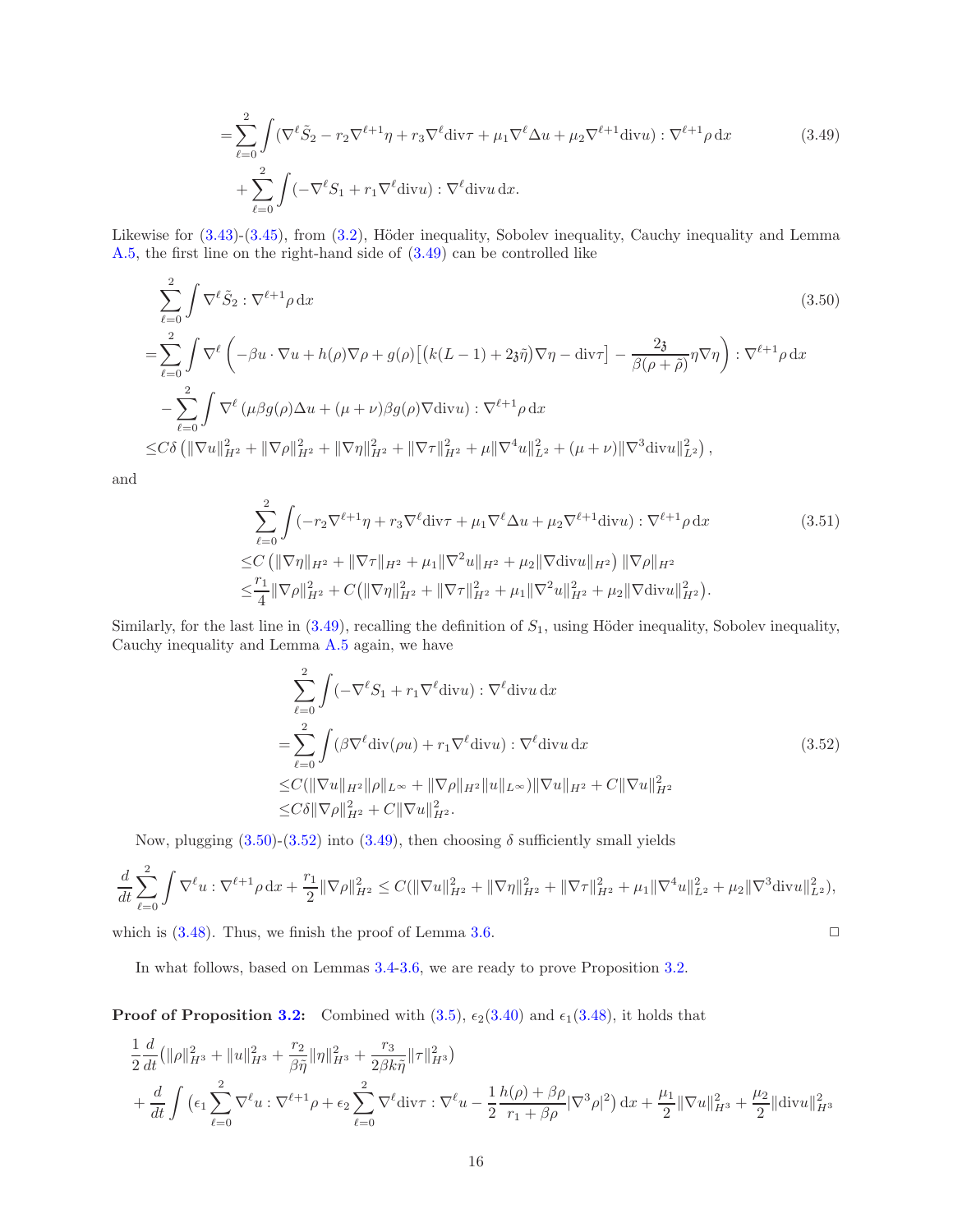$$
\begin{aligned}
=&\sum_{\ell=0}^{2}\int (\nabla^\ell \tilde{S}_2 - r_2\nabla^{\ell+1}\eta + r_3\nabla^\ell \mathrm{div}\tau + \mu_1\nabla^\ell\Delta u + \mu_2\nabla^{\ell+1}\mathrm{div}u) : \nabla^{\ell+1}\rho\,\mathrm{d}x \\
&+\sum_{\ell=0}^{2}\int (-\nabla^\ell S_1 + r_1\nabla^\ell \mathrm{div}u) : \nabla^\ell \mathrm{div}u\,\mathrm{d}x.
\end{aligned}
\tag{3.49}
$$

Likewise for (3.43)-(3.45), from (3.2), Höder inequality, Sobolev inequality, Cauchy inequality and Lemma A.5, the first line on the right-hand side of (3.49) can be controlled like

$$
\begin{aligned}
&\sum_{\ell=0}^{2}\int \nabla^\ell \tilde{S}_2 : \nabla^{\ell+1}\rho\,\mathrm{d}x \\
=&\sum_{\ell=0}^{2}\int \nabla^\ell\left(-\beta u\cdot\nabla u + h(\rho)\nabla\rho + g(\rho)\big[\big(k(L-1)+2\mathfrak{z}\tilde{\eta}\big)\nabla\eta - \mathrm{div}\tau\big] - \frac{2\mathfrak{z}}{\beta(\rho+\tilde{\rho})}\eta\nabla\eta\right) : \nabla^{\ell+1}\rho\,\mathrm{d}x \\
&-\sum_{\ell=0}^{2}\int \nabla^\ell\left(\mu\beta g(\rho)\Delta u + (\mu+\nu)\beta g(\rho)\nabla\mathrm{div}u\right) : \nabla^{\ell+1}\rho\,\mathrm{d}x \\
\le& C\delta\left(\|\nabla u\|_{H^2}^2 + \|\nabla\rho\|_{H^2}^2 + \|\nabla\eta\|_{H^2}^2 + \|\nabla\tau\|_{H^2}^2 + \mu\|\nabla^4 u\|_{L^2}^2 + (\mu+\nu)\|\nabla^3\mathrm{div}u\|_{L^2}^2\right),
\end{aligned}
\tag{3.50}
$$

and

$$
\begin{aligned}
&\sum_{\ell=0}^{2}\int (-r_2\nabla^{\ell+1}\eta + r_3\nabla^\ell\mathrm{div}\tau + \mu_1\nabla^\ell\Delta u + \mu_2\nabla^{\ell+1}\mathrm{div}u) : \nabla^{\ell+1}\rho\,\mathrm{d}x \\
\le& C\left(\|\nabla\eta\|_{H^2} + \|\nabla\tau\|_{H^2} + \mu_1\|\nabla^2 u\|_{H^2} + \mu_2\|\nabla\mathrm{div}u\|_{H^2}\right)\|\nabla\rho\|_{H^2} \\
\le& \frac{r_1}{4}\|\nabla\rho\|_{H^2}^2 + C\big(\|\nabla\eta\|_{H^2}^2 + \|\nabla\tau\|_{H^2}^2 + \mu_1\|\nabla^2 u\|_{H^2}^2 + \mu_2\|\nabla\mathrm{div}u\|_{H^2}^2\big).
\end{aligned}
\tag{3.51}
$$

Similarly, for the last line in (3.49), recalling the definition of $S_1$, using Höder inequality, Sobolev inequality, Cauchy inequality and Lemma A.5 again, we have

$$
\begin{aligned}
&\sum_{\ell=0}^{2}\int (-\nabla^\ell S_1 + r_1\nabla^\ell\mathrm{div}u) : \nabla^\ell\mathrm{div}u\,\mathrm{d}x \\
=&\sum_{\ell=0}^{2}\int (\beta\nabla^\ell\mathrm{div}(\rho u) + r_1\nabla^\ell\mathrm{div}u) : \nabla^\ell\mathrm{div}u\,\mathrm{d}x \\
\le& C(\|\nabla u\|_{H^2}\|\rho\|_{L^\infty} + \|\nabla\rho\|_{H^2}\|u\|_{L^\infty})\|\nabla u\|_{H^2} + C\|\nabla u\|_{H^2}^2 \\
\le& C\delta\|\nabla\rho\|_{H^2}^2 + C\|\nabla u\|_{H^2}^2.
\end{aligned}
\tag{3.52}
$$

Now, plugging (3.50)-(3.52) into (3.49), then choosing $\delta$ sufficiently small yields

$$
\frac{d}{dt}\sum_{\ell=0}^{2}\int \nabla^\ell u : \nabla^{\ell+1}\rho\,\mathrm{d}x + \frac{r_1}{2}\|\nabla\rho\|_{H^2}^2 \le C(\|\nabla u\|_{H^2}^2 + \|\nabla\eta\|_{H^2}^2 + \|\nabla\tau\|_{H^2}^2 + \mu_1\|\nabla^4 u\|_{L^2}^2 + \mu_2\|\nabla^3\mathrm{div}u\|_{L^2}^2),
$$

which is (3.48). Thus, we finish the proof of Lemma 3.6. □

In what follows, based on Lemmas 3.4-3.6, we are ready to prove Proposition 3.2.

**Proof of Proposition 3.2:** Combined with (3.5), $\epsilon_2$(3.40) and $\epsilon_1$(3.48), it holds that

$$
\begin{aligned}
&\frac{1}{2}\frac{d}{dt}\big(\|\rho\|_{H^3}^2 + \|u\|_{H^3}^2 + \frac{r_2}{\beta\tilde{\eta}}\|\eta\|_{H^3}^2 + \frac{r_3}{2\beta k\tilde{\eta}}\|\tau\|_{H^3}^2\big) \\
&+\frac{d}{dt}\int \big(\epsilon_1\sum_{\ell=0}^{2}\nabla^\ell u : \nabla^{\ell+1}\rho + \epsilon_2\sum_{\ell=0}^{2}\nabla^\ell\mathrm{div}\tau : \nabla^\ell u - \frac{1}{2}\frac{h(\rho)+\beta\rho}{r_1+\beta\rho}|\nabla^3\rho|^2\big)\,\mathrm{d}x + \frac{\mu_1}{2}\|\nabla u\|_{H^3}^2 + \frac{\mu_2}{2}\|\mathrm{div}u\|_{H^3}^2
\end{aligned}
$$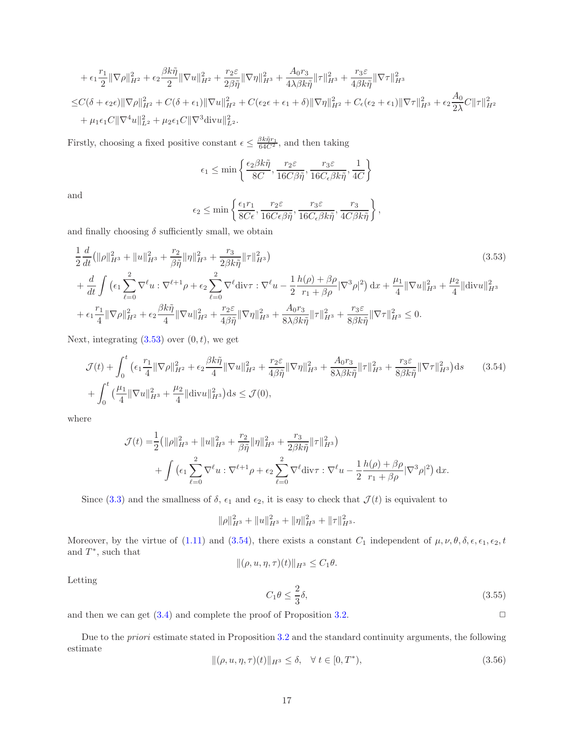$$
\begin{aligned}
&+\epsilon_1\frac{r_1}{2}\|\nabla\rho\|_{H^2}^2+\epsilon_2\frac{\beta k\tilde{\eta}}{2}\|\nabla u\|_{H^2}^2+\frac{r_2\varepsilon}{2\beta\tilde{\eta}}\|\nabla\eta\|_{H^3}^2+\frac{A_0r_3}{4\lambda\beta k\tilde{\eta}}\|\tau\|_{H^3}^2+\frac{r_3\varepsilon}{4\beta k\tilde{\eta}}\|\nabla\tau\|_{H^3}^2\\
\le& C(\delta+\epsilon_2\epsilon)\|\nabla\rho\|_{H^2}^2+C(\delta+\epsilon_1)\|\nabla u\|_{H^2}^2+C(\epsilon_2\epsilon+\epsilon_1+\delta)\|\nabla\eta\|_{H^2}^2+C_\epsilon(\epsilon_2+\epsilon_1)\|\nabla\tau\|_{H^3}^2+\epsilon_2\frac{A_0}{2\lambda}C\|\tau\|_{H^2}^2\\
&+\mu_1\epsilon_1C\|\nabla^4u\|_{L^2}^2+\mu_2\epsilon_1C\|\nabla^3\mathrm{div}u\|_{L^2}^2.
\end{aligned}
$$

Firstly, choosing a fixed positive constant $\epsilon\le\frac{\beta k\tilde{\eta}r_1}{64C^2}$, and then taking

$$
\epsilon_1\le\min\left\{\frac{\epsilon_2\beta k\tilde{\eta}}{8C},\frac{r_2\varepsilon}{16C\beta\tilde{\eta}},\frac{r_3\varepsilon}{16C_\epsilon\beta k\tilde{\eta}},\frac{1}{4C}\right\}
$$

and

$$
\epsilon_2\le\min\left\{\frac{\epsilon_1r_1}{8C\epsilon},\frac{r_2\varepsilon}{16C\epsilon\beta\tilde{\eta}},\frac{r_3\varepsilon}{16C_\epsilon\beta k\tilde{\eta}},\frac{r_3}{4C\beta k\tilde{\eta}}\right\},
$$

and finally choosing $\delta$ sufficiently small, we obtain

$$
\begin{aligned}
&\frac{1}{2}\frac{d}{dt}\big(\|\rho\|_{H^3}^2+\|u\|_{H^3}^2+\frac{r_2}{\beta\tilde{\eta}}\|\eta\|_{H^3}^2+\frac{r_3}{2\beta k\tilde{\eta}}\|\tau\|_{H^3}^2\big)\\
&+\frac{d}{dt}\int\big(\epsilon_1\sum_{\ell=0}^{2}\nabla^\ell u:\nabla^{\ell+1}\rho+\epsilon_2\sum_{\ell=0}^{2}\nabla^\ell\mathrm{div}\tau:\nabla^\ell u-\frac{1}{2}\frac{h(\rho)+\beta\rho}{r_1+\beta\rho}|\nabla^3\rho|^2\big)\,\mathrm{d}x+\frac{\mu_1}{4}\|\nabla u\|_{H^3}^2+\frac{\mu_2}{4}\|\mathrm{div}u\|_{H^3}^2\\
&+\epsilon_1\frac{r_1}{4}\|\nabla\rho\|_{H^2}^2+\epsilon_2\frac{\beta k\tilde{\eta}}{4}\|\nabla u\|_{H^2}^2+\frac{r_2\varepsilon}{4\beta\tilde{\eta}}\|\nabla\eta\|_{H^3}^2+\frac{A_0r_3}{8\lambda\beta k\tilde{\eta}}\|\tau\|_{H^3}^2+\frac{r_3\varepsilon}{8\beta k\tilde{\eta}}\|\nabla\tau\|_{H^3}^2\le0.
\end{aligned}
\tag{3.53}
$$

Next, integrating (3.53) over $(0,t)$, we get

$$
\begin{aligned}
&\mathcal{J}(t)+\int_0^t\big(\epsilon_1\frac{r_1}{4}\|\nabla\rho\|_{H^2}^2+\epsilon_2\frac{\beta k\tilde{\eta}}{4}\|\nabla u\|_{H^2}^2+\frac{r_2\varepsilon}{4\beta\tilde{\eta}}\|\nabla\eta\|_{H^3}^2+\frac{A_0r_3}{8\lambda\beta k\tilde{\eta}}\|\tau\|_{H^3}^2+\frac{r_3\varepsilon}{8\beta k\tilde{\eta}}\|\nabla\tau\|_{H^3}^2\big)\mathrm{d}s\\
&+\int_0^t\big(\frac{\mu_1}{4}\|\nabla u\|_{H^3}^2+\frac{\mu_2}{4}\|\mathrm{div}u\|_{H^3}^2\big)\mathrm{d}s\le\mathcal{J}(0),
\end{aligned}
\tag{3.54}
$$

where

$$
\begin{aligned}
\mathcal{J}(t)=&\frac{1}{2}\big(\|\rho\|_{H^3}^2+\|u\|_{H^3}^2+\frac{r_2}{\beta\tilde{\eta}}\|\eta\|_{H^3}^2+\frac{r_3}{2\beta k\tilde{\eta}}\|\tau\|_{H^3}^2\big)\\
&+\int\big(\epsilon_1\sum_{\ell=0}^{2}\nabla^\ell u:\nabla^{\ell+1}\rho+\epsilon_2\sum_{\ell=0}^{2}\nabla^\ell\mathrm{div}\tau:\nabla^\ell u-\frac{1}{2}\frac{h(\rho)+\beta\rho}{r_1+\beta\rho}|\nabla^3\rho|^2\big)\,\mathrm{d}x.
\end{aligned}
$$

Since (3.3) and the smallness of $\delta$, $\epsilon_1$ and $\epsilon_2$, it is easy to check that $\mathcal{J}(t)$ is equivalent to

$$
\|\rho\|_{H^3}^2+\|u\|_{H^3}^2+\|\eta\|_{H^3}^2+\|\tau\|_{H^3}^2.
$$

Moreover, by the virtue of (1.11) and (3.54), there exists a constant $C_1$ independent of $\mu,\nu,\theta,\delta,\epsilon,\epsilon_1,\epsilon_2,t$ and $T^*$, such that

$$
\|(\rho,u,\eta,\tau)(t)\|_{H^3}\le C_1\theta.
$$

Letting

$$
C_1\theta\le\frac{2}{3}\delta,
\tag{3.55}
$$

and then we can get (3.4) and complete the proof of Proposition 3.2. □

Due to the *priori* estimate stated in Proposition 3.2 and the standard continuity arguments, the following estimate

$$
\|(\rho,u,\eta,\tau)(t)\|_{H^3}\le\delta,\quad\forall\ t\in[0,T^*),
\tag{3.56}
$$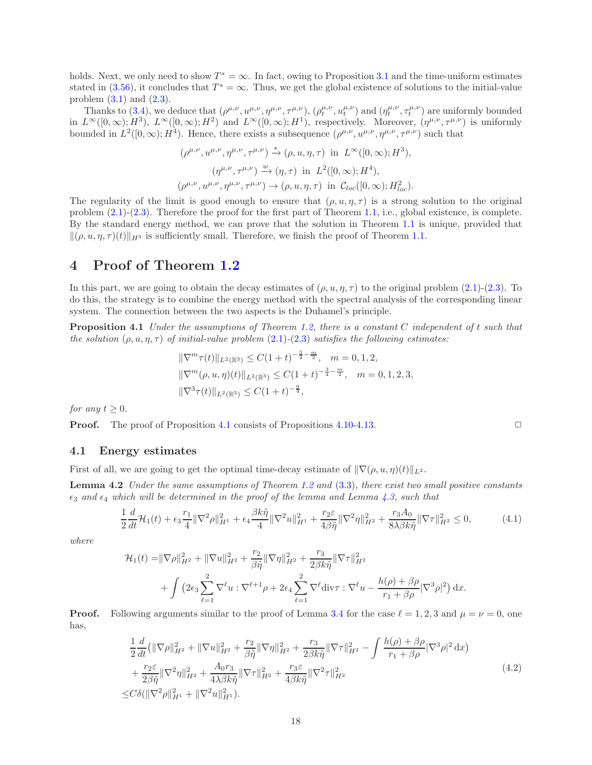holds. Next, we only need to show $T^* = \infty$. In fact, owing to Proposition 3.1 and the time-uniform estimates stated in (3.56), it concludes that $T^* = \infty$. Thus, we get the global existence of solutions to the initial-value problem (3.1) and (2.3).

Thanks to (3.4), we deduce that $(\rho^{\mu,\nu}, u^{\mu,\nu}, \eta^{\mu,\nu}, \tau^{\mu,\nu})$, $(\rho_t^{\mu,\nu}, u_t^{\mu,\nu})$ and $(\eta_t^{\mu,\nu}, \tau_t^{\mu,\nu})$ are uniformly bounded in $L^\infty([0,\infty); H^3)$, $L^\infty([0,\infty); H^2)$ and $L^\infty([0,\infty); H^1)$, respectively. Moreover, $(\eta^{\mu,\nu}, \tau^{\mu,\nu})$ is uniformly bounded in $L^2([0,\infty); H^4)$. Hence, there exists a subsequence $(\rho^{\mu,\nu}, u^{\mu,\nu}, \eta^{\mu,\nu}, \tau^{\mu,\nu})$ such that

$$
\begin{aligned}
(\rho^{\mu,\nu}, u^{\mu,\nu}, \eta^{\mu,\nu}, \tau^{\mu,\nu}) &\xrightarrow{*} (\rho, u, \eta, \tau) \ \text{ in } \ L^\infty([0,\infty); H^3),\\
(\eta^{\mu,\nu}, \tau^{\mu,\nu}) &\xrightarrow{w} (\eta, \tau) \ \text{ in } \ L^2([0,\infty); H^4),\\
(\rho^{\mu,\nu}, u^{\mu,\nu}, \eta^{\mu,\nu}, \tau^{\mu,\nu}) &\to (\rho, u, \eta, \tau) \ \text{ in } \ \mathcal{C}_{loc}([0,\infty); H^2_{loc}).
\end{aligned}
$$

The regularity of the limit is good enough to ensure that $(\rho, u, \eta, \tau)$ is a strong solution to the original problem (2.1)-(2.3). Therefore the proof for the first part of Theorem 1.1, i.e., global existence, is complete. By the standard energy method, we can prove that the solution in Theorem 1.1 is unique, provided that $\|(\rho, u, \eta, \tau)(t)\|_{H^3}$ is sufficiently small. Therefore, we finish the proof of Theorem 1.1.

# 4 Proof of Theorem 1.2

In this part, we are going to obtain the decay estimates of $(\rho, u, \eta, \tau)$ to the original problem (2.1)-(2.3). To do this, the strategy is to combine the energy method with the spectral analysis of the corresponding linear system. The connection between the two aspects is the Duhamel's principle.

**Proposition 4.1** *Under the assumptions of Theorem 1.2, there is a constant $C$ independent of $t$ such that the solution $(\rho, u, \eta, \tau)$ of initial-value problem (2.1)-(2.3) satisfies the following estimates:*

$$
\begin{aligned}
&\|\nabla^m \tau(t)\|_{L^2(\mathbb{R}^3)} \le C(1+t)^{-\frac{5}{4}-\frac{m}{2}}, \quad m = 0,1,2,\\
&\|\nabla^m (\rho, u, \eta)(t)\|_{L^2(\mathbb{R}^3)} \le C(1+t)^{-\frac{3}{4}-\frac{m}{2}}, \quad m = 0,1,2,3,\\
&\|\nabla^3 \tau(t)\|_{L^2(\mathbb{R}^3)} \le C(1+t)^{-\frac{9}{4}},
\end{aligned}
$$

*for any $t \ge 0$.*

**Proof.** The proof of Proposition 4.1 consists of Propositions 4.10-4.13. □

## 4.1 Energy estimates

First of all, we are going to get the optimal time-decay estimate of $\|\nabla(\rho, u, \eta)(t)\|_{L^2}$.

**Lemma 4.2** *Under the same assumptions of Theorem 1.2 and (3.3), there exist two small positive constants $\epsilon_3$ and $\epsilon_4$ which will be determined in the proof of the lemma and Lemma 4.3, such that*

$$
\frac{1}{2}\frac{d}{dt}\mathcal{H}_1(t) + \epsilon_3 \frac{r_1}{4}\|\nabla^2\rho\|_{H^1}^2 + \epsilon_4 \frac{\beta k \tilde{\eta}}{4}\|\nabla^2 u\|_{H^1}^2 + \frac{r_2 \varepsilon}{4\beta\tilde{\eta}}\|\nabla^2\eta\|_{H^2}^2 + \frac{r_3 A_0}{8\lambda\beta k\tilde{\eta}}\|\nabla\tau\|_{H^2}^2 \le 0, \tag{4.1}
$$

*where*

$$
\begin{aligned}
\mathcal{H}_1(t) =& \|\nabla\rho\|_{H^2}^2 + \|\nabla u\|_{H^2}^2 + \frac{r_2}{\beta\tilde{\eta}}\|\nabla\eta\|_{H^2}^2 + \frac{r_3}{2\beta k\tilde{\eta}}\|\nabla\tau\|_{H^2}^2\\
&+ \int \big(2\epsilon_3 \sum_{\ell=1}^{2} \nabla^\ell u : \nabla^{\ell+1}\rho + 2\epsilon_4 \sum_{\ell=1}^{2} \nabla^\ell \mathrm{div}\tau : \nabla^\ell u - \frac{h(\rho)+\beta\rho}{r_1+\beta\rho}|\nabla^3\rho|^2\big)\,\mathrm{d}x.
\end{aligned}
$$

**Proof.** Following arguments similar to the proof of Lemma 3.4 for the case $\ell = 1,2,3$ and $\mu = \nu = 0$, one has,

$$
\begin{aligned}
&\frac{1}{2}\frac{d}{dt}\big(\|\nabla\rho\|_{H^2}^2 + \|\nabla u\|_{H^2}^2 + \frac{r_2}{\beta\tilde{\eta}}\|\nabla\eta\|_{H^2}^2 + \frac{r_3}{2\beta k\tilde{\eta}}\|\nabla\tau\|_{H^2}^2 - \int \frac{h(\rho)+\beta\rho}{r_1+\beta\rho}|\nabla^3\rho|^2\,\mathrm{d}x\big)\\
&+ \frac{r_2\varepsilon}{2\beta\tilde{\eta}}\|\nabla^2\eta\|_{H^2}^2 + \frac{A_0 r_3}{4\lambda\beta k\tilde{\eta}}\|\nabla\tau\|_{H^2}^2 + \frac{r_3\varepsilon}{4\beta k\tilde{\eta}}\|\nabla^2\tau\|_{H^2}^2\\
\le& C\delta(\|\nabla^2\rho\|_{H^1}^2 + \|\nabla^2 u\|_{H^1}^2).
\end{aligned} \tag{4.2}
$$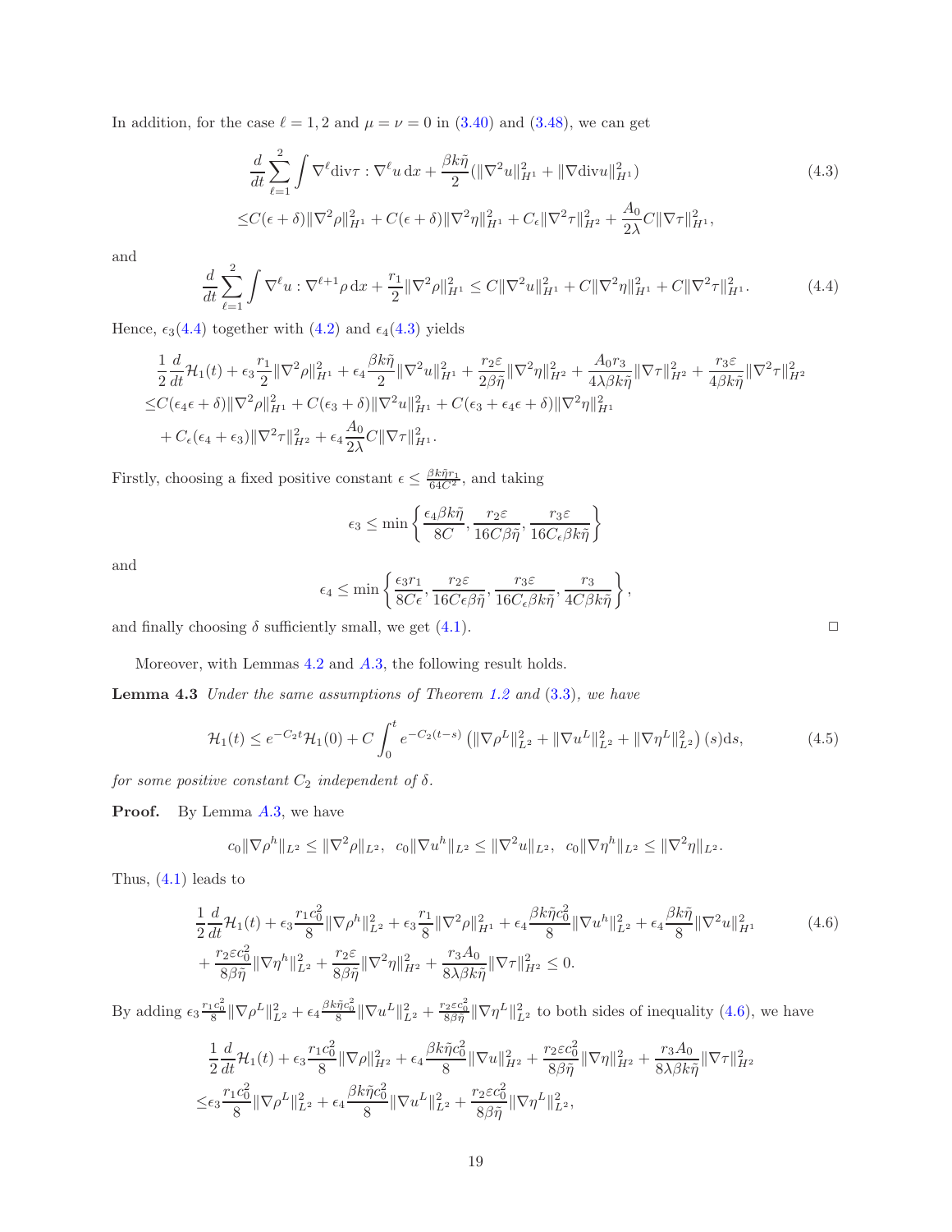In addition, for the case $\ell = 1, 2$ and $\mu = \nu = 0$ in (3.40) and (3.48), we can get

$$
\begin{aligned}
&\frac{d}{dt}\sum_{\ell=1}^{2}\int \nabla^\ell \mathrm{div}\tau : \nabla^\ell u \,\mathrm{d}x + \frac{\beta k\tilde{\eta}}{2}(\|\nabla^2 u\|_{H^1}^2 + \|\nabla \mathrm{div} u\|_{H^1}^2) \\
\leq & C(\epsilon+\delta)\|\nabla^2\rho\|_{H^1}^2 + C(\epsilon+\delta)\|\nabla^2\eta\|_{H^1}^2 + C_\epsilon\|\nabla^2\tau\|_{H^2}^2 + \frac{A_0}{2\lambda}C\|\nabla\tau\|_{H^1}^2,
\end{aligned}
\tag{4.3}
$$

and

$$
\frac{d}{dt}\sum_{\ell=1}^{2}\int \nabla^\ell u : \nabla^{\ell+1}\rho \,\mathrm{d}x + \frac{r_1}{2}\|\nabla^2\rho\|_{H^1}^2 \leq C\|\nabla^2 u\|_{H^1}^2 + C\|\nabla^2\eta\|_{H^1}^2 + C\|\nabla^2\tau\|_{H^1}^2. \tag{4.4}
$$

Hence, $\epsilon_3$(4.4) together with (4.2) and $\epsilon_4$(4.3) yields

$$
\begin{aligned}
&\frac{1}{2}\frac{d}{dt}\mathcal{H}_1(t) + \epsilon_3\frac{r_1}{2}\|\nabla^2\rho\|_{H^1}^2 + \epsilon_4\frac{\beta k\tilde{\eta}}{2}\|\nabla^2 u\|_{H^1}^2 + \frac{r_2\varepsilon}{2\beta\tilde{\eta}}\|\nabla^2\eta\|_{H^2}^2 + \frac{A_0 r_3}{4\lambda\beta k\tilde{\eta}}\|\nabla\tau\|_{H^2}^2 + \frac{r_3\varepsilon}{4\beta k\tilde{\eta}}\|\nabla^2\tau\|_{H^2}^2 \\
\leq & C(\epsilon_4\epsilon+\delta)\|\nabla^2\rho\|_{H^1}^2 + C(\epsilon_3+\delta)\|\nabla^2 u\|_{H^1}^2 + C(\epsilon_3+\epsilon_4\epsilon+\delta)\|\nabla^2\eta\|_{H^1}^2 \\
& + C_\epsilon(\epsilon_4+\epsilon_3)\|\nabla^2\tau\|_{H^2}^2 + \epsilon_4\frac{A_0}{2\lambda}C\|\nabla\tau\|_{H^1}^2.
\end{aligned}
$$

Firstly, choosing a fixed positive constant $\epsilon \leq \frac{\beta k\tilde{\eta} r_1}{64C^2}$, and taking

$$
\epsilon_3 \leq \min\left\{\frac{\epsilon_4\beta k\tilde{\eta}}{8C}, \frac{r_2\varepsilon}{16C\beta\tilde{\eta}}, \frac{r_3\varepsilon}{16C_\epsilon\beta k\tilde{\eta}}\right\}
$$

and

$$
\epsilon_4 \leq \min\left\{\frac{\epsilon_3 r_1}{8C\epsilon}, \frac{r_2\varepsilon}{16C\epsilon\beta\tilde{\eta}}, \frac{r_3\varepsilon}{16C_\epsilon\beta k\tilde{\eta}}, \frac{r_3}{4C\beta k\tilde{\eta}}\right\},
$$

and finally choosing $\delta$ sufficiently small, we get (4.1). $\square$

Moreover, with Lemmas 4.2 and *A*.3, the following result holds.

**Lemma 4.3** *Under the same assumptions of Theorem 1.2 and* (3.3)*, we have*

$$
\mathcal{H}_1(t) \leq e^{-C_2 t}\mathcal{H}_1(0) + C\int_0^t e^{-C_2(t-s)}\left(\|\nabla\rho^L\|_{L^2}^2 + \|\nabla u^L\|_{L^2}^2 + \|\nabla\eta^L\|_{L^2}^2\right)(s)\mathrm{d}s, \tag{4.5}
$$

*for some positive constant $C_2$ independent of $\delta$.*

**Proof.** By Lemma *A*.3, we have

$$
c_0\|\nabla\rho^h\|_{L^2} \leq \|\nabla^2\rho\|_{L^2}, \;\; c_0\|\nabla u^h\|_{L^2} \leq \|\nabla^2 u\|_{L^2}, \;\; c_0\|\nabla\eta^h\|_{L^2} \leq \|\nabla^2\eta\|_{L^2}.
$$

Thus, (4.1) leads to

$$
\begin{aligned}
&\frac{1}{2}\frac{d}{dt}\mathcal{H}_1(t) + \epsilon_3\frac{r_1 c_0^2}{8}\|\nabla\rho^h\|_{L^2}^2 + \epsilon_3\frac{r_1}{8}\|\nabla^2\rho\|_{H^1}^2 + \epsilon_4\frac{\beta k\tilde{\eta}c_0^2}{8}\|\nabla u^h\|_{L^2}^2 + \epsilon_4\frac{\beta k\tilde{\eta}}{8}\|\nabla^2 u\|_{H^1}^2 \\
& + \frac{r_2\varepsilon c_0^2}{8\beta\tilde{\eta}}\|\nabla\eta^h\|_{L^2}^2 + \frac{r_2\varepsilon}{8\beta\tilde{\eta}}\|\nabla^2\eta\|_{H^2}^2 + \frac{r_3 A_0}{8\lambda\beta k\tilde{\eta}}\|\nabla\tau\|_{H^2}^2 \leq 0.
\end{aligned}
\tag{4.6}
$$

By adding $\epsilon_3\frac{r_1 c_0^2}{8}\|\nabla\rho^L\|_{L^2}^2 + \epsilon_4\frac{\beta k\tilde{\eta}c_0^2}{8}\|\nabla u^L\|_{L^2}^2 + \frac{r_2\varepsilon c_0^2}{8\beta\tilde{\eta}}\|\nabla\eta^L\|_{L^2}^2$ to both sides of inequality (4.6), we have

$$
\begin{aligned}
&\frac{1}{2}\frac{d}{dt}\mathcal{H}_1(t) + \epsilon_3\frac{r_1 c_0^2}{8}\|\nabla\rho\|_{H^2}^2 + \epsilon_4\frac{\beta k\tilde{\eta}c_0^2}{8}\|\nabla u\|_{H^2}^2 + \frac{r_2\varepsilon c_0^2}{8\beta\tilde{\eta}}\|\nabla\eta\|_{H^2}^2 + \frac{r_3 A_0}{8\lambda\beta k\tilde{\eta}}\|\nabla\tau\|_{H^2}^2 \\
\leq & \epsilon_3\frac{r_1 c_0^2}{8}\|\nabla\rho^L\|_{L^2}^2 + \epsilon_4\frac{\beta k\tilde{\eta}c_0^2}{8}\|\nabla u^L\|_{L^2}^2 + \frac{r_2\varepsilon c_0^2}{8\beta\tilde{\eta}}\|\nabla\eta^L\|_{L^2}^2,
\end{aligned}
$$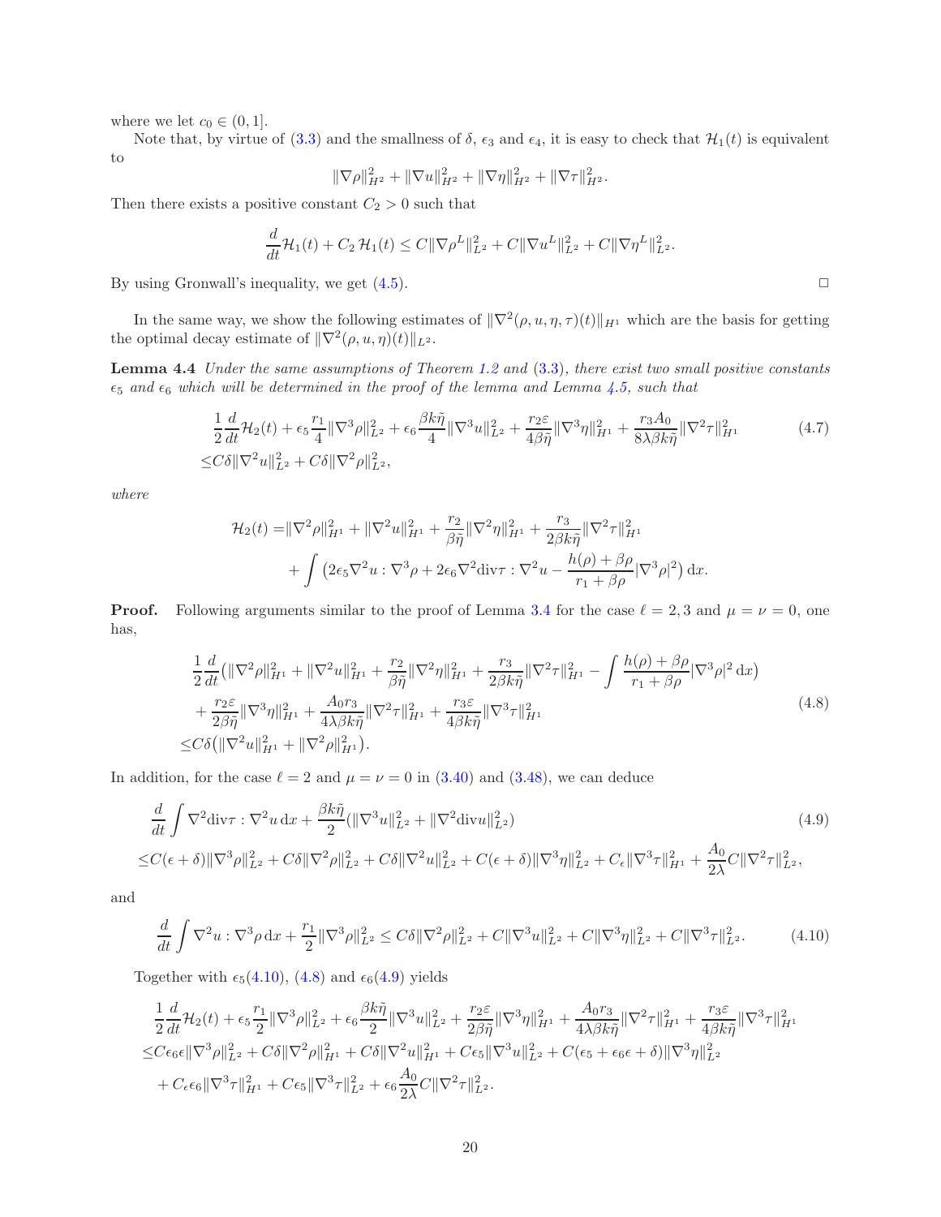where we let $c_0 \in (0,1]$.

Note that, by virtue of (3.3) and the smallness of $\delta$, $\epsilon_3$ and $\epsilon_4$, it is easy to check that $\mathcal{H}_1(t)$ is equivalent to

$$\|\nabla\rho\|_{H^2}^2 + \|\nabla u\|_{H^2}^2 + \|\nabla\eta\|_{H^2}^2 + \|\nabla\tau\|_{H^2}^2.$$

Then there exists a positive constant $C_2 > 0$ such that

$$\frac{d}{dt}\mathcal{H}_1(t) + C_2\,\mathcal{H}_1(t) \le C\|\nabla\rho^L\|_{L^2}^2 + C\|\nabla u^L\|_{L^2}^2 + C\|\nabla\eta^L\|_{L^2}^2.$$

By using Gronwall's inequality, we get (4.5). □

In the same way, we show the following estimates of $\|\nabla^2(\rho,u,\eta,\tau)(t)\|_{H^1}$ which are the basis for getting the optimal decay estimate of $\|\nabla^2(\rho,u,\eta)(t)\|_{L^2}$.

**Lemma 4.4** *Under the same assumptions of Theorem 1.2 and (3.3), there exist two small positive constants $\epsilon_5$ and $\epsilon_6$ which will be determined in the proof of the lemma and Lemma 4.5, such that*

$$\begin{aligned}
&\frac{1}{2}\frac{d}{dt}\mathcal{H}_2(t) + \epsilon_5\frac{r_1}{4}\|\nabla^3\rho\|_{L^2}^2 + \epsilon_6\frac{\beta k\tilde{\eta}}{4}\|\nabla^3 u\|_{L^2}^2 + \frac{r_2\varepsilon}{4\beta\tilde{\eta}}\|\nabla^3\eta\|_{H^1}^2 + \frac{r_3 A_0}{8\lambda\beta k\tilde{\eta}}\|\nabla^2\tau\|_{H^1}^2 \\
\le& C\delta\|\nabla^2 u\|_{L^2}^2 + C\delta\|\nabla^2\rho\|_{L^2}^2,
\end{aligned} \tag{4.7}$$

*where*

$$\begin{aligned}
\mathcal{H}_2(t) =& \|\nabla^2\rho\|_{H^1}^2 + \|\nabla^2 u\|_{H^1}^2 + \frac{r_2}{\beta\tilde{\eta}}\|\nabla^2\eta\|_{H^1}^2 + \frac{r_3}{2\beta k\tilde{\eta}}\|\nabla^2\tau\|_{H^1}^2 \\
&+ \int \left(2\epsilon_5\nabla^2 u : \nabla^3\rho + 2\epsilon_6\nabla^2\mathrm{div}\tau : \nabla^2 u - \frac{h(\rho)+\beta\rho}{r_1+\beta\rho}|\nabla^3\rho|^2\right)\mathrm{d}x.
\end{aligned}$$

**Proof.** Following arguments similar to the proof of Lemma 3.4 for the case $\ell = 2,3$ and $\mu = \nu = 0$, one has,

$$\begin{aligned}
&\frac{1}{2}\frac{d}{dt}\Big(\|\nabla^2\rho\|_{H^1}^2 + \|\nabla^2 u\|_{H^1}^2 + \frac{r_2}{\beta\tilde{\eta}}\|\nabla^2\eta\|_{H^1}^2 + \frac{r_3}{2\beta k\tilde{\eta}}\|\nabla^2\tau\|_{H^1}^2 - \int \frac{h(\rho)+\beta\rho}{r_1+\beta\rho}|\nabla^3\rho|^2\,\mathrm{d}x\Big) \\
&+ \frac{r_2\varepsilon}{2\beta\tilde{\eta}}\|\nabla^3\eta\|_{H^1}^2 + \frac{A_0 r_3}{4\lambda\beta k\tilde{\eta}}\|\nabla^2\tau\|_{H^1}^2 + \frac{r_3\varepsilon}{4\beta k\tilde{\eta}}\|\nabla^3\tau\|_{H^1}^2 \\
\le& C\delta\big(\|\nabla^2 u\|_{H^1}^2 + \|\nabla^2\rho\|_{H^1}^2\big).
\end{aligned} \tag{4.8}$$

In addition, for the case $\ell = 2$ and $\mu = \nu = 0$ in (3.40) and (3.48), we can deduce

$$\begin{aligned}
&\frac{d}{dt}\int \nabla^2\mathrm{div}\tau : \nabla^2 u\,\mathrm{d}x + \frac{\beta k\tilde{\eta}}{2}(\|\nabla^3 u\|_{L^2}^2 + \|\nabla^2\mathrm{div}u\|_{L^2}^2) \\
\le& C(\epsilon+\delta)\|\nabla^3\rho\|_{L^2}^2 + C\delta\|\nabla^2\rho\|_{L^2}^2 + C\delta\|\nabla^2 u\|_{L^2}^2 + C(\epsilon+\delta)\|\nabla^3\eta\|_{L^2}^2 + C_\epsilon\|\nabla^3\tau\|_{H^1}^2 + \frac{A_0}{2\lambda}C\|\nabla^2\tau\|_{L^2}^2,
\end{aligned} \tag{4.9}$$

and

$$\frac{d}{dt}\int \nabla^2 u : \nabla^3\rho\,\mathrm{d}x + \frac{r_1}{2}\|\nabla^3\rho\|_{L^2}^2 \le C\delta\|\nabla^2\rho\|_{L^2}^2 + C\|\nabla^3 u\|_{L^2}^2 + C\|\nabla^3\eta\|_{L^2}^2 + C\|\nabla^3\tau\|_{L^2}^2. \tag{4.10}$$

Together with $\epsilon_5$(4.10), (4.8) and $\epsilon_6$(4.9) yields

$$\begin{aligned}
&\frac{1}{2}\frac{d}{dt}\mathcal{H}_2(t) + \epsilon_5\frac{r_1}{2}\|\nabla^3\rho\|_{L^2}^2 + \epsilon_6\frac{\beta k\tilde{\eta}}{2}\|\nabla^3 u\|_{L^2}^2 + \frac{r_2\varepsilon}{2\beta\tilde{\eta}}\|\nabla^3\eta\|_{H^1}^2 + \frac{A_0 r_3}{4\lambda\beta k\tilde{\eta}}\|\nabla^2\tau\|_{H^1}^2 + \frac{r_3\varepsilon}{4\beta k\tilde{\eta}}\|\nabla^3\tau\|_{H^1}^2 \\
\le& C\epsilon_6\epsilon\|\nabla^3\rho\|_{L^2}^2 + C\delta\|\nabla^2\rho\|_{H^1}^2 + C\delta\|\nabla^2 u\|_{H^1}^2 + C\epsilon_5\|\nabla^3 u\|_{L^2}^2 + C(\epsilon_5+\epsilon_6\epsilon+\delta)\|\nabla^3\eta\|_{L^2}^2 \\
&+ C_\epsilon\epsilon_6\|\nabla^3\tau\|_{H^1}^2 + C\epsilon_5\|\nabla^3\tau\|_{L^2}^2 + \epsilon_6\frac{A_0}{2\lambda}C\|\nabla^2\tau\|_{L^2}^2.
\end{aligned}$$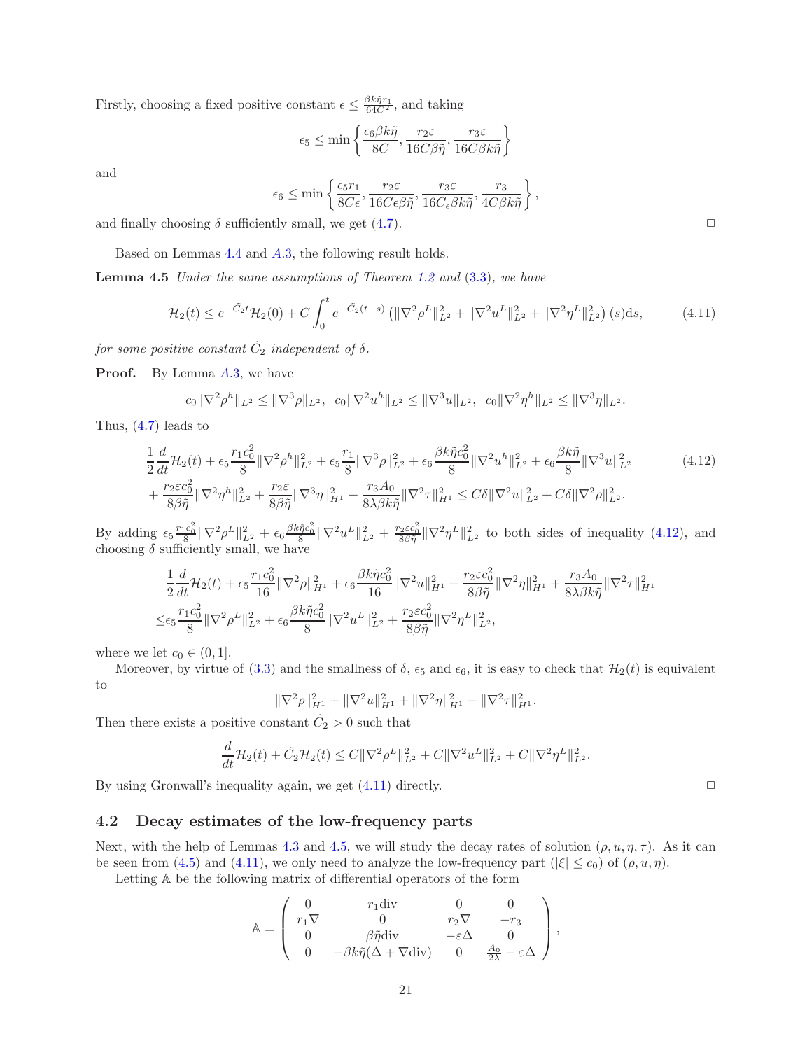Firstly, choosing a fixed positive constant $\epsilon \leq \frac{\beta k\tilde{\eta} r_1}{64C^2}$, and taking

$$\epsilon_5 \leq \min\left\{\frac{\epsilon_6 \beta k\tilde{\eta}}{8C}, \frac{r_2\varepsilon}{16C\beta\tilde{\eta}}, \frac{r_3\varepsilon}{16C\beta k\tilde{\eta}}\right\}$$

and

$$\epsilon_6 \leq \min\left\{\frac{\epsilon_5 r_1}{8C\epsilon}, \frac{r_2\varepsilon}{16C\epsilon\beta\tilde{\eta}}, \frac{r_3\varepsilon}{16C_\epsilon\beta k\tilde{\eta}}, \frac{r_3}{4C\beta k\tilde{\eta}}\right\},$$

and finally choosing $\delta$ sufficiently small, we get (4.7). □

Based on Lemmas 4.4 and A.3, the following result holds.

**Lemma 4.5** *Under the same assumptions of Theorem 1.2 and (3.3), we have*

$$\mathcal{H}_2(t) \leq e^{-\tilde{C}_2 t}\mathcal{H}_2(0) + C\int_0^t e^{-\tilde{C}_2(t-s)}\left(\|\nabla^2\rho^L\|_{L^2}^2 + \|\nabla^2 u^L\|_{L^2}^2 + \|\nabla^2\eta^L\|_{L^2}^2\right)(s)\mathrm{d}s, \tag{4.11}$$

*for some positive constant $\tilde{C}_2$ independent of $\delta$.*

**Proof.** By Lemma A.3, we have

$$c_0\|\nabla^2\rho^h\|_{L^2} \leq \|\nabla^3\rho\|_{L^2},\ \ c_0\|\nabla^2 u^h\|_{L^2} \leq \|\nabla^3 u\|_{L^2},\ \ c_0\|\nabla^2\eta^h\|_{L^2} \leq \|\nabla^3\eta\|_{L^2}.$$

Thus, (4.7) leads to

$$\begin{aligned}
&\frac{1}{2}\frac{d}{dt}\mathcal{H}_2(t) + \epsilon_5\frac{r_1 c_0^2}{8}\|\nabla^2\rho^h\|_{L^2}^2 + \epsilon_5\frac{r_1}{8}\|\nabla^3\rho\|_{L^2}^2 + \epsilon_6\frac{\beta k\tilde{\eta} c_0^2}{8}\|\nabla^2 u^h\|_{L^2}^2 + \epsilon_6\frac{\beta k\tilde{\eta}}{8}\|\nabla^3 u\|_{L^2}^2 \\
&+ \frac{r_2\varepsilon c_0^2}{8\beta\tilde{\eta}}\|\nabla^2\eta^h\|_{L^2}^2 + \frac{r_2\varepsilon}{8\beta\tilde{\eta}}\|\nabla^3\eta\|_{H^1}^2 + \frac{r_3 A_0}{8\lambda\beta k\tilde{\eta}}\|\nabla^2\tau\|_{H^1}^2 \leq C\delta\|\nabla^2 u\|_{L^2}^2 + C\delta\|\nabla^2\rho\|_{L^2}^2.
\end{aligned} \tag{4.12}$$

By adding $\epsilon_5\frac{r_1 c_0^2}{8}\|\nabla^2\rho^L\|_{L^2}^2 + \epsilon_6\frac{\beta k\tilde{\eta} c_0^2}{8}\|\nabla^2 u^L\|_{L^2}^2 + \frac{r_2\varepsilon c_0^2}{8\beta\tilde{\eta}}\|\nabla^2\eta^L\|_{L^2}^2$ to both sides of inequality (4.12), and choosing $\delta$ sufficiently small, we have

$$\begin{aligned}
&\frac{1}{2}\frac{d}{dt}\mathcal{H}_2(t) + \epsilon_5\frac{r_1 c_0^2}{16}\|\nabla^2\rho\|_{H^1}^2 + \epsilon_6\frac{\beta k\tilde{\eta} c_0^2}{16}\|\nabla^2 u\|_{H^1}^2 + \frac{r_2\varepsilon c_0^2}{8\beta\tilde{\eta}}\|\nabla^2\eta\|_{H^1}^2 + \frac{r_3 A_0}{8\lambda\beta k\tilde{\eta}}\|\nabla^2\tau\|_{H^1}^2 \\
\leq &\epsilon_5\frac{r_1 c_0^2}{8}\|\nabla^2\rho^L\|_{L^2}^2 + \epsilon_6\frac{\beta k\tilde{\eta} c_0^2}{8}\|\nabla^2 u^L\|_{L^2}^2 + \frac{r_2\varepsilon c_0^2}{8\beta\tilde{\eta}}\|\nabla^2\eta^L\|_{L^2}^2,
\end{aligned}$$

where we let $c_0 \in (0, 1]$.

Moreover, by virtue of (3.3) and the smallness of $\delta$, $\epsilon_5$ and $\epsilon_6$, it is easy to check that $\mathcal{H}_2(t)$ is equivalent to

$$\|\nabla^2\rho\|_{H^1}^2 + \|\nabla^2 u\|_{H^1}^2 + \|\nabla^2\eta\|_{H^1}^2 + \|\nabla^2\tau\|_{H^1}^2.$$

Then there exists a positive constant $\tilde{C}_2 > 0$ such that

$$\frac{d}{dt}\mathcal{H}_2(t) + \tilde{C}_2\mathcal{H}_2(t) \leq C\|\nabla^2\rho^L\|_{L^2}^2 + C\|\nabla^2 u^L\|_{L^2}^2 + C\|\nabla^2\eta^L\|_{L^2}^2.$$

By using Gronwall's inequality again, we get (4.11) directly. □

### 4.2 Decay estimates of the low-frequency parts

Next, with the help of Lemmas 4.3 and 4.5, we will study the decay rates of solution $(\rho, u, \eta, \tau)$. As it can be seen from (4.5) and (4.11), we only need to analyze the low-frequency part ($|\xi| \leq c_0$) of $(\rho, u, \eta)$.

Letting $\mathbb{A}$ be the following matrix of differential operators of the form

$$\mathbb{A} = \begin{pmatrix} 0 & r_1\mathrm{div} & 0 & 0 \\ r_1\nabla & 0 & r_2\nabla & -r_3 \\ 0 & \beta\tilde{\eta}\mathrm{div} & -\varepsilon\Delta & 0 \\ 0 & -\beta k\tilde{\eta}(\Delta + \nabla\mathrm{div}) & 0 & \frac{A_0}{2\lambda} - \varepsilon\Delta \end{pmatrix},$$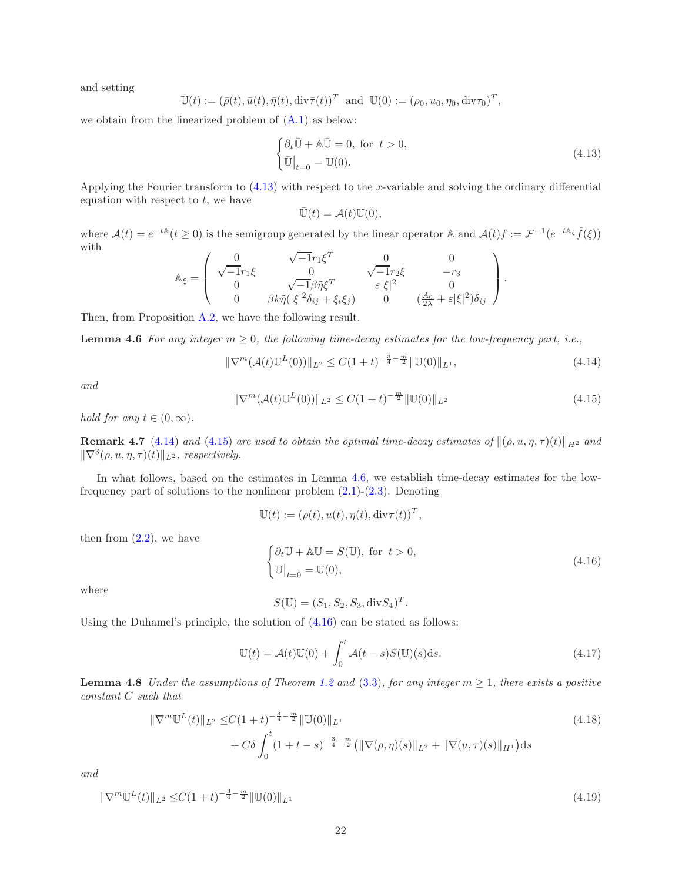and setting

$$\bar{\mathbb{U}}(t) := (\bar\rho(t), \bar u(t), \bar\eta(t), \mathrm{div}\bar\tau(t))^T \ \text{ and } \ \mathbb{U}(0) := (\rho_0, u_0, \eta_0, \mathrm{div}\tau_0)^T,$$

we obtain from the linearized problem of (A.1) as below:

$$\begin{cases} \partial_t \bar{\mathbb{U}} + \mathbb{A}\bar{\mathbb{U}} = 0, \text{ for } \ t > 0, \\ \bar{\mathbb{U}}\big|_{t=0} = \mathbb{U}(0). \end{cases} \tag{4.13}$$

Applying the Fourier transform to (4.13) with respect to the $x$-variable and solving the ordinary differential equation with respect to $t$, we have

$$\bar{\mathbb{U}}(t) = \mathcal{A}(t)\mathbb{U}(0),$$

where $\mathcal{A}(t) = e^{-t\mathbb{A}}(t \geq 0)$ is the semigroup generated by the linear operator $\mathbb{A}$ and $\mathcal{A}(t)f := \mathcal{F}^{-1}(e^{-t\mathbb{A}_\xi}\hat f(\xi))$ with

$$\mathbb{A}_\xi = \begin{pmatrix} 0 & \sqrt{-1}r_1\xi^T & 0 & 0 \\ \sqrt{-1}r_1\xi & 0 & \sqrt{-1}r_2\xi & -r_3 \\ 0 & \sqrt{-1}\beta\tilde\eta\xi^T & \varepsilon|\xi|^2 & 0 \\ 0 & \beta k\tilde\eta(|\xi|^2\delta_{ij} + \xi_i\xi_j) & 0 & (\frac{A_0}{2\lambda} + \varepsilon|\xi|^2)\delta_{ij} \end{pmatrix}.$$

Then, from Proposition A.2, we have the following result.

**Lemma 4.6** *For any integer $m \geq 0$, the following time-decay estimates for the low-frequency part, i.e.,*

$$\|\nabla^m(\mathcal{A}(t)\mathbb{U}^L(0))\|_{L^2} \leq C(1+t)^{-\frac{3}{4}-\frac{m}{2}}\|\mathbb{U}(0)\|_{L^1}, \tag{4.14}$$

*and*

$$\|\nabla^m(\mathcal{A}(t)\mathbb{U}^L(0))\|_{L^2} \leq C(1+t)^{-\frac{m}{2}}\|\mathbb{U}(0)\|_{L^2} \tag{4.15}$$

*hold for any $t \in (0, \infty)$.*

**Remark 4.7** *(4.14) and (4.15) are used to obtain the optimal time-decay estimates of $\|(\rho, u, \eta, \tau)(t)\|_{H^2}$ and $\|\nabla^3(\rho, u, \eta, \tau)(t)\|_{L^2}$, respectively.*

In what follows, based on the estimates in Lemma 4.6, we establish time-decay estimates for the low-frequency part of solutions to the nonlinear problem (2.1)-(2.3). Denoting

$$\mathbb{U}(t) := (\rho(t), u(t), \eta(t), \mathrm{div}\tau(t))^T,$$

then from (2.2), we have

$$\begin{cases} \partial_t \mathbb{U} + \mathbb{A}\mathbb{U} = S(\mathbb{U}), \text{ for } \ t > 0, \\ \mathbb{U}\big|_{t=0} = \mathbb{U}(0), \end{cases} \tag{4.16}$$

where

$$S(\mathbb{U}) = (S_1, S_2, S_3, \mathrm{div}S_4)^T.$$

Using the Duhamel's principle, the solution of (4.16) can be stated as follows:

$$\mathbb{U}(t) = \mathcal{A}(t)\mathbb{U}(0) + \int_0^t \mathcal{A}(t-s)S(\mathbb{U})(s)\mathrm{d}s. \tag{4.17}$$

**Lemma 4.8** *Under the assumptions of Theorem 1.2 and (3.3), for any integer $m \geq 1$, there exists a positive constant $C$ such that*

$$\begin{aligned} \|\nabla^m\mathbb{U}^L(t)\|_{L^2} \leq & C(1+t)^{-\frac{3}{4}-\frac{m}{2}}\|\mathbb{U}(0)\|_{L^1} \\ & + C\delta\int_0^t (1+t-s)^{-\frac{3}{4}-\frac{m}{2}}\big(\|\nabla(\rho,\eta)(s)\|_{L^2} + \|\nabla(u,\tau)(s)\|_{H^1}\big)\mathrm{d}s \end{aligned} \tag{4.18}$$

*and*

$$\|\nabla^m\mathbb{U}^L(t)\|_{L^2} \leq C(1+t)^{-\frac{3}{4}-\frac{m}{2}}\|\mathbb{U}(0)\|_{L^1} \tag{4.19}$$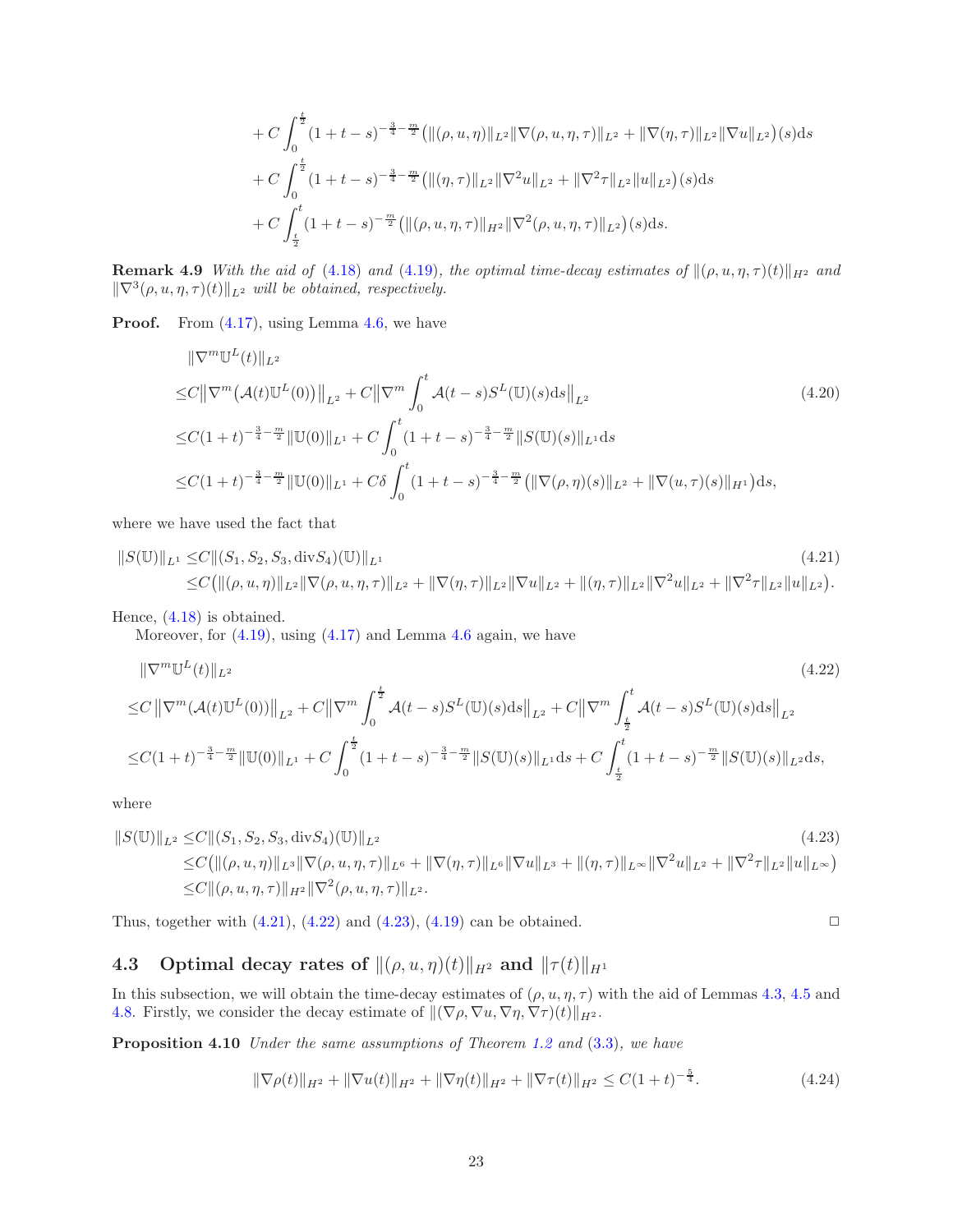$$
\begin{aligned}
&+C\int_0^{\frac{t}{2}}(1+t-s)^{-\frac{3}{4}-\frac{m}{2}}\big(\|(\rho,u,\eta)\|_{L^2}\|\nabla(\rho,u,\eta,\tau)\|_{L^2}+\|\nabla(\eta,\tau)\|_{L^2}\|\nabla u\|_{L^2}\big)(s)\mathrm{d}s\\
&+C\int_0^{\frac{t}{2}}(1+t-s)^{-\frac{3}{4}-\frac{m}{2}}\big(\|(\eta,\tau)\|_{L^2}\|\nabla^2 u\|_{L^2}+\|\nabla^2\tau\|_{L^2}\|u\|_{L^2}\big)(s)\mathrm{d}s\\
&+C\int_{\frac{t}{2}}^t(1+t-s)^{-\frac{m}{2}}\big(\|(\rho,u,\eta,\tau)\|_{H^2}\|\nabla^2(\rho,u,\eta,\tau)\|_{L^2}\big)(s)\mathrm{d}s.
\end{aligned}
$$

**Remark 4.9** *With the aid of (4.18) and (4.19), the optimal time-decay estimates of $\|(\rho,u,\eta,\tau)(t)\|_{H^2}$ and $\|\nabla^3(\rho,u,\eta,\tau)(t)\|_{L^2}$ will be obtained, respectively.*

**Proof.** From (4.17), using Lemma 4.6, we have

$$
\begin{aligned}
&\|\nabla^m\mathbb{U}^L(t)\|_{L^2}\\
\le&C\big\|\nabla^m\big(\mathcal{A}(t)\mathbb{U}^L(0)\big)\big\|_{L^2}+C\big\|\nabla^m\int_0^t\mathcal{A}(t-s)S^L(\mathbb{U})(s)\mathrm{d}s\big\|_{L^2}\\
\le&C(1+t)^{-\frac{3}{4}-\frac{m}{2}}\|\mathbb{U}(0)\|_{L^1}+C\int_0^t(1+t-s)^{-\frac{3}{4}-\frac{m}{2}}\|S(\mathbb{U})(s)\|_{L^1}\mathrm{d}s\\
\le&C(1+t)^{-\frac{3}{4}-\frac{m}{2}}\|\mathbb{U}(0)\|_{L^1}+C\delta\int_0^t(1+t-s)^{-\frac{3}{4}-\frac{m}{2}}\big(\|\nabla(\rho,\eta)(s)\|_{L^2}+\|\nabla(u,\tau)(s)\|_{H^1}\big)\mathrm{d}s,
\end{aligned}
\tag{4.20}
$$

where we have used the fact that

$$
\begin{aligned}
\|S(\mathbb{U})\|_{L^1}\le&C\|(S_1,S_2,S_3,\mathrm{div}S_4)(\mathbb{U})\|_{L^1}\\
\le&C\big(\|(\rho,u,\eta)\|_{L^2}\|\nabla(\rho,u,\eta,\tau)\|_{L^2}+\|\nabla(\eta,\tau)\|_{L^2}\|\nabla u\|_{L^2}+\|(\eta,\tau)\|_{L^2}\|\nabla^2u\|_{L^2}+\|\nabla^2\tau\|_{L^2}\|u\|_{L^2}\big).
\end{aligned}
\tag{4.21}
$$

Hence, (4.18) is obtained.

Moreover, for (4.19), using (4.17) and Lemma 4.6 again, we have

$$
\begin{aligned}
&\|\nabla^m\mathbb{U}^L(t)\|_{L^2}\\
\le&C\left\|\nabla^m(\mathcal{A}(t)\mathbb{U}^L(0))\right\|_{L^2}+C\big\|\nabla^m\int_0^{\frac{t}{2}}\mathcal{A}(t-s)S^L(\mathbb{U})(s)\mathrm{d}s\big\|_{L^2}+C\big\|\nabla^m\int_{\frac{t}{2}}^t\mathcal{A}(t-s)S^L(\mathbb{U})(s)\mathrm{d}s\big\|_{L^2}\\
\le&C(1+t)^{-\frac{3}{4}-\frac{m}{2}}\|\mathbb{U}(0)\|_{L^1}+C\int_0^{\frac{t}{2}}(1+t-s)^{-\frac{3}{4}-\frac{m}{2}}\|S(\mathbb{U})(s)\|_{L^1}\mathrm{d}s+C\int_{\frac{t}{2}}^t(1+t-s)^{-\frac{m}{2}}\|S(\mathbb{U})(s)\|_{L^2}\mathrm{d}s,
\end{aligned}
\tag{4.22}
$$

where

$$
\begin{aligned}
\|S(\mathbb{U})\|_{L^2}\le&C\|(S_1,S_2,S_3,\mathrm{div}S_4)(\mathbb{U})\|_{L^2}\\
\le&C\big(\|(\rho,u,\eta)\|_{L^3}\|\nabla(\rho,u,\eta,\tau)\|_{L^6}+\|\nabla(\eta,\tau)\|_{L^6}\|\nabla u\|_{L^3}+\|(\eta,\tau)\|_{L^\infty}\|\nabla^2u\|_{L^2}+\|\nabla^2\tau\|_{L^2}\|u\|_{L^\infty}\big)\\
\le&C\|(\rho,u,\eta,\tau)\|_{H^2}\|\nabla^2(\rho,u,\eta,\tau)\|_{L^2}.
\end{aligned}
\tag{4.23}
$$

Thus, together with (4.21), (4.22) and (4.23), (4.19) can be obtained. □

## 4.3 Optimal decay rates of $\|(\rho,u,\eta)(t)\|_{H^2}$ and $\|\tau(t)\|_{H^1}$

In this subsection, we will obtain the time-decay estimates of $(\rho,u,\eta,\tau)$ with the aid of Lemmas 4.3, 4.5 and 4.8. Firstly, we consider the decay estimate of $\|(\nabla\rho,\nabla u,\nabla\eta,\nabla\tau)(t)\|_{H^2}$.

**Proposition 4.10** *Under the same assumptions of Theorem 1.2 and (3.3), we have*

$$
\|\nabla\rho(t)\|_{H^2}+\|\nabla u(t)\|_{H^2}+\|\nabla\eta(t)\|_{H^2}+\|\nabla\tau(t)\|_{H^2}\le C(1+t)^{-\frac{5}{4}}.
\tag{4.24}
$$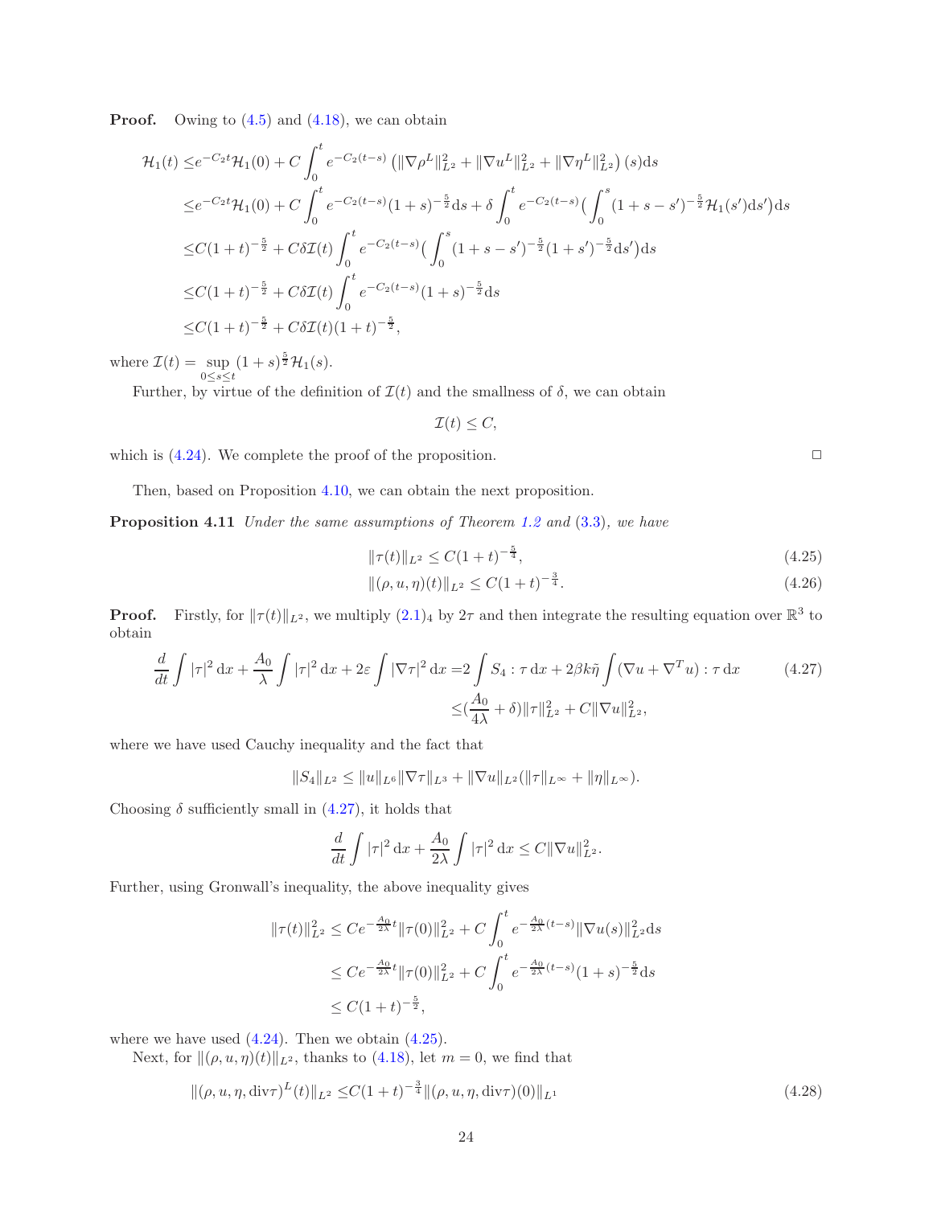**Proof.** Owing to (4.5) and (4.18), we can obtain

$$
\begin{aligned}
\mathcal{H}_1(t) \leq & e^{-C_2 t}\mathcal{H}_1(0) + C\int_0^t e^{-C_2(t-s)}\left(\|\nabla\rho^L\|_{L^2}^2 + \|\nabla u^L\|_{L^2}^2 + \|\nabla\eta^L\|_{L^2}^2\right)(s)\mathrm{d}s \\
\leq & e^{-C_2 t}\mathcal{H}_1(0) + C\int_0^t e^{-C_2(t-s)}(1+s)^{-\frac{5}{2}}\mathrm{d}s + \delta\int_0^t e^{-C_2(t-s)}\Big(\int_0^s (1+s-s')^{-\frac{5}{2}}\mathcal{H}_1(s')\mathrm{d}s'\Big)\mathrm{d}s \\
\leq & C(1+t)^{-\frac{5}{2}} + C\delta\mathcal{I}(t)\int_0^t e^{-C_2(t-s)}\Big(\int_0^s (1+s-s')^{-\frac{5}{2}}(1+s')^{-\frac{5}{2}}\mathrm{d}s'\Big)\mathrm{d}s \\
\leq & C(1+t)^{-\frac{5}{2}} + C\delta\mathcal{I}(t)\int_0^t e^{-C_2(t-s)}(1+s)^{-\frac{5}{2}}\mathrm{d}s \\
\leq & C(1+t)^{-\frac{5}{2}} + C\delta\mathcal{I}(t)(1+t)^{-\frac{5}{2}},
\end{aligned}
$$

where $\mathcal{I}(t) = \sup\limits_{0\leq s\leq t}(1+s)^{\frac{5}{2}}\mathcal{H}_1(s)$.

Further, by virtue of the definition of $\mathcal{I}(t)$ and the smallness of $\delta$, we can obtain

$$
\mathcal{I}(t) \leq C,
$$

which is (4.24). We complete the proof of the proposition. □

Then, based on Proposition 4.10, we can obtain the next proposition.

**Proposition 4.11** *Under the same assumptions of Theorem 1.2 and (3.3), we have*

$$
\|\tau(t)\|_{L^2} \leq C(1+t)^{-\frac{5}{4}}, \tag{4.25}
$$

$$
\|(\rho,u,\eta)(t)\|_{L^2} \leq C(1+t)^{-\frac{3}{4}}. \tag{4.26}
$$

**Proof.** Firstly, for $\|\tau(t)\|_{L^2}$, we multiply $(2.1)_4$ by $2\tau$ and then integrate the resulting equation over $\mathbb{R}^3$ to obtain

$$
\begin{aligned}
\frac{d}{dt}\int|\tau|^2\,\mathrm{d}x + \frac{A_0}{\lambda}\int|\tau|^2\,\mathrm{d}x + 2\varepsilon\int|\nabla\tau|^2\,\mathrm{d}x = & 2\int S_4:\tau\,\mathrm{d}x + 2\beta k\tilde{\eta}\int(\nabla u+\nabla^T u):\tau\,\mathrm{d}x \\
\leq & \Big(\frac{A_0}{4\lambda}+\delta\Big)\|\tau\|_{L^2}^2 + C\|\nabla u\|_{L^2}^2,
\end{aligned} \tag{4.27}
$$

where we have used Cauchy inequality and the fact that

$$
\|S_4\|_{L^2} \leq \|u\|_{L^6}\|\nabla\tau\|_{L^3} + \|\nabla u\|_{L^2}(\|\tau\|_{L^\infty} + \|\eta\|_{L^\infty}).
$$

Choosing $\delta$ sufficiently small in (4.27), it holds that

$$
\frac{d}{dt}\int|\tau|^2\,\mathrm{d}x + \frac{A_0}{2\lambda}\int|\tau|^2\,\mathrm{d}x \leq C\|\nabla u\|_{L^2}^2.
$$

Further, using Gronwall's inequality, the above inequality gives

$$
\begin{aligned}
\|\tau(t)\|_{L^2}^2 \leq & Ce^{-\frac{A_0}{2\lambda}t}\|\tau(0)\|_{L^2}^2 + C\int_0^t e^{-\frac{A_0}{2\lambda}(t-s)}\|\nabla u(s)\|_{L^2}^2\mathrm{d}s \\
\leq & Ce^{-\frac{A_0}{2\lambda}t}\|\tau(0)\|_{L^2}^2 + C\int_0^t e^{-\frac{A_0}{2\lambda}(t-s)}(1+s)^{-\frac{5}{2}}\mathrm{d}s \\
\leq & C(1+t)^{-\frac{5}{2}},
\end{aligned}
$$

where we have used (4.24). Then we obtain (4.25).

Next, for $\|(\rho,u,\eta)(t)\|_{L^2}$, thanks to (4.18), let $m=0$, we find that

$$
\|(\rho,u,\eta,\mathrm{div}\tau)^L(t)\|_{L^2} \leq C(1+t)^{-\frac{3}{4}}\|(\rho,u,\eta,\mathrm{div}\tau)(0)\|_{L^1} \tag{4.28}
$$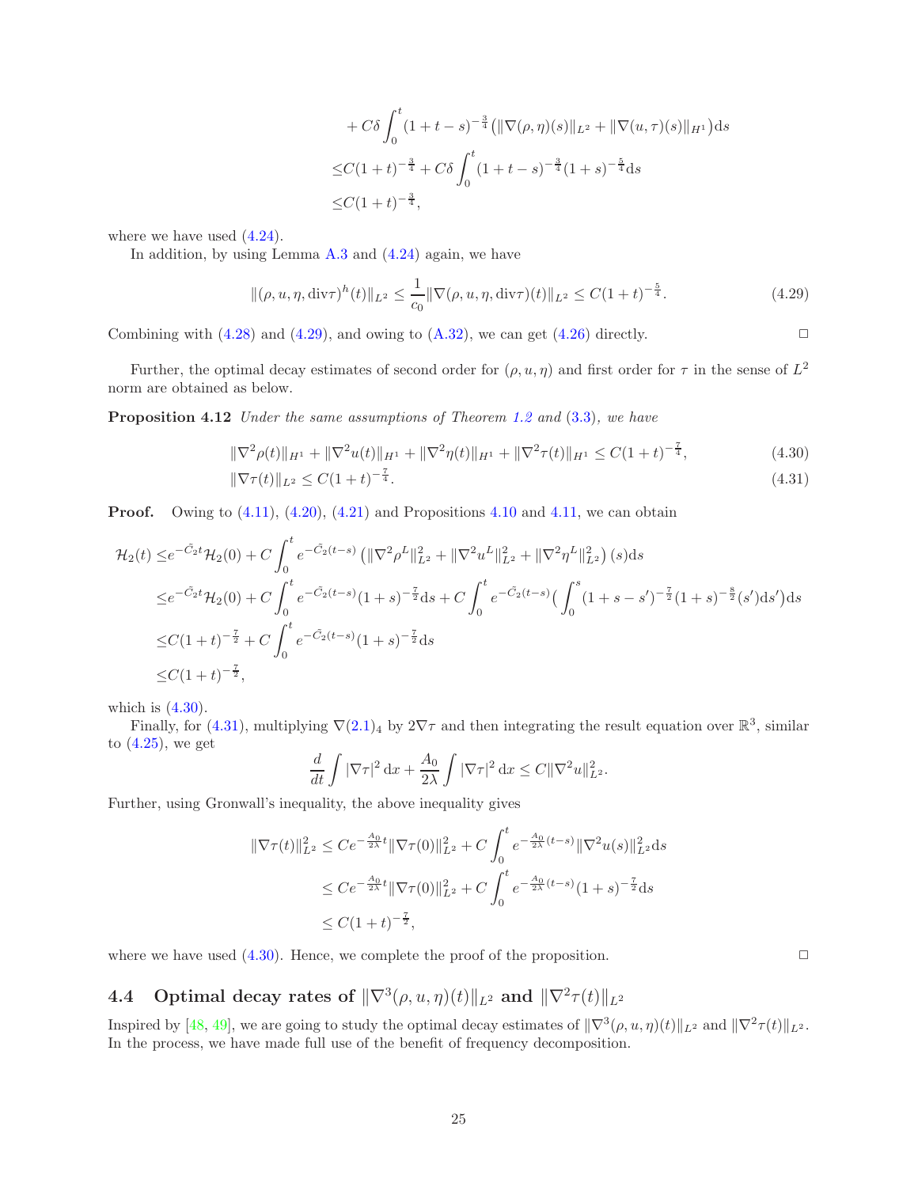$$
\begin{aligned}
&+ C\delta \int_0^t (1+t-s)^{-\frac{3}{4}} \left( \|\nabla(\rho,\eta)(s)\|_{L^2} + \|\nabla(u,\tau)(s)\|_{H^1} \right) \mathrm{d}s \\
\leq & C(1+t)^{-\frac{3}{4}} + C\delta \int_0^t (1+t-s)^{-\frac{3}{4}} (1+s)^{-\frac{5}{4}} \mathrm{d}s \\
\leq & C(1+t)^{-\frac{3}{4}},
\end{aligned}
$$

where we have used (4.24).

In addition, by using Lemma A.3 and (4.24) again, we have

$$
\|(\rho,u,\eta,\mathrm{div}\tau)^h(t)\|_{L^2} \leq \frac{1}{c_0} \|\nabla(\rho,u,\eta,\mathrm{div}\tau)(t)\|_{L^2} \leq C(1+t)^{-\frac{5}{4}}. \tag{4.29}
$$

Combining with (4.28) and (4.29), and owing to (A.32), we can get (4.26) directly. □

Further, the optimal decay estimates of second order for $(\rho,u,\eta)$ and first order for $\tau$ in the sense of $L^2$ norm are obtained as below.

**Proposition 4.12** *Under the same assumptions of Theorem 1.2 and (3.3), we have*

$$
\|\nabla^2\rho(t)\|_{H^1} + \|\nabla^2 u(t)\|_{H^1} + \|\nabla^2\eta(t)\|_{H^1} + \|\nabla^2\tau(t)\|_{H^1} \leq C(1+t)^{-\frac{7}{4}}, \tag{4.30}
$$

$$
\|\nabla\tau(t)\|_{L^2} \leq C(1+t)^{-\frac{7}{4}}. \tag{4.31}
$$

**Proof.** Owing to (4.11), (4.20), (4.21) and Propositions 4.10 and 4.11, we can obtain

$$
\begin{aligned}
\mathcal{H}_2(t) \leq & e^{-\tilde{C}_2 t}\mathcal{H}_2(0) + C\int_0^t e^{-\tilde{C}_2(t-s)} \left( \|\nabla^2\rho^L\|_{L^2}^2 + \|\nabla^2 u^L\|_{L^2}^2 + \|\nabla^2\eta^L\|_{L^2}^2 \right)(s)\mathrm{d}s \\
\leq & e^{-\tilde{C}_2 t}\mathcal{H}_2(0) + C\int_0^t e^{-\tilde{C}_2(t-s)}(1+s)^{-\frac{7}{2}}\mathrm{d}s + C\int_0^t e^{-\tilde{C}_2(t-s)} \Big( \int_0^s (1+s-s')^{-\frac{7}{2}}(1+s)^{-\frac{8}{2}}(s')\mathrm{d}s' \Big)\mathrm{d}s \\
\leq & C(1+t)^{-\frac{7}{2}} + C\int_0^t e^{-\tilde{C}_2(t-s)}(1+s)^{-\frac{7}{2}}\mathrm{d}s \\
\leq & C(1+t)^{-\frac{7}{2}},
\end{aligned}
$$

which is (4.30).

Finally, for (4.31), multiplying $\nabla(2.1)_4$ by $2\nabla\tau$ and then integrating the result equation over $\mathbb{R}^3$, similar to (4.25), we get

$$
\frac{d}{dt}\int |\nabla\tau|^2\,\mathrm{d}x + \frac{A_0}{2\lambda}\int |\nabla\tau|^2\,\mathrm{d}x \leq C\|\nabla^2 u\|_{L^2}^2.
$$

Further, using Gronwall's inequality, the above inequality gives

$$
\begin{aligned}
\|\nabla\tau(t)\|_{L^2}^2 \leq & Ce^{-\frac{A_0}{2\lambda}t}\|\nabla\tau(0)\|_{L^2}^2 + C\int_0^t e^{-\frac{A_0}{2\lambda}(t-s)}\|\nabla^2 u(s)\|_{L^2}^2\mathrm{d}s \\
\leq & Ce^{-\frac{A_0}{2\lambda}t}\|\nabla\tau(0)\|_{L^2}^2 + C\int_0^t e^{-\frac{A_0}{2\lambda}(t-s)}(1+s)^{-\frac{7}{2}}\mathrm{d}s \\
\leq & C(1+t)^{-\frac{7}{2}},
\end{aligned}
$$

where we have used (4.30). Hence, we complete the proof of the proposition. □

## 4.4 Optimal decay rates of $\|\nabla^3(\rho,u,\eta)(t)\|_{L^2}$ and $\|\nabla^2\tau(t)\|_{L^2}$

Inspired by [48, 49], we are going to study the optimal decay estimates of $\|\nabla^3(\rho,u,\eta)(t)\|_{L^2}$ and $\|\nabla^2\tau(t)\|_{L^2}$. In the process, we have made full use of the benefit of frequency decomposition.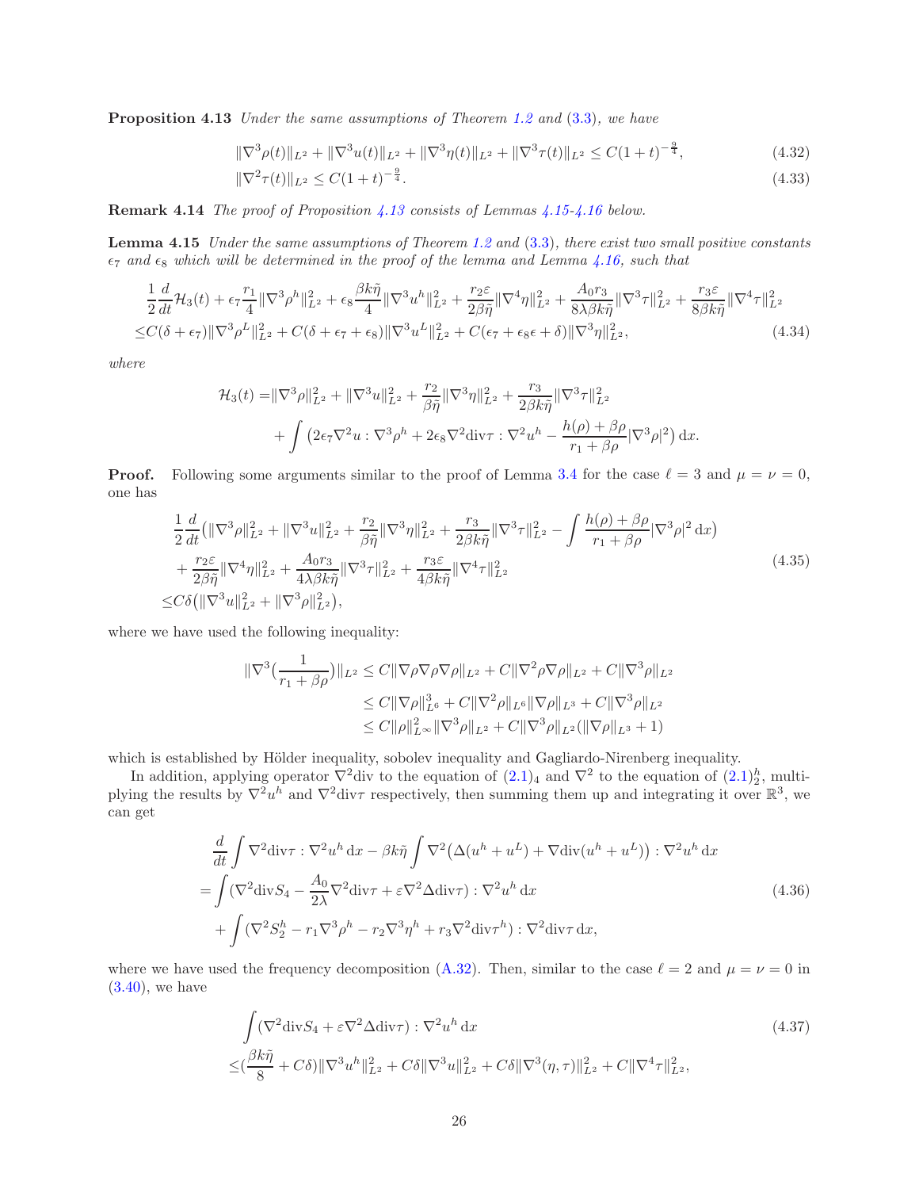**Proposition 4.13** *Under the same assumptions of Theorem 1.2 and (3.3), we have*

$$\|\nabla^3\rho(t)\|_{L^2} + \|\nabla^3 u(t)\|_{L^2} + \|\nabla^3\eta(t)\|_{L^2} + \|\nabla^3\tau(t)\|_{L^2} \le C(1+t)^{-\frac{9}{4}}, \tag{4.32}$$

$$\|\nabla^2\tau(t)\|_{L^2} \le C(1+t)^{-\frac{9}{4}}. \tag{4.33}$$

**Remark 4.14** *The proof of Proposition 4.13 consists of Lemmas 4.15-4.16 below.*

**Lemma 4.15** *Under the same assumptions of Theorem 1.2 and (3.3), there exist two small positive constants $\epsilon_7$ and $\epsilon_8$ which will be determined in the proof of the lemma and Lemma 4.16, such that*

$$\begin{aligned}
&\frac{1}{2}\frac{d}{dt}\mathcal{H}_3(t) + \epsilon_7\frac{r_1}{4}\|\nabla^3\rho^h\|_{L^2}^2 + \epsilon_8\frac{\beta k\tilde{\eta}}{4}\|\nabla^3 u^h\|_{L^2}^2 + \frac{r_2\varepsilon}{2\beta\tilde{\eta}}\|\nabla^4\eta\|_{L^2}^2 + \frac{A_0 r_3}{8\lambda\beta k\tilde{\eta}}\|\nabla^3\tau\|_{L^2}^2 + \frac{r_3\varepsilon}{8\beta k\tilde{\eta}}\|\nabla^4\tau\|_{L^2}^2\\
\le& C(\delta+\epsilon_7)\|\nabla^3\rho^L\|_{L^2}^2 + C(\delta+\epsilon_7+\epsilon_8)\|\nabla^3 u^L\|_{L^2}^2 + C(\epsilon_7+\epsilon_8\epsilon+\delta)\|\nabla^3\eta\|_{L^2}^2,
\end{aligned} \tag{4.34}$$

*where*

$$\begin{aligned}
\mathcal{H}_3(t) =& \|\nabla^3\rho\|_{L^2}^2 + \|\nabla^3 u\|_{L^2}^2 + \frac{r_2}{\beta\tilde{\eta}}\|\nabla^3\eta\|_{L^2}^2 + \frac{r_3}{2\beta k\tilde{\eta}}\|\nabla^3\tau\|_{L^2}^2\\
&+ \int\big(2\epsilon_7\nabla^2 u : \nabla^3\rho^h + 2\epsilon_8\nabla^2\mathrm{div}\tau : \nabla^2 u^h - \frac{h(\rho)+\beta\rho}{r_1+\beta\rho}|\nabla^3\rho|^2\big)\,\mathrm{d}x.
\end{aligned}$$

**Proof.** Following some arguments similar to the proof of Lemma 3.4 for the case $\ell = 3$ and $\mu = \nu = 0$, one has

$$\begin{aligned}
&\frac{1}{2}\frac{d}{dt}\big(\|\nabla^3\rho\|_{L^2}^2 + \|\nabla^3 u\|_{L^2}^2 + \frac{r_2}{\beta\tilde{\eta}}\|\nabla^3\eta\|_{L^2}^2 + \frac{r_3}{2\beta k\tilde{\eta}}\|\nabla^3\tau\|_{L^2}^2 - \int\frac{h(\rho)+\beta\rho}{r_1+\beta\rho}|\nabla^3\rho|^2\,\mathrm{d}x\big)\\
&+\frac{r_2\varepsilon}{2\beta\tilde{\eta}}\|\nabla^4\eta\|_{L^2}^2 + \frac{A_0 r_3}{4\lambda\beta k\tilde{\eta}}\|\nabla^3\tau\|_{L^2}^2 + \frac{r_3\varepsilon}{4\beta k\tilde{\eta}}\|\nabla^4\tau\|_{L^2}^2\\
\le& C\delta\big(\|\nabla^3 u\|_{L^2}^2 + \|\nabla^3\rho\|_{L^2}^2\big),
\end{aligned} \tag{4.35}$$

where we have used the following inequality:

$$\begin{aligned}
\|\nabla^3\big(\frac{1}{r_1+\beta\rho}\big)\|_{L^2} &\le C\|\nabla\rho\nabla\rho\nabla\rho\|_{L^2} + C\|\nabla^2\rho\nabla\rho\|_{L^2} + C\|\nabla^3\rho\|_{L^2}\\
&\le C\|\nabla\rho\|_{L^6}^3 + C\|\nabla^2\rho\|_{L^6}\|\nabla\rho\|_{L^3} + C\|\nabla^3\rho\|_{L^2}\\
&\le C\|\rho\|_{L^\infty}^2\|\nabla^3\rho\|_{L^2} + C\|\nabla^3\rho\|_{L^2}(\|\nabla\rho\|_{L^3}+1)
\end{aligned}$$

which is established by Hölder inequality, sobolev inequality and Gagliardo-Nirenberg inequality.

In addition, applying operator $\nabla^2\mathrm{div}$ to the equation of $(2.1)_4$ and $\nabla^2$ to the equation of $(2.1)_2^h$, multiplying the results by $\nabla^2 u^h$ and $\nabla^2\mathrm{div}\tau$ respectively, then summing them up and integrating it over $\mathbb{R}^3$, we can get

$$\begin{aligned}
&\frac{d}{dt}\int\nabla^2\mathrm{div}\tau : \nabla^2 u^h\,\mathrm{d}x - \beta k\tilde{\eta}\int\nabla^2\big(\Delta(u^h+u^L) + \nabla\mathrm{div}(u^h+u^L)\big) : \nabla^2 u^h\,\mathrm{d}x\\
=&\int(\nabla^2\mathrm{div}S_4 - \frac{A_0}{2\lambda}\nabla^2\mathrm{div}\tau + \varepsilon\nabla^2\Delta\mathrm{div}\tau) : \nabla^2 u^h\,\mathrm{d}x\\
&+\int(\nabla^2 S_2^h - r_1\nabla^3\rho^h - r_2\nabla^3\eta^h + r_3\nabla^2\mathrm{div}\tau^h) : \nabla^2\mathrm{div}\tau\,\mathrm{d}x,
\end{aligned} \tag{4.36}$$

where we have used the frequency decomposition (A.32). Then, similar to the case $\ell = 2$ and $\mu = \nu = 0$ in (3.40), we have

$$\begin{aligned}
&\int(\nabla^2\mathrm{div}S_4 + \varepsilon\nabla^2\Delta\mathrm{div}\tau) : \nabla^2 u^h\,\mathrm{d}x\\
\le&(\frac{\beta k\tilde{\eta}}{8} + C\delta)\|\nabla^3 u^h\|_{L^2}^2 + C\delta\|\nabla^3 u\|_{L^2}^2 + C\delta\|\nabla^3(\eta,\tau)\|_{L^2}^2 + C\|\nabla^4\tau\|_{L^2}^2,
\end{aligned} \tag{4.37}$$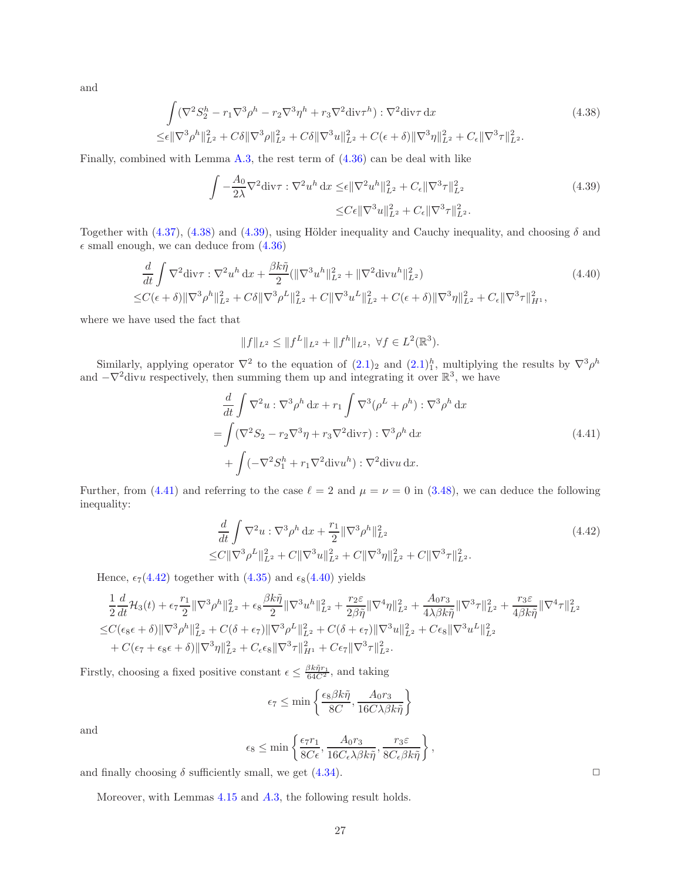and

$$
\begin{aligned}
&\int (\nabla^2 S_2^h - r_1\nabla^3\rho^h - r_2\nabla^3\eta^h + r_3\nabla^2\mathrm{div}\tau^h) : \nabla^2\mathrm{div}\tau \,\mathrm{d}x \\
\le&\epsilon\|\nabla^3\rho^h\|_{L^2}^2 + C\delta\|\nabla^3\rho\|_{L^2}^2 + C\delta\|\nabla^3 u\|_{L^2}^2 + C(\epsilon+\delta)\|\nabla^3\eta\|_{L^2}^2 + C_\epsilon\|\nabla^3\tau\|_{L^2}^2.
\end{aligned} \tag{4.38}
$$

Finally, combined with Lemma A.3, the rest term of (4.36) can be deal with like

$$
\begin{aligned}
\int -\frac{A_0}{2\lambda}\nabla^2\mathrm{div}\tau : \nabla^2 u^h \,\mathrm{d}x \le&\epsilon\|\nabla^2 u^h\|_{L^2}^2 + C_\epsilon\|\nabla^3\tau\|_{L^2}^2 \\
\le& C\epsilon\|\nabla^3 u\|_{L^2}^2 + C_\epsilon\|\nabla^3\tau\|_{L^2}^2.
\end{aligned} \tag{4.39}
$$

Together with (4.37), (4.38) and (4.39), using Hölder inequality and Cauchy inequality, and choosing $\delta$ and $\epsilon$ small enough, we can deduce from (4.36)

$$
\begin{aligned}
&\frac{d}{dt}\int \nabla^2\mathrm{div}\tau : \nabla^2 u^h \,\mathrm{d}x + \frac{\beta k\tilde{\eta}}{2}(\|\nabla^3 u^h\|_{L^2}^2 + \|\nabla^2\mathrm{div}u^h\|_{L^2}^2) \\
\le& C(\epsilon+\delta)\|\nabla^3\rho^h\|_{L^2}^2 + C\delta\|\nabla^3\rho^L\|_{L^2}^2 + C\|\nabla^3 u^L\|_{L^2}^2 + C(\epsilon+\delta)\|\nabla^3\eta\|_{L^2}^2 + C_\epsilon\|\nabla^3\tau\|_{H^1}^2,
\end{aligned} \tag{4.40}
$$

where we have used the fact that

$$
\|f\|_{L^2} \le \|f^L\|_{L^2} + \|f^h\|_{L^2},\ \forall f \in L^2(\mathbb{R}^3).
$$

Similarly, applying operator $\nabla^2$ to the equation of $(2.1)_2$ and $(2.1)_1^h$, multiplying the results by $\nabla^3\rho^h$ and $-\nabla^2\mathrm{div}u$ respectively, then summing them up and integrating it over $\mathbb{R}^3$, we have

$$
\begin{aligned}
&\frac{d}{dt}\int \nabla^2 u : \nabla^3\rho^h \,\mathrm{d}x + r_1\int \nabla^3(\rho^L + \rho^h) : \nabla^3\rho^h \,\mathrm{d}x \\
=&\int (\nabla^2 S_2 - r_2\nabla^3\eta + r_3\nabla^2\mathrm{div}\tau) : \nabla^3\rho^h \,\mathrm{d}x \\
&+ \int (-\nabla^2 S_1^h + r_1\nabla^2\mathrm{div}u^h) : \nabla^2\mathrm{div}u \,\mathrm{d}x.
\end{aligned} \tag{4.41}
$$

Further, from (4.41) and referring to the case $\ell = 2$ and $\mu = \nu = 0$ in (3.48), we can deduce the following inequality:

$$
\begin{aligned}
&\frac{d}{dt}\int \nabla^2 u : \nabla^3\rho^h \,\mathrm{d}x + \frac{r_1}{2}\|\nabla^3\rho^h\|_{L^2}^2 \\
\le& C\|\nabla^3\rho^L\|_{L^2}^2 + C\|\nabla^3 u\|_{L^2}^2 + C\|\nabla^3\eta\|_{L^2}^2 + C\|\nabla^3\tau\|_{L^2}^2.
\end{aligned} \tag{4.42}
$$

Hence, $\epsilon_7$(4.42) together with (4.35) and $\epsilon_8$(4.40) yields

$$
\begin{aligned}
&\frac{1}{2}\frac{d}{dt}\mathcal{H}_3(t) + \epsilon_7\frac{r_1}{2}\|\nabla^3\rho^h\|_{L^2}^2 + \epsilon_8\frac{\beta k\tilde{\eta}}{2}\|\nabla^3 u^h\|_{L^2}^2 + \frac{r_2\varepsilon}{2\beta\tilde{\eta}}\|\nabla^4\eta\|_{L^2}^2 + \frac{A_0 r_3}{4\lambda\beta k\tilde{\eta}}\|\nabla^3\tau\|_{L^2}^2 + \frac{r_3\varepsilon}{4\beta k\tilde{\eta}}\|\nabla^4\tau\|_{L^2}^2 \\
\le& C(\epsilon_8\epsilon + \delta)\|\nabla^3\rho^h\|_{L^2}^2 + C(\delta + \epsilon_7)\|\nabla^3\rho^L\|_{L^2}^2 + C(\delta + \epsilon_7)\|\nabla^3 u\|_{L^2}^2 + C\epsilon_8\|\nabla^3 u^L\|_{L^2}^2 \\
&+ C(\epsilon_7 + \epsilon_8\epsilon + \delta)\|\nabla^3\eta\|_{L^2}^2 + C_\epsilon\epsilon_8\|\nabla^3\tau\|_{H^1}^2 + C\epsilon_7\|\nabla^3\tau\|_{L^2}^2.
\end{aligned}
$$

Firstly, choosing a fixed positive constant $\epsilon \le \frac{\beta k\tilde{\eta}r_1}{64C^2}$, and taking

$$
\epsilon_7 \le \min\left\{\frac{\epsilon_8\beta k\tilde{\eta}}{8C}, \frac{A_0 r_3}{16C\lambda\beta k\tilde{\eta}}\right\}
$$

and

$$
\epsilon_8 \le \min\left\{\frac{\epsilon_7 r_1}{8C\epsilon}, \frac{A_0 r_3}{16C_\epsilon\lambda\beta k\tilde{\eta}}, \frac{r_3\varepsilon}{8C_\epsilon\beta k\tilde{\eta}}\right\},
$$

and finally choosing $\delta$ sufficiently small, we get (4.34). $\square$

Moreover, with Lemmas 4.15 and A.3, the following result holds.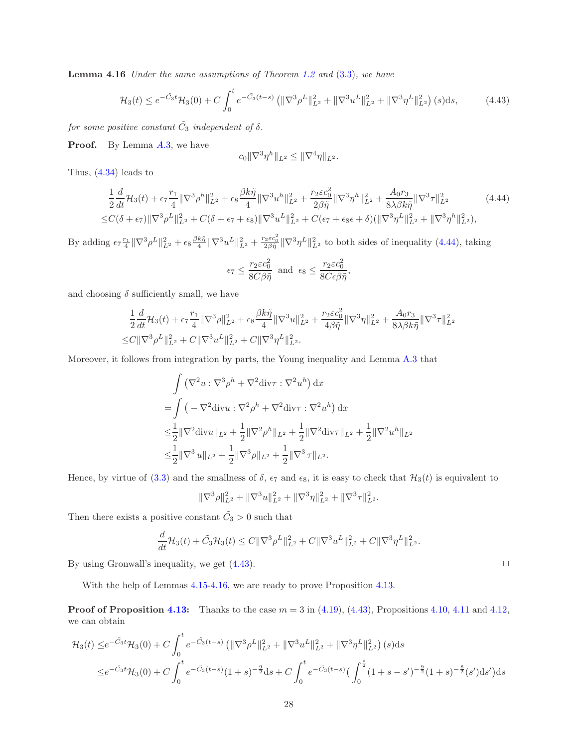**Lemma 4.16** *Under the same assumptions of Theorem 1.2 and (3.3), we have*

$$
\mathcal{H}_3(t) \le e^{-\tilde{C}_3 t}\mathcal{H}_3(0) + C\int_0^t e^{-\tilde{C}_3(t-s)}\left(\|\nabla^3\rho^L\|_{L^2}^2 + \|\nabla^3 u^L\|_{L^2}^2 + \|\nabla^3\eta^L\|_{L^2}^2\right)(s)\mathrm{d}s, \tag{4.43}
$$

*for some positive constant $\tilde{C}_3$ independent of $\delta$.*

**Proof.** By Lemma A.3, we have

$$
c_0\|\nabla^3\eta^h\|_{L^2} \le \|\nabla^4\eta\|_{L^2}.
$$

Thus, (4.34) leads to

$$
\begin{aligned}
&\frac{1}{2}\frac{d}{dt}\mathcal{H}_3(t) + \epsilon_7\frac{r_1}{4}\|\nabla^3\rho^h\|_{L^2}^2 + \epsilon_8\frac{\beta k\tilde{\eta}}{4}\|\nabla^3 u^h\|_{L^2}^2 + \frac{r_2\varepsilon c_0^2}{2\beta\tilde{\eta}}\|\nabla^3\eta^h\|_{L^2}^2 + \frac{A_0 r_3}{8\lambda\beta k\tilde{\eta}}\|\nabla^3\tau\|_{L^2}^2 \\
\le& C(\delta+\epsilon_7)\|\nabla^3\rho^L\|_{L^2}^2 + C(\delta+\epsilon_7+\epsilon_8)\|\nabla^3 u^L\|_{L^2}^2 + C(\epsilon_7+\epsilon_8\epsilon+\delta)(\|\nabla^3\eta^L\|_{L^2}^2 + \|\nabla^3\eta^h\|_{L^2}^2),
\end{aligned} \tag{4.44}
$$

By adding $\epsilon_7\frac{r_1}{4}\|\nabla^3\rho^L\|_{L^2}^2 + \epsilon_8\frac{\beta k\tilde{\eta}}{4}\|\nabla^3 u^L\|_{L^2}^2 + \frac{r_2\varepsilon c_0^2}{2\beta\tilde{\eta}}\|\nabla^3\eta^L\|_{L^2}^2$ to both sides of inequality (4.44), taking

$$
\epsilon_7 \le \frac{r_2\varepsilon c_0^2}{8C\beta\tilde{\eta}} \ \text{ and } \ \epsilon_8 \le \frac{r_2\varepsilon c_0^2}{8C\epsilon\beta\tilde{\eta}},
$$

and choosing $\delta$ sufficiently small, we have

$$
\begin{aligned}
&\frac{1}{2}\frac{d}{dt}\mathcal{H}_3(t) + \epsilon_7\frac{r_1}{4}\|\nabla^3\rho\|_{L^2}^2 + \epsilon_8\frac{\beta k\tilde{\eta}}{4}\|\nabla^3 u\|_{L^2}^2 + \frac{r_2\varepsilon c_0^2}{4\beta\tilde{\eta}}\|\nabla^3\eta\|_{L^2}^2 + \frac{A_0 r_3}{8\lambda\beta k\tilde{\eta}}\|\nabla^3\tau\|_{L^2}^2 \\
\le& C\|\nabla^3\rho^L\|_{L^2}^2 + C\|\nabla^3 u^L\|_{L^2}^2 + C\|\nabla^3\eta^L\|_{L^2}^2.
\end{aligned}
$$

Moreover, it follows from integration by parts, the Young inequality and Lemma A.3 that

$$
\begin{aligned}
&\int\left(\nabla^2 u : \nabla^3\rho^h + \nabla^2\mathrm{div}\tau : \nabla^2 u^h\right)\mathrm{d}x \\
=&\int\left(-\nabla^2\mathrm{div}u : \nabla^2\rho^h + \nabla^2\mathrm{div}\tau : \nabla^2 u^h\right)\mathrm{d}x \\
\le&\frac{1}{2}\|\nabla^2\mathrm{div}u\|_{L^2} + \frac{1}{2}\|\nabla^2\rho^h\|_{L^2} + \frac{1}{2}\|\nabla^2\mathrm{div}\tau\|_{L^2} + \frac{1}{2}\|\nabla^2 u^h\|_{L^2} \\
\le&\frac{1}{2}\|\nabla^3 u\|_{L^2} + \frac{1}{2}\|\nabla^3\rho\|_{L^2} + \frac{1}{2}\|\nabla^3\tau\|_{L^2}.
\end{aligned}
$$

Hence, by virtue of (3.3) and the smallness of $\delta$, $\epsilon_7$ and $\epsilon_8$, it is easy to check that $\mathcal{H}_3(t)$ is equivalent to

$$
\|\nabla^3\rho\|_{L^2}^2 + \|\nabla^3 u\|_{L^2}^2 + \|\nabla^3\eta\|_{L^2}^2 + \|\nabla^3\tau\|_{L^2}^2.
$$

Then there exists a positive constant $\tilde{C}_3 > 0$ such that

$$
\frac{d}{dt}\mathcal{H}_3(t) + \tilde{C}_3\mathcal{H}_3(t) \le C\|\nabla^3\rho^L\|_{L^2}^2 + C\|\nabla^3 u^L\|_{L^2}^2 + C\|\nabla^3\eta^L\|_{L^2}^2.
$$

By using Gronwall's inequality, we get (4.43). □

With the help of Lemmas 4.15-4.16, we are ready to prove Proposition 4.13.

**Proof of Proposition 4.13:** Thanks to the case $m = 3$ in (4.19), (4.43), Propositions 4.10, 4.11 and 4.12, we can obtain

$$
\begin{aligned}
\mathcal{H}_3(t) \le& e^{-\tilde{C}_3 t}\mathcal{H}_3(0) + C\int_0^t e^{-\tilde{C}_3(t-s)}\left(\|\nabla^3\rho^L\|_{L^2}^2 + \|\nabla^3 u^L\|_{L^2}^2 + \|\nabla^3\eta^L\|_{L^2}^2\right)(s)\mathrm{d}s \\
\le& e^{-\tilde{C}_3 t}\mathcal{H}_3(0) + C\int_0^t e^{-\tilde{C}_3(t-s)}(1+s)^{-\frac{9}{2}}\mathrm{d}s + C\int_0^t e^{-\tilde{C}_3(t-s)}\Big(\int_0^{\frac{s}{2}}(1+s-s')^{-\frac{9}{2}}(1+s)^{-\frac{8}{2}}(s')\mathrm{d}s'\Big)\mathrm{d}s
\end{aligned}
$$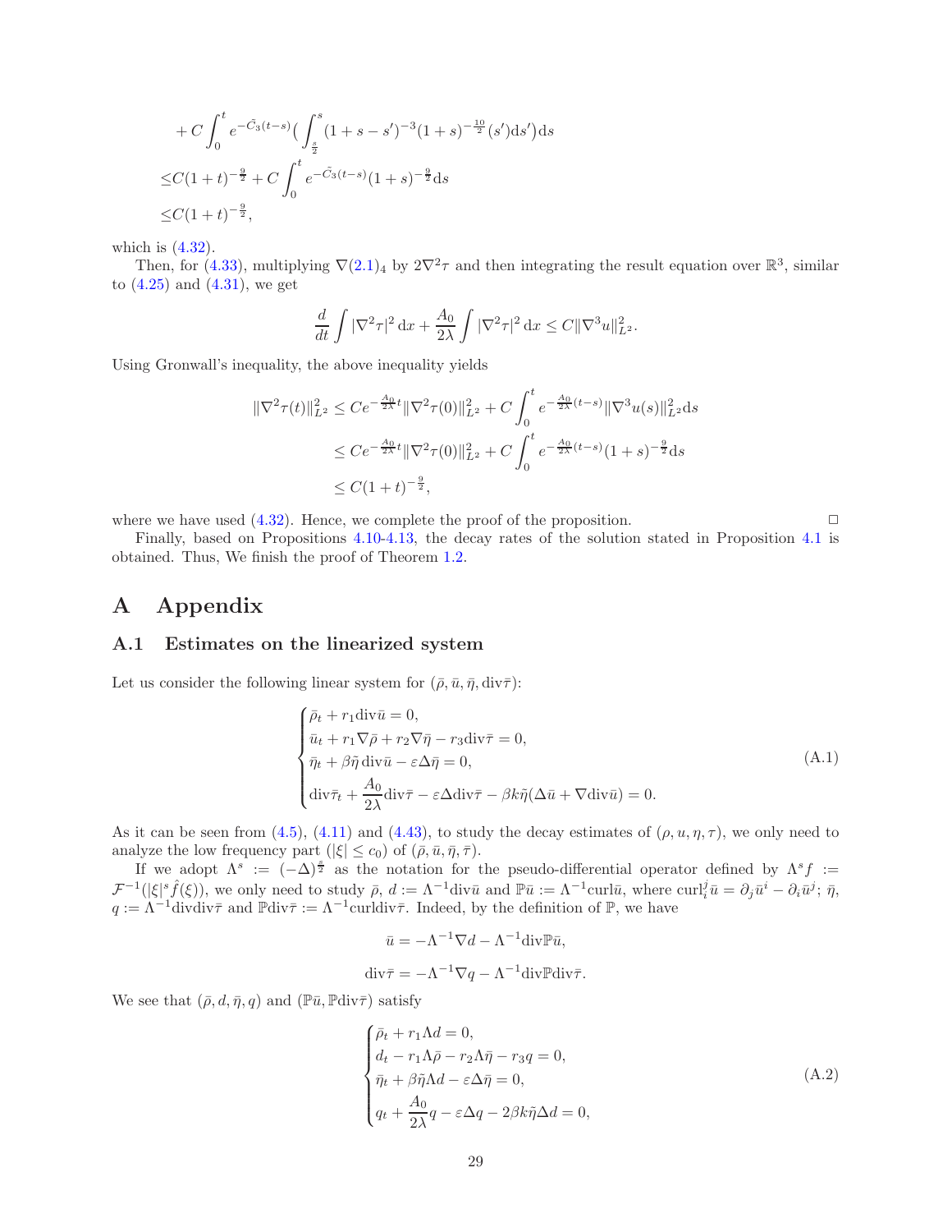$$
\begin{aligned}
&+C\int_0^t e^{-\tilde{C}_3(t-s)}\Big(\int_{\frac{s}{2}}^{s}(1+s-s')^{-3}(1+s)^{-\frac{10}{2}}(s')\mathrm{d}s'\Big)\mathrm{d}s\\
\le& C(1+t)^{-\frac{9}{2}}+C\int_0^t e^{-\tilde{C}_3(t-s)}(1+s)^{-\frac{9}{2}}\mathrm{d}s\\
\le& C(1+t)^{-\frac{9}{2}},
\end{aligned}
$$

which is (4.32).

Then, for (4.33), multiplying $\nabla(2.1)_4$ by $2\nabla^2\tau$ and then integrating the result equation over $\mathbb{R}^3$, similar to (4.25) and (4.31), we get

$$
\frac{d}{dt}\int|\nabla^2\tau|^2\,\mathrm{d}x+\frac{A_0}{2\lambda}\int|\nabla^2\tau|^2\,\mathrm{d}x\le C\|\nabla^3 u\|_{L^2}^2.
$$

Using Gronwall's inequality, the above inequality yields

$$
\begin{aligned}
\|\nabla^2\tau(t)\|_{L^2}^2&\le Ce^{-\frac{A_0}{2\lambda}t}\|\nabla^2\tau(0)\|_{L^2}^2+C\int_0^t e^{-\frac{A_0}{2\lambda}(t-s)}\|\nabla^3 u(s)\|_{L^2}^2\mathrm{d}s\\
&\le Ce^{-\frac{A_0}{2\lambda}t}\|\nabla^2\tau(0)\|_{L^2}^2+C\int_0^t e^{-\frac{A_0}{2\lambda}(t-s)}(1+s)^{-\frac{9}{2}}\mathrm{d}s\\
&\le C(1+t)^{-\frac{9}{2}},
\end{aligned}
$$

where we have used (4.32). Hence, we complete the proof of the proposition. $\square$

Finally, based on Propositions 4.10-4.13, the decay rates of the solution stated in Proposition 4.1 is obtained. Thus, We finish the proof of Theorem 1.2.

# A Appendix

## A.1 Estimates on the linearized system

Let us consider the following linear system for $(\bar\rho,\bar u,\bar\eta,\mathrm{div}\bar\tau)$:

$$
\begin{cases}
\bar\rho_t+r_1\mathrm{div}\bar u=0,\\
\bar u_t+r_1\nabla\bar\rho+r_2\nabla\bar\eta-r_3\mathrm{div}\bar\tau=0,\\
\bar\eta_t+\beta\tilde\eta\,\mathrm{div}\bar u-\varepsilon\Delta\bar\eta=0,\\
\mathrm{div}\bar\tau_t+\dfrac{A_0}{2\lambda}\mathrm{div}\bar\tau-\varepsilon\Delta\mathrm{div}\bar\tau-\beta k\tilde\eta(\Delta\bar u+\nabla\mathrm{div}\bar u)=0.
\end{cases}
\tag{A.1}
$$

As it can be seen from (4.5), (4.11) and (4.43), to study the decay estimates of $(\rho,u,\eta,\tau)$, we only need to analyze the low frequency part ($|\xi|\le c_0$) of $(\bar\rho,\bar u,\bar\eta,\bar\tau)$.

If we adopt $\Lambda^s:=(-\Delta)^{\frac{s}{2}}$ as the notation for the pseudo-differential operator defined by $\Lambda^s f:=\mathcal{F}^{-1}(|\xi|^s\hat f(\xi))$, we only need to study $\bar\rho$, $d:=\Lambda^{-1}\mathrm{div}\bar u$ and $\mathbb{P}\bar u:=\Lambda^{-1}\mathrm{curl}\bar u$, where $\mathrm{curl}_i^j\bar u=\partial_j\bar u^i-\partial_i\bar u^j$; $\bar\eta$, $q:=\Lambda^{-1}\mathrm{div}\mathrm{div}\bar\tau$ and $\mathbb{P}\mathrm{div}\bar\tau:=\Lambda^{-1}\mathrm{curl}\mathrm{div}\bar\tau$. Indeed, by the definition of $\mathbb{P}$, we have

$$
\bar u=-\Lambda^{-1}\nabla d-\Lambda^{-1}\mathrm{div}\mathbb{P}\bar u,
$$

$$
\mathrm{div}\bar\tau=-\Lambda^{-1}\nabla q-\Lambda^{-1}\mathrm{div}\mathbb{P}\mathrm{div}\bar\tau.
$$

We see that $(\bar\rho,d,\bar\eta,q)$ and $(\mathbb{P}\bar u,\mathbb{P}\mathrm{div}\bar\tau)$ satisfy

$$
\begin{cases}
\bar\rho_t+r_1\Lambda d=0,\\
d_t-r_1\Lambda\bar\rho-r_2\Lambda\bar\eta-r_3 q=0,\\
\bar\eta_t+\beta\tilde\eta\Lambda d-\varepsilon\Delta\bar\eta=0,\\
q_t+\dfrac{A_0}{2\lambda}q-\varepsilon\Delta q-2\beta k\tilde\eta\Delta d=0,
\end{cases}
\tag{A.2}
$$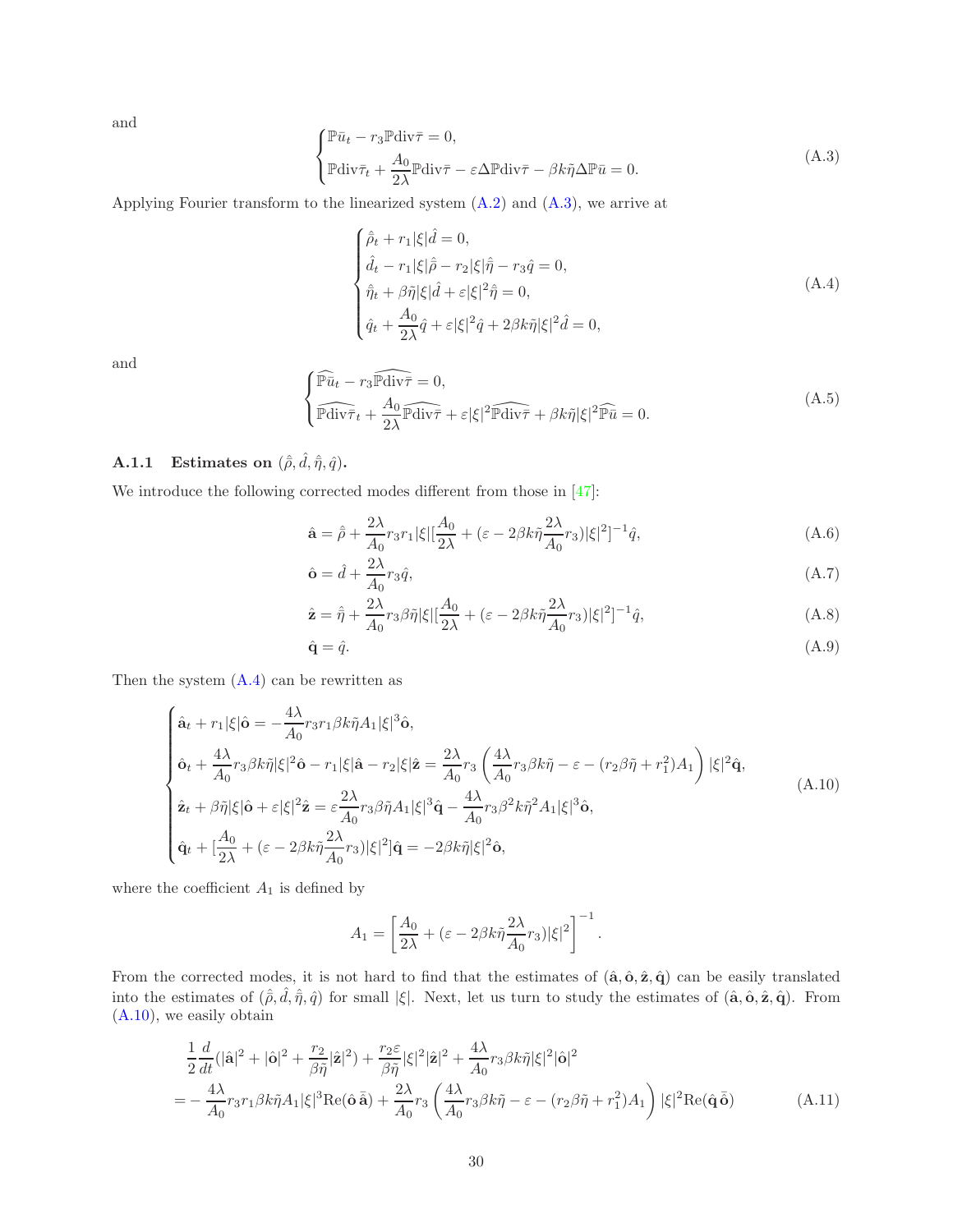and

$$
\begin{cases}
\mathbb{P}\bar{u}_t - r_3\mathbb{P}\mathrm{div}\bar{\tau} = 0, \\
\mathbb{P}\mathrm{div}\bar{\tau}_t + \dfrac{A_0}{2\lambda}\mathbb{P}\mathrm{div}\bar{\tau} - \varepsilon\Delta\mathbb{P}\mathrm{div}\bar{\tau} - \beta k\tilde{\eta}\Delta\mathbb{P}\bar{u} = 0.
\end{cases}
\tag{A.3}
$$

Applying Fourier transform to the linearized system (A.2) and (A.3), we arrive at

$$
\begin{cases}
\hat{\bar{\rho}}_t + r_1|\xi|\hat{d} = 0, \\
\hat{d}_t - r_1|\xi|\hat{\bar{\rho}} - r_2|\xi|\hat{\bar{\eta}} - r_3\hat{q} = 0, \\
\hat{\bar{\eta}}_t + \beta\tilde{\eta}|\xi|\hat{d} + \varepsilon|\xi|^2\hat{\bar{\eta}} = 0, \\
\hat{q}_t + \dfrac{A_0}{2\lambda}\hat{q} + \varepsilon|\xi|^2\hat{q} + 2\beta k\tilde{\eta}|\xi|^2\hat{d} = 0,
\end{cases}
\tag{A.4}
$$

and

$$
\begin{cases}
\widehat{\mathbb{P}\bar{u}}_t - r_3\widehat{\mathbb{P}\mathrm{div}\bar{\tau}} = 0, \\
\widehat{\mathbb{P}\mathrm{div}\bar{\tau}}_t + \dfrac{A_0}{2\lambda}\widehat{\mathbb{P}\mathrm{div}\bar{\tau}} + \varepsilon|\xi|^2\widehat{\mathbb{P}\mathrm{div}\bar{\tau}} + \beta k\tilde{\eta}|\xi|^2\widehat{\mathbb{P}\bar{u}} = 0.
\end{cases}
\tag{A.5}
$$

### A.1.1 Estimates on $(\hat{\bar{\rho}}, \hat{d}, \hat{\bar{\eta}}, \hat{q})$.

We introduce the following corrected modes different from those in [47]:

$$
\hat{\mathbf{a}} = \hat{\bar{\rho}} + \frac{2\lambda}{A_0}r_3r_1|\xi|[\frac{A_0}{2\lambda} + (\varepsilon - 2\beta k\tilde{\eta}\frac{2\lambda}{A_0}r_3)|\xi|^2]^{-1}\hat{q},
\tag{A.6}
$$

$$
\hat{\mathbf{o}} = \hat{d} + \frac{2\lambda}{A_0}r_3\hat{q},
\tag{A.7}
$$

$$
\hat{\mathbf{z}} = \hat{\bar{\eta}} + \frac{2\lambda}{A_0}r_3\beta\tilde{\eta}|\xi|[\frac{A_0}{2\lambda} + (\varepsilon - 2\beta k\tilde{\eta}\frac{2\lambda}{A_0}r_3)|\xi|^2]^{-1}\hat{q},
\tag{A.8}
$$

$$
\hat{\mathbf{q}} = \hat{q}.
\tag{A.9}
$$

Then the system (A.4) can be rewritten as

$$
\begin{cases}
\hat{\mathbf{a}}_t + r_1|\xi|\hat{\mathbf{o}} = -\dfrac{4\lambda}{A_0}r_3r_1\beta k\tilde{\eta}A_1|\xi|^3\hat{\mathbf{o}}, \\
\hat{\mathbf{o}}_t + \dfrac{4\lambda}{A_0}r_3\beta k\tilde{\eta}|\xi|^2\hat{\mathbf{o}} - r_1|\xi|\hat{\mathbf{a}} - r_2|\xi|\hat{\mathbf{z}} = \dfrac{2\lambda}{A_0}r_3\left(\dfrac{4\lambda}{A_0}r_3\beta k\tilde{\eta} - \varepsilon - (r_2\beta\tilde{\eta} + r_1^2)A_1\right)|\xi|^2\hat{\mathbf{q}}, \\
\hat{\mathbf{z}}_t + \beta\tilde{\eta}|\xi|\hat{\mathbf{o}} + \varepsilon|\xi|^2\hat{\mathbf{z}} = \varepsilon\dfrac{2\lambda}{A_0}r_3\beta\tilde{\eta}A_1|\xi|^3\hat{\mathbf{q}} - \dfrac{4\lambda}{A_0}r_3\beta^2k\tilde{\eta}^2A_1|\xi|^3\hat{\mathbf{o}}, \\
\hat{\mathbf{q}}_t + [\dfrac{A_0}{2\lambda} + (\varepsilon - 2\beta k\tilde{\eta}\dfrac{2\lambda}{A_0}r_3)|\xi|^2]\hat{\mathbf{q}} = -2\beta k\tilde{\eta}|\xi|^2\hat{\mathbf{o}},
\end{cases}
\tag{A.10}
$$

where the coefficient $A_1$ is defined by

$$
A_1 = \left[\frac{A_0}{2\lambda} + (\varepsilon - 2\beta k\tilde{\eta}\frac{2\lambda}{A_0}r_3)|\xi|^2\right]^{-1}.
$$

From the corrected modes, it is not hard to find that the estimates of $(\hat{\mathbf{a}}, \hat{\mathbf{o}}, \hat{\mathbf{z}}, \hat{\mathbf{q}})$ can be easily translated into the estimates of $(\hat{\bar{\rho}}, \hat{d}, \hat{\bar{\eta}}, \hat{q})$ for small $|\xi|$. Next, let us turn to study the estimates of $(\hat{\mathbf{a}}, \hat{\mathbf{o}}, \hat{\mathbf{z}}, \hat{\mathbf{q}})$. From (A.10), we easily obtain

$$
\begin{aligned}
&\frac{1}{2}\frac{d}{dt}(|\hat{\mathbf{a}}|^2 + |\hat{\mathbf{o}}|^2 + \frac{r_2}{\beta\tilde{\eta}}|\hat{\mathbf{z}}|^2) + \frac{r_2\varepsilon}{\beta\tilde{\eta}}|\xi|^2|\hat{\mathbf{z}}|^2 + \frac{4\lambda}{A_0}r_3\beta k\tilde{\eta}|\xi|^2|\hat{\mathbf{o}}|^2 \\
=& -\frac{4\lambda}{A_0}r_3r_1\beta k\tilde{\eta}A_1|\xi|^3\mathrm{Re}(\hat{\mathbf{o}}\,\bar{\hat{\mathbf{a}}}) + \frac{2\lambda}{A_0}r_3\left(\frac{4\lambda}{A_0}r_3\beta k\tilde{\eta} - \varepsilon - (r_2\beta\tilde{\eta} + r_1^2)A_1\right)|\xi|^2\mathrm{Re}(\hat{\mathbf{q}}\,\bar{\hat{\mathbf{o}}})
\end{aligned}
\tag{A.11}
$$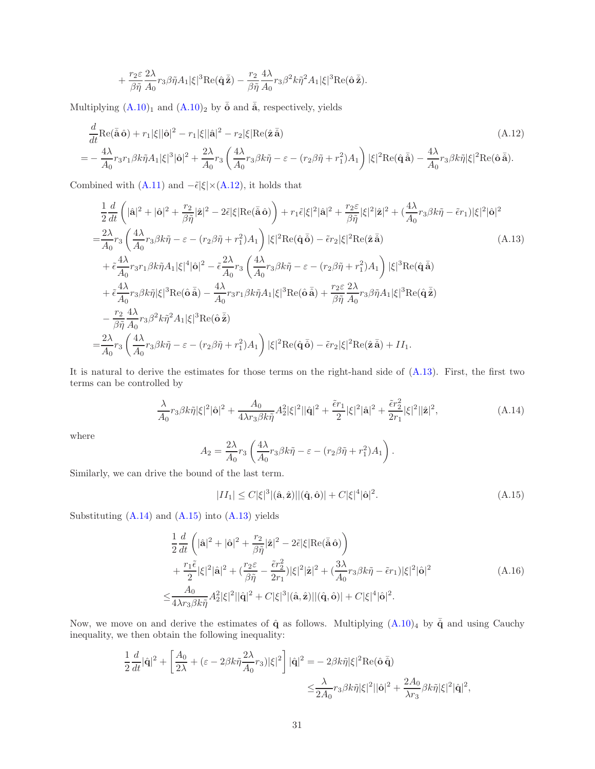$$
+ \frac{r_2\varepsilon}{\beta\tilde{\eta}}\frac{2\lambda}{A_0}r_3\beta\tilde{\eta}A_1|\xi|^3\mathrm{Re}(\hat{\mathbf{q}}\,\bar{\hat{\mathbf{z}}}) - \frac{r_2}{\beta\tilde{\eta}}\frac{4\lambda}{A_0}r_3\beta^2k\tilde{\eta}^2A_1|\xi|^3\mathrm{Re}(\hat{\mathbf{o}}\,\bar{\hat{\mathbf{z}}}).
$$

Multiplying (A.10)$_1$ and (A.10)$_2$ by $\bar{\hat{\mathbf{o}}}$ and $\bar{\hat{\mathbf{a}}}$, respectively, yields

$$
\begin{aligned}
&\frac{d}{dt}\mathrm{Re}(\bar{\hat{\mathbf{a}}}\,\hat{\mathbf{o}}) + r_1|\xi||\hat{\mathbf{o}}|^2 - r_1|\xi||\hat{\mathbf{a}}|^2 - r_2|\xi|\mathrm{Re}(\hat{\mathbf{z}}\,\bar{\hat{\mathbf{a}}}) \\
=& -\frac{4\lambda}{A_0}r_3r_1\beta k\tilde{\eta}A_1|\xi|^3|\hat{\mathbf{o}}|^2 + \frac{2\lambda}{A_0}r_3\left(\frac{4\lambda}{A_0}r_3\beta k\tilde{\eta} - \varepsilon - (r_2\beta\tilde{\eta} + r_1^2)A_1\right)|\xi|^2\mathrm{Re}(\hat{\mathbf{q}}\,\bar{\hat{\mathbf{a}}}) - \frac{4\lambda}{A_0}r_3\beta k\tilde{\eta}|\xi|^2\mathrm{Re}(\hat{\mathbf{o}}\,\bar{\hat{\mathbf{a}}}).
\end{aligned}
\tag{A.12}
$$

Combined with (A.11) and $-\tilde{\epsilon}|\xi|\times$(A.12), it holds that

$$
\begin{aligned}
&\frac{1}{2}\frac{d}{dt}\left(|\hat{\mathbf{a}}|^2 + |\hat{\mathbf{o}}|^2 + \frac{r_2}{\beta\tilde{\eta}}|\hat{\mathbf{z}}|^2 - 2\tilde{\epsilon}|\xi|\mathrm{Re}(\bar{\hat{\mathbf{a}}}\,\hat{\mathbf{o}})\right) + r_1\tilde{\epsilon}|\xi|^2|\hat{\mathbf{a}}|^2 + \frac{r_2\varepsilon}{\beta\tilde{\eta}}|\xi|^2|\hat{\mathbf{z}}|^2 + (\frac{4\lambda}{A_0}r_3\beta k\tilde{\eta} - \tilde{\epsilon}r_1)|\xi|^2|\hat{\mathbf{o}}|^2 \\
=&\frac{2\lambda}{A_0}r_3\left(\frac{4\lambda}{A_0}r_3\beta k\tilde{\eta} - \varepsilon - (r_2\beta\tilde{\eta} + r_1^2)A_1\right)|\xi|^2\mathrm{Re}(\hat{\mathbf{q}}\,\bar{\hat{\mathbf{o}}}) - \tilde{\epsilon}r_2|\xi|^2\mathrm{Re}(\hat{\mathbf{z}}\,\bar{\hat{\mathbf{a}}}) \\
&+ \tilde{\epsilon}\frac{4\lambda}{A_0}r_3r_1\beta k\tilde{\eta}A_1|\xi|^4|\hat{\mathbf{o}}|^2 - \tilde{\epsilon}\frac{2\lambda}{A_0}r_3\left(\frac{4\lambda}{A_0}r_3\beta k\tilde{\eta} - \varepsilon - (r_2\beta\tilde{\eta} + r_1^2)A_1\right)|\xi|^3\mathrm{Re}(\hat{\mathbf{q}}\,\bar{\hat{\mathbf{a}}}) \\
&+ \tilde{\epsilon}\frac{4\lambda}{A_0}r_3\beta k\tilde{\eta}|\xi|^3\mathrm{Re}(\hat{\mathbf{o}}\,\bar{\hat{\mathbf{a}}}) - \frac{4\lambda}{A_0}r_3r_1\beta k\tilde{\eta}A_1|\xi|^3\mathrm{Re}(\hat{\mathbf{o}}\,\bar{\hat{\mathbf{a}}}) + \frac{r_2\varepsilon}{\beta\tilde{\eta}}\frac{2\lambda}{A_0}r_3\beta\tilde{\eta}A_1|\xi|^3\mathrm{Re}(\hat{\mathbf{q}}\,\bar{\hat{\mathbf{z}}}) \\
&- \frac{r_2}{\beta\tilde{\eta}}\frac{4\lambda}{A_0}r_3\beta^2k\tilde{\eta}^2A_1|\xi|^3\mathrm{Re}(\hat{\mathbf{o}}\,\bar{\hat{\mathbf{z}}}) \\
=&\frac{2\lambda}{A_0}r_3\left(\frac{4\lambda}{A_0}r_3\beta k\tilde{\eta} - \varepsilon - (r_2\beta\tilde{\eta} + r_1^2)A_1\right)|\xi|^2\mathrm{Re}(\hat{\mathbf{q}}\,\bar{\hat{\mathbf{o}}}) - \tilde{\epsilon}r_2|\xi|^2\mathrm{Re}(\hat{\mathbf{z}}\,\bar{\hat{\mathbf{a}}}) + II_1.
\end{aligned}
\tag{A.13}
$$

It is natural to derive the estimates for those terms on the right-hand side of (A.13). First, the first two terms can be controlled by

$$
\frac{\lambda}{A_0}r_3\beta k\tilde{\eta}|\xi|^2|\hat{\mathbf{o}}|^2 + \frac{A_0}{4\lambda r_3\beta k\tilde{\eta}}A_2^2|\xi|^2||\hat{\mathbf{q}}|^2 + \frac{\tilde{\epsilon}r_1}{2}|\xi|^2|\hat{\mathbf{a}}|^2 + \frac{\tilde{\epsilon}r_2^2}{2r_1}|\xi|^2||\hat{\mathbf{z}}|^2,
\tag{A.14}
$$

where

$$
A_2 = \frac{2\lambda}{A_0}r_3\left(\frac{4\lambda}{A_0}r_3\beta k\tilde{\eta} - \varepsilon - (r_2\beta\tilde{\eta} + r_1^2)A_1\right).
$$

Similarly, we can drive the bound of the last term.

$$
|II_1| \leq C|\xi|^3|(\hat{\mathbf{a}}, \hat{\mathbf{z}})||(\hat{\mathbf{q}}, \hat{\mathbf{o}})| + C|\xi|^4|\hat{\mathbf{o}}|^2.
\tag{A.15}
$$

Substituting (A.14) and (A.15) into (A.13) yields

$$
\begin{aligned}
&\frac{1}{2}\frac{d}{dt}\left(|\hat{\mathbf{a}}|^2 + |\hat{\mathbf{o}}|^2 + \frac{r_2}{\beta\tilde{\eta}}|\hat{\mathbf{z}}|^2 - 2\tilde{\epsilon}|\xi|\mathrm{Re}(\bar{\hat{\mathbf{a}}}\,\hat{\mathbf{o}})\right) \\
&+ \frac{r_1\tilde{\epsilon}}{2}|\xi|^2|\hat{\mathbf{a}}|^2 + (\frac{r_2\varepsilon}{\beta\tilde{\eta}} - \frac{\tilde{\epsilon}r_2^2}{2r_1})|\xi|^2|\hat{\mathbf{z}}|^2 + (\frac{3\lambda}{A_0}r_3\beta k\tilde{\eta} - \tilde{\epsilon}r_1)|\xi|^2|\hat{\mathbf{o}}|^2 \\
\leq& \frac{A_0}{4\lambda r_3\beta k\tilde{\eta}}A_2^2|\xi|^2||\hat{\mathbf{q}}|^2 + C|\xi|^3|(\hat{\mathbf{a}}, \hat{\mathbf{z}})||(\hat{\mathbf{q}}, \hat{\mathbf{o}})| + C|\xi|^4|\hat{\mathbf{o}}|^2.
\end{aligned}
\tag{A.16}
$$

Now, we move on and derive the estimates of $\hat{\mathbf{q}}$ as follows. Multiplying (A.10)$_4$ by $\bar{\hat{\mathbf{q}}}$ and using Cauchy inequality, we then obtain the following inequality:

$$
\begin{aligned}
\frac{1}{2}\frac{d}{dt}|\hat{\mathbf{q}}|^2 + \left[\frac{A_0}{2\lambda} + (\varepsilon - 2\beta k\tilde{\eta}\frac{2\lambda}{A_0}r_3)|\xi|^2\right]|\hat{\mathbf{q}}|^2 =& -2\beta k\tilde{\eta}|\xi|^2\mathrm{Re}(\hat{\mathbf{o}}\,\bar{\hat{\mathbf{q}}}) \\
\leq& \frac{\lambda}{2A_0}r_3\beta k\tilde{\eta}|\xi|^2||\hat{\mathbf{o}}|^2 + \frac{2A_0}{\lambda r_3}\beta k\tilde{\eta}|\xi|^2|\hat{\mathbf{q}}|^2,
\end{aligned}
$$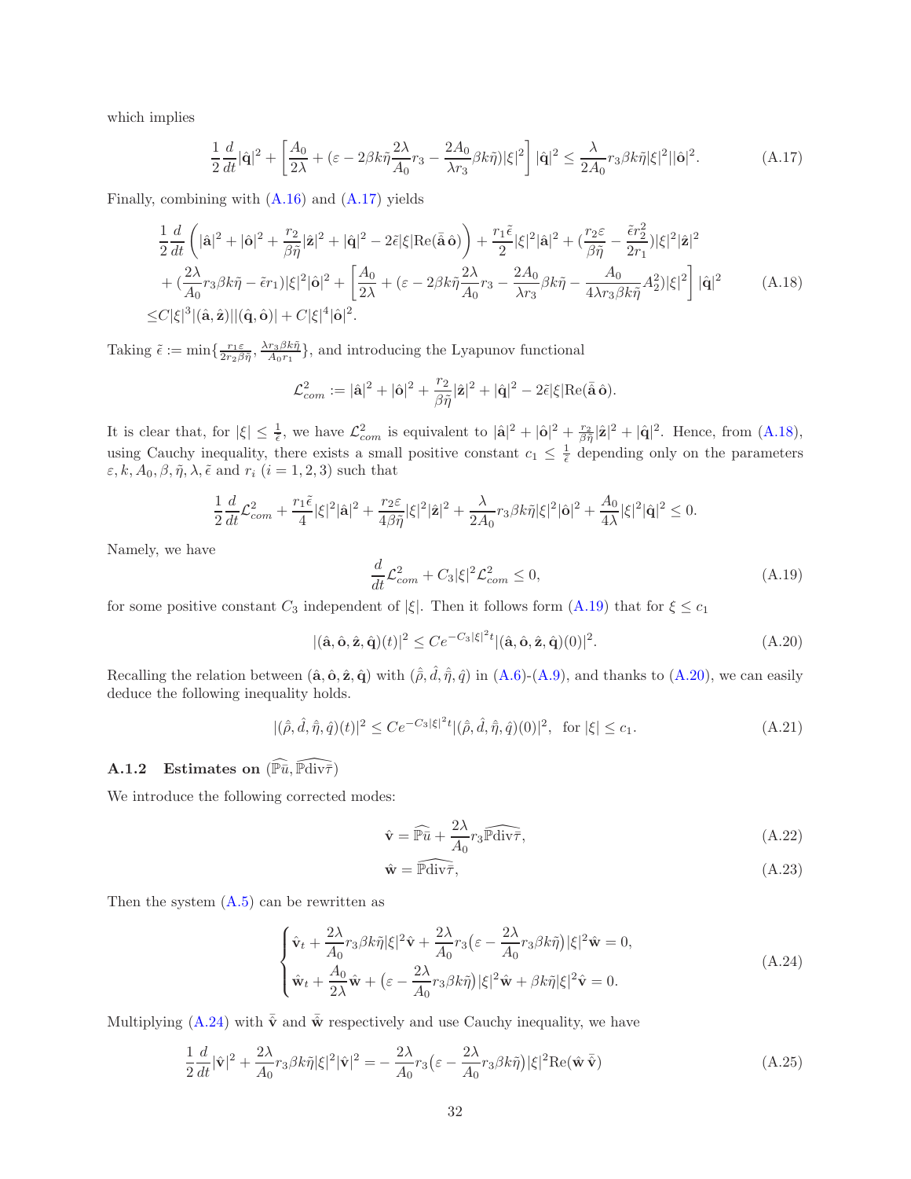which implies

$$\frac{1}{2}\frac{d}{dt}|\hat{\mathbf{q}}|^2 + \left[\frac{A_0}{2\lambda} + (\varepsilon - 2\beta k\tilde{\eta}\frac{2\lambda}{A_0}r_3 - \frac{2A_0}{\lambda r_3}\beta k\tilde{\eta})|\xi|^2\right]|\hat{\mathbf{q}}|^2 \leq \frac{\lambda}{2A_0}r_3\beta k\tilde{\eta}|\xi|^2||\hat{\mathbf{o}}|^2. \tag{A.17}$$

Finally, combining with (A.16) and (A.17) yields

$$\begin{aligned}
&\frac{1}{2}\frac{d}{dt}\left(|\hat{\mathbf{a}}|^2 + |\hat{\mathbf{o}}|^2 + \frac{r_2}{\beta\tilde{\eta}}|\hat{\mathbf{z}}|^2 + |\hat{\mathbf{q}}|^2 - 2\tilde{\epsilon}|\xi|\mathrm{Re}(\bar{\hat{\mathbf{a}}}\,\hat{\mathbf{o}})\right) + \frac{r_1\tilde{\epsilon}}{2}|\xi|^2|\hat{\mathbf{a}}|^2 + (\frac{r_2\varepsilon}{\beta\tilde{\eta}} - \frac{\tilde{\epsilon}r_2^2}{2r_1})|\xi|^2|\hat{\mathbf{z}}|^2 \\
&+ (\frac{2\lambda}{A_0}r_3\beta k\tilde{\eta} - \tilde{\epsilon}r_1)|\xi|^2|\hat{\mathbf{o}}|^2 + \left[\frac{A_0}{2\lambda} + (\varepsilon - 2\beta k\tilde{\eta}\frac{2\lambda}{A_0}r_3 - \frac{2A_0}{\lambda r_3}\beta k\tilde{\eta} - \frac{A_0}{4\lambda r_3\beta k\tilde{\eta}}A_2^2)|\xi|^2\right]|\hat{\mathbf{q}}|^2 \\
\leq& C|\xi|^3|(\hat{\mathbf{a}},\hat{\mathbf{z}})||(\hat{\mathbf{q}},\hat{\mathbf{o}})| + C|\xi|^4|\hat{\mathbf{o}}|^2.
\end{aligned} \tag{A.18}$$

Taking $\tilde{\epsilon} := \min\{\frac{r_1\varepsilon}{2r_2\beta\tilde{\eta}}, \frac{\lambda r_3\beta k\tilde{\eta}}{A_0 r_1}\}$, and introducing the Lyapunov functional

$$\mathcal{L}_{com}^2 := |\hat{\mathbf{a}}|^2 + |\hat{\mathbf{o}}|^2 + \frac{r_2}{\beta\tilde{\eta}}|\hat{\mathbf{z}}|^2 + |\hat{\mathbf{q}}|^2 - 2\tilde{\epsilon}|\xi|\mathrm{Re}(\bar{\hat{\mathbf{a}}}\,\hat{\mathbf{o}}).$$

It is clear that, for $|\xi| \leq \frac{1}{\tilde{\epsilon}}$, we have $\mathcal{L}_{com}^2$ is equivalent to $|\hat{\mathbf{a}}|^2 + |\hat{\mathbf{o}}|^2 + \frac{r_2}{\beta\tilde{\eta}}|\hat{\mathbf{z}}|^2 + |\hat{\mathbf{q}}|^2$. Hence, from (A.18), using Cauchy inequality, there exists a small positive constant $c_1 \leq \frac{1}{\tilde{\epsilon}}$ depending only on the parameters $\varepsilon, k, A_0, \beta, \tilde{\eta}, \lambda, \tilde{\epsilon}$ and $r_i$ $(i = 1, 2, 3)$ such that

$$\frac{1}{2}\frac{d}{dt}\mathcal{L}_{com}^2 + \frac{r_1\tilde{\epsilon}}{4}|\xi|^2|\hat{\mathbf{a}}|^2 + \frac{r_2\varepsilon}{4\beta\tilde{\eta}}|\xi|^2|\hat{\mathbf{z}}|^2 + \frac{\lambda}{2A_0}r_3\beta k\tilde{\eta}|\xi|^2|\hat{\mathbf{o}}|^2 + \frac{A_0}{4\lambda}|\xi|^2|\hat{\mathbf{q}}|^2 \leq 0.$$

Namely, we have

$$\frac{d}{dt}\mathcal{L}_{com}^2 + C_3|\xi|^2\mathcal{L}_{com}^2 \leq 0, \tag{A.19}$$

for some positive constant $C_3$ independent of $|\xi|$. Then it follows form (A.19) that for $\xi \leq c_1$

$$|(\hat{\mathbf{a}}, \hat{\mathbf{o}}, \hat{\mathbf{z}}, \hat{\mathbf{q}})(t)|^2 \leq Ce^{-C_3|\xi|^2 t}|(\hat{\mathbf{a}}, \hat{\mathbf{o}}, \hat{\mathbf{z}}, \hat{\mathbf{q}})(0)|^2. \tag{A.20}$$

Recalling the relation between $(\hat{\mathbf{a}}, \hat{\mathbf{o}}, \hat{\mathbf{z}}, \hat{\mathbf{q}})$ with $(\hat{\rho}, \hat{d}, \hat{\eta}, \hat{q})$ in (A.6)-(A.9), and thanks to (A.20), we can easily deduce the following inequality holds.

$$|(\hat{\rho}, \hat{d}, \hat{\eta}, \hat{q})(t)|^2 \leq Ce^{-C_3|\xi|^2 t}|(\hat{\rho}, \hat{d}, \hat{\eta}, \hat{q})(0)|^2, \ \text{ for } |\xi| \leq c_1. \tag{A.21}$$

### A.1.2 Estimates on $(\widehat{\mathbb{P}u}, \widehat{\mathbb{P}\mathrm{div}\tau})$

We introduce the following corrected modes:

$$\hat{\mathbf{v}} = \widehat{\mathbb{P}u} + \frac{2\lambda}{A_0}r_3\widehat{\mathbb{P}\mathrm{div}\tau}, \tag{A.22}$$

$$\hat{\mathbf{w}} = \widehat{\mathbb{P}\mathrm{div}\tau}, \tag{A.23}$$

Then the system (A.5) can be rewritten as

$$\begin{cases}
\hat{\mathbf{v}}_t + \frac{2\lambda}{A_0}r_3\beta k\tilde{\eta}|\xi|^2\hat{\mathbf{v}} + \frac{2\lambda}{A_0}r_3\big(\varepsilon - \frac{2\lambda}{A_0}r_3\beta k\tilde{\eta}\big)|\xi|^2\hat{\mathbf{w}} = 0, \\
\hat{\mathbf{w}}_t + \frac{A_0}{2\lambda}\hat{\mathbf{w}} + \big(\varepsilon - \frac{2\lambda}{A_0}r_3\beta k\tilde{\eta}\big)|\xi|^2\hat{\mathbf{w}} + \beta k\tilde{\eta}|\xi|^2\hat{\mathbf{v}} = 0.
\end{cases} \tag{A.24}$$

Multiplying (A.24) with $\bar{\hat{\mathbf{v}}}$ and $\bar{\hat{\mathbf{w}}}$ respectively and use Cauchy inequality, we have

$$\frac{1}{2}\frac{d}{dt}|\hat{\mathbf{v}}|^2 + \frac{2\lambda}{A_0}r_3\beta k\tilde{\eta}|\xi|^2|\hat{\mathbf{v}}|^2 = -\frac{2\lambda}{A_0}r_3\big(\varepsilon - \frac{2\lambda}{A_0}r_3\beta k\tilde{\eta}\big)|\xi|^2\mathrm{Re}(\hat{\mathbf{w}}\,\bar{\hat{\mathbf{v}}}) \tag{A.25}$$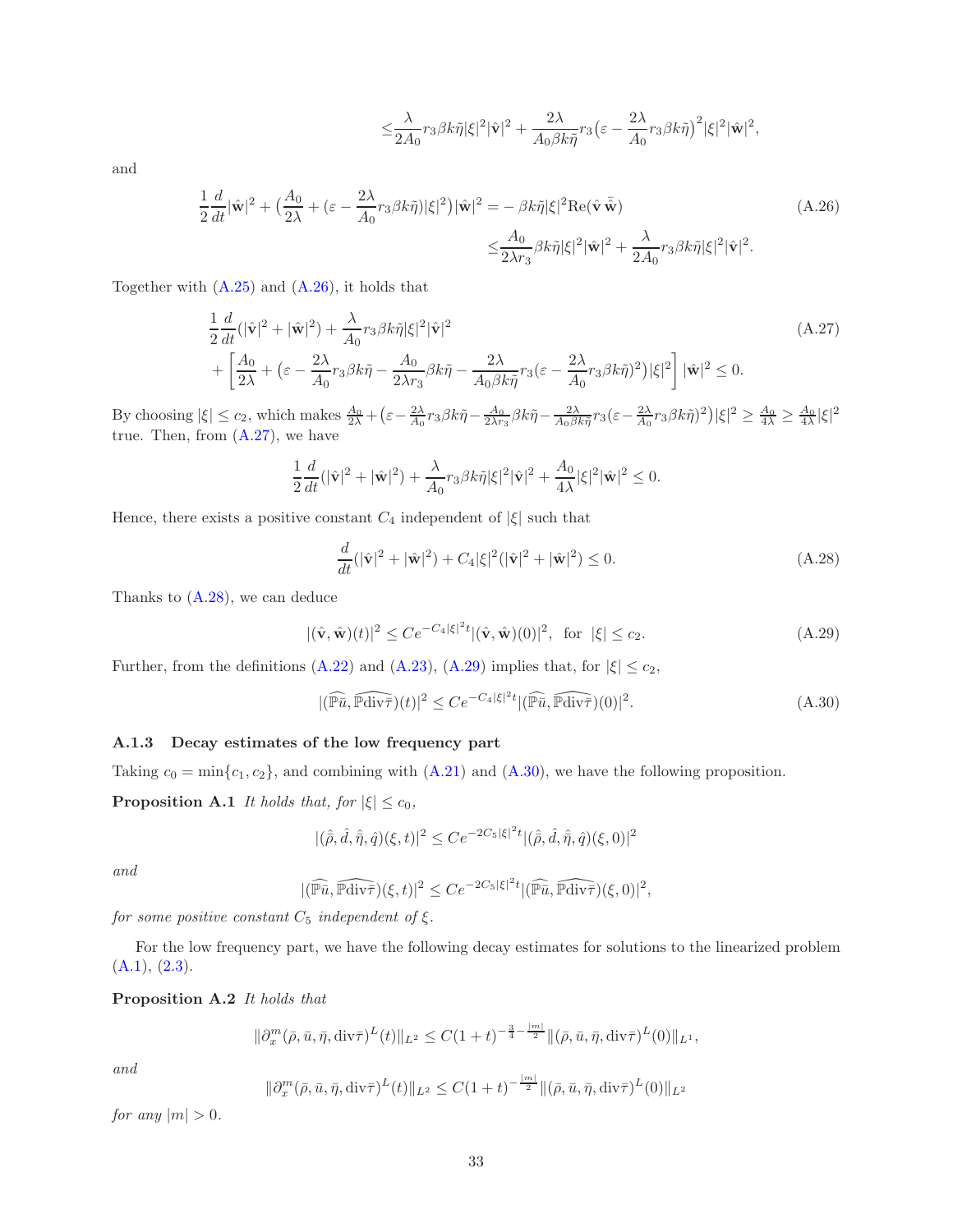$$\leq \frac{\lambda}{2A_0} r_3 \beta k\tilde{\eta}|\xi|^2|\hat{\mathbf{v}}|^2 + \frac{2\lambda}{A_0\beta k\tilde{\eta}} r_3\big(\varepsilon - \frac{2\lambda}{A_0} r_3\beta k\tilde{\eta}\big)^2|\xi|^2|\hat{\mathbf{w}}|^2,$$

and

$$\frac{1}{2}\frac{d}{dt}|\hat{\mathbf{w}}|^2 + \big(\frac{A_0}{2\lambda} + (\varepsilon - \frac{2\lambda}{A_0} r_3\beta k\tilde{\eta})|\xi|^2\big)|\hat{\mathbf{w}}|^2 = -\beta k\tilde{\eta}|\xi|^2 \mathrm{Re}(\hat{\mathbf{v}}\,\bar{\hat{\mathbf{w}}}) \leq \frac{A_0}{2\lambda r_3}\beta k\tilde{\eta}|\xi|^2|\hat{\mathbf{w}}|^2 + \frac{\lambda}{2A_0} r_3\beta k\tilde{\eta}|\xi|^2|\hat{\mathbf{v}}|^2. \tag{A.26}$$

Together with (A.25) and (A.26), it holds that

$$\begin{aligned}&\frac{1}{2}\frac{d}{dt}(|\hat{\mathbf{v}}|^2 + |\hat{\mathbf{w}}|^2) + \frac{\lambda}{A_0} r_3\beta k\tilde{\eta}|\xi|^2|\hat{\mathbf{v}}|^2 \\ &+ \left[\frac{A_0}{2\lambda} + \big(\varepsilon - \frac{2\lambda}{A_0} r_3\beta k\tilde{\eta} - \frac{A_0}{2\lambda r_3}\beta k\tilde{\eta} - \frac{2\lambda}{A_0\beta k\tilde{\eta}} r_3(\varepsilon - \frac{2\lambda}{A_0} r_3\beta k\tilde{\eta})^2\big)|\xi|^2\right]|\hat{\mathbf{w}}|^2 \leq 0.\end{aligned} \tag{A.27}$$

By choosing $|\xi| \leq c_2$, which makes $\frac{A_0}{2\lambda} + \big(\varepsilon - \frac{2\lambda}{A_0} r_3\beta k\tilde{\eta} - \frac{A_0}{2\lambda r_3}\beta k\tilde{\eta} - \frac{2\lambda}{A_0\beta k\tilde{\eta}} r_3(\varepsilon - \frac{2\lambda}{A_0} r_3\beta k\tilde{\eta})^2\big)|\xi|^2 \geq \frac{A_0}{4\lambda} \geq \frac{A_0}{4\lambda}|\xi|^2$ true. Then, from (A.27), we have

$$\frac{1}{2}\frac{d}{dt}(|\hat{\mathbf{v}}|^2 + |\hat{\mathbf{w}}|^2) + \frac{\lambda}{A_0} r_3\beta k\tilde{\eta}|\xi|^2|\hat{\mathbf{v}}|^2 + \frac{A_0}{4\lambda}|\xi|^2|\hat{\mathbf{w}}|^2 \leq 0.$$

Hence, there exists a positive constant $C_4$ independent of $|\xi|$ such that

$$\frac{d}{dt}(|\hat{\mathbf{v}}|^2 + |\hat{\mathbf{w}}|^2) + C_4|\xi|^2(|\hat{\mathbf{v}}|^2 + |\hat{\mathbf{w}}|^2) \leq 0. \tag{A.28}$$

Thanks to (A.28), we can deduce

$$|(\hat{\mathbf{v}}, \hat{\mathbf{w}})(t)|^2 \leq Ce^{-C_4|\xi|^2 t}|(\hat{\mathbf{v}}, \hat{\mathbf{w}})(0)|^2, \;\text{ for }\; |\xi| \leq c_2. \tag{A.29}$$

Further, from the definitions (A.22) and (A.23), (A.29) implies that, for $|\xi| \leq c_2$,

$$|(\widehat{\mathbb{P}\bar{u}}, \widehat{\mathbb{P}\mathrm{div}\bar{\tau}})(t)|^2 \leq Ce^{-C_4|\xi|^2 t}|(\widehat{\mathbb{P}\bar{u}}, \widehat{\mathbb{P}\mathrm{div}\bar{\tau}})(0)|^2. \tag{A.30}$$

### A.1.3 Decay estimates of the low frequency part

Taking $c_0 = \min\{c_1, c_2\}$, and combining with (A.21) and (A.30), we have the following proposition.

**Proposition A.1** *It holds that, for* $|\xi| \leq c_0$,

$$|(\hat{\bar{\rho}}, \hat{d}, \hat{\bar{\eta}}, \hat{q})(\xi, t)|^2 \leq Ce^{-2C_5|\xi|^2 t}|(\hat{\bar{\rho}}, \hat{d}, \hat{\bar{\eta}}, \hat{q})(\xi, 0)|^2$$

*and*

$$|(\widehat{\mathbb{P}\bar{u}}, \widehat{\mathbb{P}\mathrm{div}\bar{\tau}})(\xi, t)|^2 \leq Ce^{-2C_5|\xi|^2 t}|(\widehat{\mathbb{P}\bar{u}}, \widehat{\mathbb{P}\mathrm{div}\bar{\tau}})(\xi, 0)|^2,$$

*for some positive constant $C_5$ independent of $\xi$.*

For the low frequency part, we have the following decay estimates for solutions to the linearized problem (A.1), (2.3).

**Proposition A.2** *It holds that*

$$\|\partial_x^m(\bar{\rho}, \bar{u}, \bar{\eta}, \mathrm{div}\bar{\tau})^L(t)\|_{L^2} \leq C(1+t)^{-\frac{3}{4}-\frac{|m|}{2}}\|(\bar{\rho}, \bar{u}, \bar{\eta}, \mathrm{div}\bar{\tau})^L(0)\|_{L^1},$$

*and*

$$\|\partial_x^m(\bar{\rho}, \bar{u}, \bar{\eta}, \mathrm{div}\bar{\tau})^L(t)\|_{L^2} \leq C(1+t)^{-\frac{|m|}{2}}\|(\bar{\rho}, \bar{u}, \bar{\eta}, \mathrm{div}\bar{\tau})^L(0)\|_{L^2}$$

*for any* $|m| > 0$.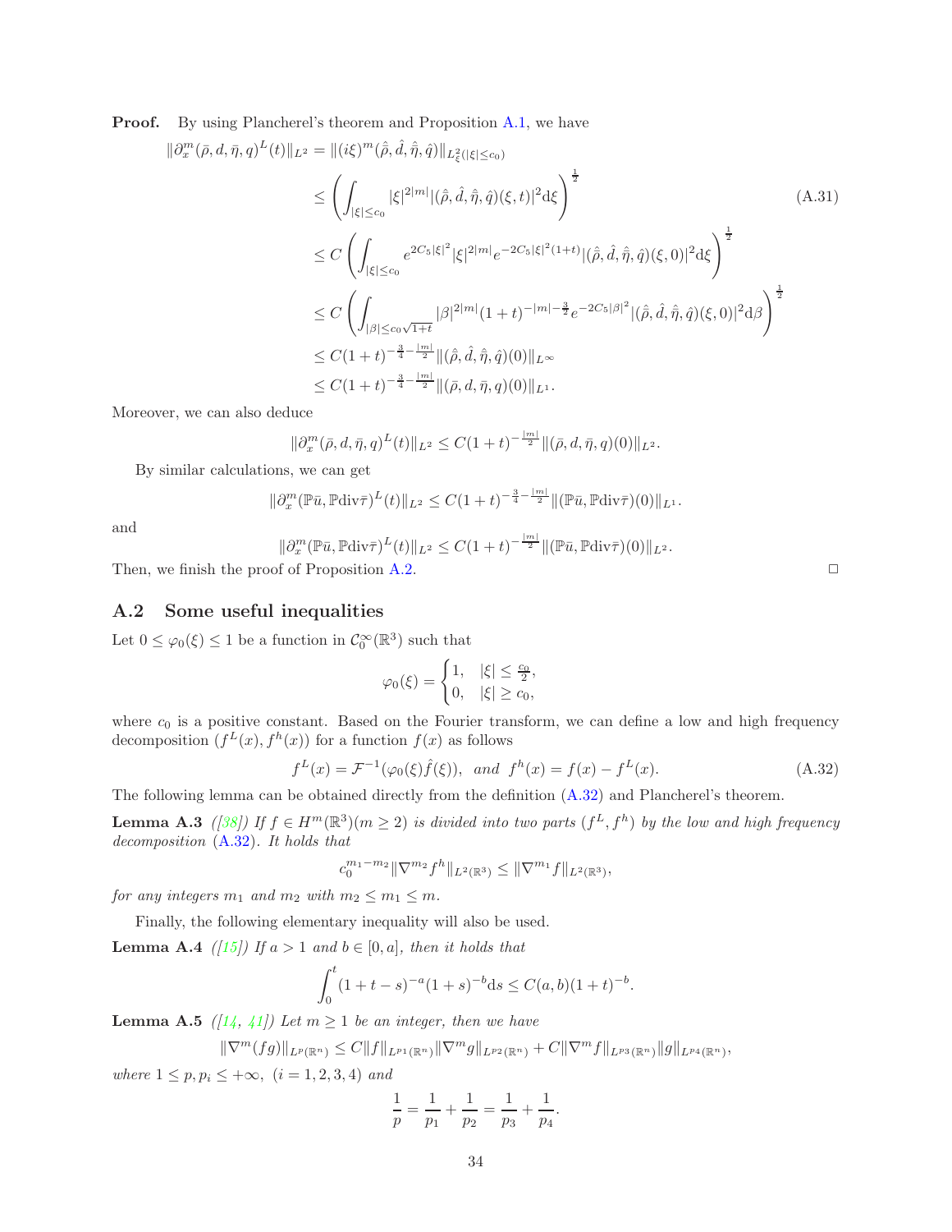**Proof.** By using Plancherel's theorem and Proposition A.1, we have

$$
\begin{aligned}
\|\partial_x^m(\bar\rho, d, \bar\eta, q)^L(t)\|_{L^2} &= \|(i\xi)^m(\hat{\bar\rho}, \hat d, \hat{\bar\eta}, \hat q)\|_{L^2_\xi(|\xi|\le c_0)} \\
&\le \left(\int_{|\xi|\le c_0} |\xi|^{2|m|}|(\hat{\bar\rho}, \hat d, \hat{\bar\eta}, \hat q)(\xi,t)|^2 \mathrm{d}\xi\right)^{\frac12} \\
&\le C\left(\int_{|\xi|\le c_0} e^{2C_5|\xi|^2}|\xi|^{2|m|}e^{-2C_5|\xi|^2(1+t)}|(\hat{\bar\rho}, \hat d, \hat{\bar\eta}, \hat q)(\xi,0)|^2 \mathrm{d}\xi\right)^{\frac12} \\
&\le C\left(\int_{|\beta|\le c_0\sqrt{1+t}} |\beta|^{2|m|}(1+t)^{-|m|-\frac32}e^{-2C_5|\beta|^2}|(\hat{\bar\rho}, \hat d, \hat{\bar\eta}, \hat q)(\xi,0)|^2 \mathrm{d}\beta\right)^{\frac12} \\
&\le C(1+t)^{-\frac34-\frac{|m|}{2}}\|(\hat{\bar\rho}, \hat d, \hat{\bar\eta}, \hat q)(0)\|_{L^\infty} \\
&\le C(1+t)^{-\frac34-\frac{|m|}{2}}\|(\bar\rho, d, \bar\eta, q)(0)\|_{L^1}.
\end{aligned}
\tag{A.31}
$$

Moreover, we can also deduce

$$
\|\partial_x^m(\bar\rho, d, \bar\eta, q)^L(t)\|_{L^2} \le C(1+t)^{-\frac{|m|}{2}}\|(\bar\rho, d, \bar\eta, q)(0)\|_{L^2}.
$$

By similar calculations, we can get

$$
\|\partial_x^m(\mathbb{P}\bar u, \mathbb{P}\mathrm{div}\bar\tau)^L(t)\|_{L^2} \le C(1+t)^{-\frac34-\frac{|m|}{2}}\|(\mathbb{P}\bar u, \mathbb{P}\mathrm{div}\bar\tau)(0)\|_{L^1}.
$$

and

$$
\|\partial_x^m(\mathbb{P}\bar u, \mathbb{P}\mathrm{div}\bar\tau)^L(t)\|_{L^2} \le C(1+t)^{-\frac{|m|}{2}}\|(\mathbb{P}\bar u, \mathbb{P}\mathrm{div}\bar\tau)(0)\|_{L^2}.
$$

Then, we finish the proof of Proposition A.2. □

## A.2 Some useful inequalities

Let $0 \le \varphi_0(\xi) \le 1$ be a function in $\mathcal{C}_0^\infty(\mathbb{R}^3)$ such that

$$
\varphi_0(\xi) = \begin{cases} 1, & |\xi| \le \frac{c_0}{2}, \\ 0, & |\xi| \ge c_0, \end{cases}
$$

where $c_0$ is a positive constant. Based on the Fourier transform, we can define a low and high frequency decomposition $(f^L(x), f^h(x))$ for a function $f(x)$ as follows

$$
f^L(x) = \mathcal{F}^{-1}(\varphi_0(\xi)\hat f(\xi)), \quad and \quad f^h(x) = f(x) - f^L(x). \tag{A.32}
$$

The following lemma can be obtained directly from the definition (A.32) and Plancherel's theorem.

**Lemma A.3** *([38]) If $f \in H^m(\mathbb{R}^3)(m \ge 2)$ is divided into two parts $(f^L, f^h)$ by the low and high frequency decomposition (A.32). It holds that*

$$
c_0^{m_1-m_2}\|\nabla^{m_2} f^h\|_{L^2(\mathbb{R}^3)} \le \|\nabla^{m_1} f\|_{L^2(\mathbb{R}^3)},
$$

*for any integers $m_1$ and $m_2$ with $m_2 \le m_1 \le m$.*

Finally, the following elementary inequality will also be used.

**Lemma A.4** *([15]) If $a > 1$ and $b \in [0, a]$, then it holds that*

$$
\int_0^t (1+t-s)^{-a}(1+s)^{-b}\mathrm{d}s \le C(a,b)(1+t)^{-b}.
$$

**Lemma A.5** *([14, 41]) Let $m \ge 1$ be an integer, then we have*

$$
\|\nabla^m(fg)\|_{L^p(\mathbb{R}^n)} \le C\|f\|_{L^{p_1}(\mathbb{R}^n)}\|\nabla^m g\|_{L^{p_2}(\mathbb{R}^n)} + C\|\nabla^m f\|_{L^{p_3}(\mathbb{R}^n)}\|g\|_{L^{p_4}(\mathbb{R}^n)},
$$

*where $1 \le p, p_i \le +\infty$, $(i = 1, 2, 3, 4)$ and*

$$
\frac1p = \frac1{p_1} + \frac1{p_2} = \frac1{p_3} + \frac1{p_4}.
$$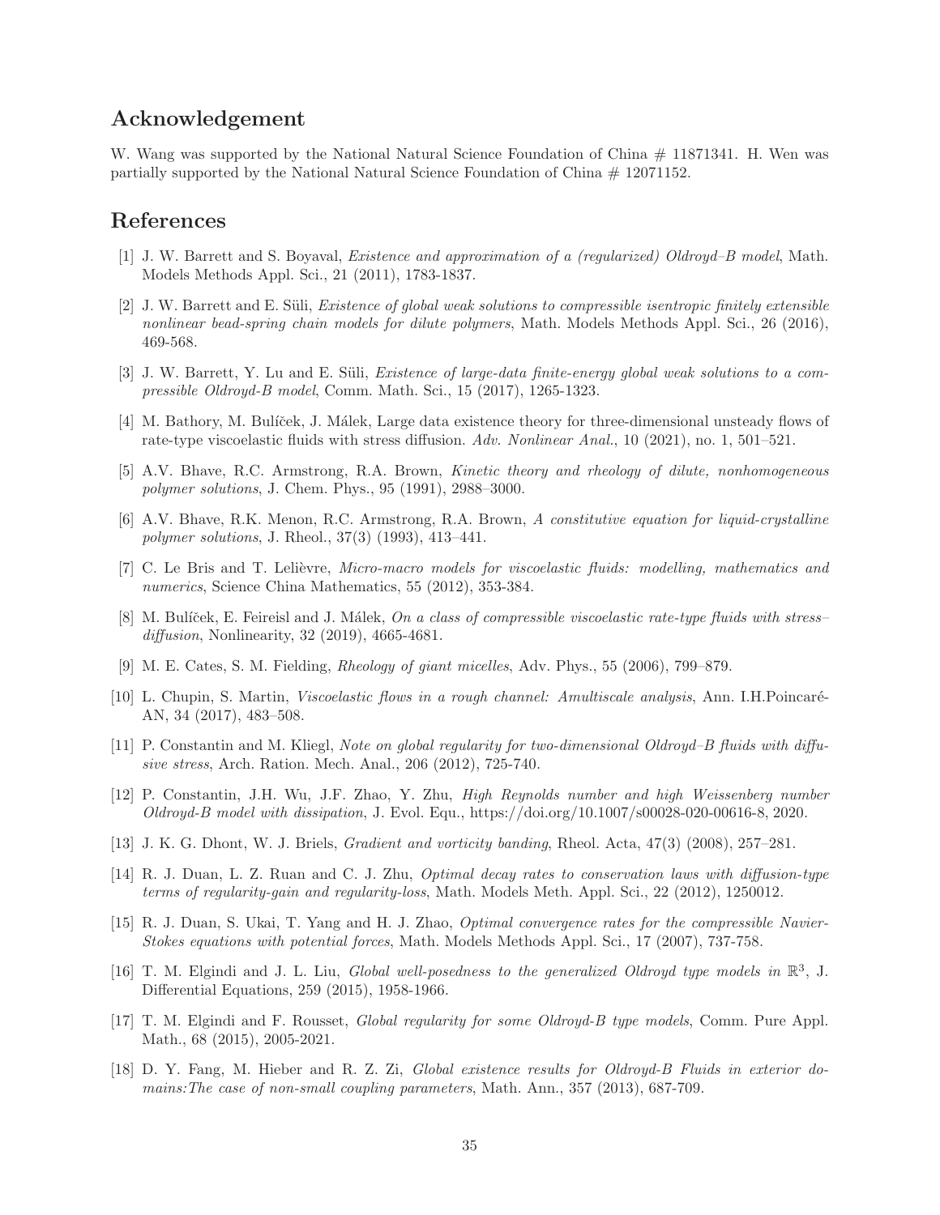## Acknowledgement

W. Wang was supported by the National Natural Science Foundation of China # 11871341. H. Wen was partially supported by the National Natural Science Foundation of China # 12071152.

## References

[1] J. W. Barrett and S. Boyaval, *Existence and approximation of a (regularized) Oldroyd–B model*, Math. Models Methods Appl. Sci., 21 (2011), 1783-1837.

[2] J. W. Barrett and E. Süli, *Existence of global weak solutions to compressible isentropic finitely extensible nonlinear bead-spring chain models for dilute polymers*, Math. Models Methods Appl. Sci., 26 (2016), 469-568.

[3] J. W. Barrett, Y. Lu and E. Süli, *Existence of large-data finite-energy global weak solutions to a compressible Oldroyd-B model*, Comm. Math. Sci., 15 (2017), 1265-1323.

[4] M. Bathory, M. Bulíček, J. Málek, Large data existence theory for three-dimensional unsteady flows of rate-type viscoelastic fluids with stress diffusion. *Adv. Nonlinear Anal.*, 10 (2021), no. 1, 501–521.

[5] A.V. Bhave, R.C. Armstrong, R.A. Brown, *Kinetic theory and rheology of dilute, nonhomogeneous polymer solutions*, J. Chem. Phys., 95 (1991), 2988–3000.

[6] A.V. Bhave, R.K. Menon, R.C. Armstrong, R.A. Brown, *A constitutive equation for liquid-crystalline polymer solutions*, J. Rheol., 37(3) (1993), 413–441.

[7] C. Le Bris and T. Lelièvre, *Micro-macro models for viscoelastic fluids: modelling, mathematics and numerics*, Science China Mathematics, 55 (2012), 353-384.

[8] M. Bulíček, E. Feireisl and J. Málek, *On a class of compressible viscoelastic rate-type fluids with stress–diffusion*, Nonlinearity, 32 (2019), 4665-4681.

[9] M. E. Cates, S. M. Fielding, *Rheology of giant micelles*, Adv. Phys., 55 (2006), 799–879.

[10] L. Chupin, S. Martin, *Viscoelastic flows in a rough channel: Amultiscale analysis*, Ann. I.H.Poincaré-AN, 34 (2017), 483–508.

[11] P. Constantin and M. Kliegl, *Note on global regularity for two-dimensional Oldroyd–B fluids with diffusive stress*, Arch. Ration. Mech. Anal., 206 (2012), 725-740.

[12] P. Constantin, J.H. Wu, J.F. Zhao, Y. Zhu, *High Reynolds number and high Weissenberg number Oldroyd-B model with dissipation*, J. Evol. Equ., https://doi.org/10.1007/s00028-020-00616-8, 2020.

[13] J. K. G. Dhont, W. J. Briels, *Gradient and vorticity banding*, Rheol. Acta, 47(3) (2008), 257–281.

[14] R. J. Duan, L. Z. Ruan and C. J. Zhu, *Optimal decay rates to conservation laws with diffusion-type terms of regularity-gain and regularity-loss*, Math. Models Meth. Appl. Sci., 22 (2012), 1250012.

[15] R. J. Duan, S. Ukai, T. Yang and H. J. Zhao, *Optimal convergence rates for the compressible Navier-Stokes equations with potential forces*, Math. Models Methods Appl. Sci., 17 (2007), 737-758.

[16] T. M. Elgindi and J. L. Liu, *Global well-posedness to the generalized Oldroyd type models in* $\mathbb{R}^3$, J. Differential Equations, 259 (2015), 1958-1966.

[17] T. M. Elgindi and F. Rousset, *Global regularity for some Oldroyd-B type models*, Comm. Pure Appl. Math., 68 (2015), 2005-2021.

[18] D. Y. Fang, M. Hieber and R. Z. Zi, *Global existence results for Oldroyd-B Fluids in exterior domains:The case of non-small coupling parameters*, Math. Ann., 357 (2013), 687-709.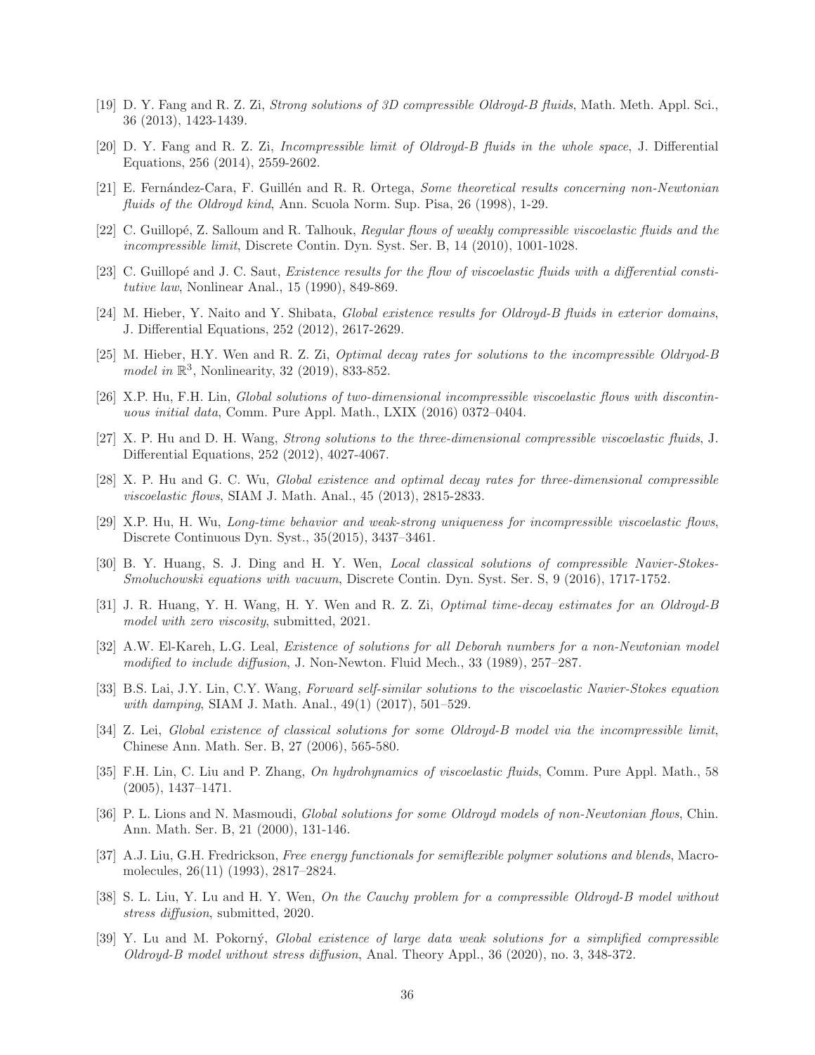[19] D. Y. Fang and R. Z. Zi, *Strong solutions of 3D compressible Oldroyd-B fluids*, Math. Meth. Appl. Sci., 36 (2013), 1423-1439.

[20] D. Y. Fang and R. Z. Zi, *Incompressible limit of Oldroyd-B fluids in the whole space*, J. Differential Equations, 256 (2014), 2559-2602.

[21] E. Fernández-Cara, F. Guillén and R. R. Ortega, *Some theoretical results concerning non-Newtonian fluids of the Oldroyd kind*, Ann. Scuola Norm. Sup. Pisa, 26 (1998), 1-29.

[22] C. Guillopé, Z. Salloum and R. Talhouk, *Regular flows of weakly compressible viscoelastic fluids and the incompressible limit*, Discrete Contin. Dyn. Syst. Ser. B, 14 (2010), 1001-1028.

[23] C. Guillopé and J. C. Saut, *Existence results for the flow of viscoelastic fluids with a differential constitutive law*, Nonlinear Anal., 15 (1990), 849-869.

[24] M. Hieber, Y. Naito and Y. Shibata, *Global existence results for Oldroyd-B fluids in exterior domains*, J. Differential Equations, 252 (2012), 2617-2629.

[25] M. Hieber, H.Y. Wen and R. Z. Zi, *Optimal decay rates for solutions to the incompressible Oldryod-B model in* $\mathbb{R}^3$, Nonlinearity, 32 (2019), 833-852.

[26] X.P. Hu, F.H. Lin, *Global solutions of two-dimensional incompressible viscoelastic flows with discontinuous initial data*, Comm. Pure Appl. Math., LXIX (2016) 0372–0404.

[27] X. P. Hu and D. H. Wang, *Strong solutions to the three-dimensional compressible viscoelastic fluids*, J. Differential Equations, 252 (2012), 4027-4067.

[28] X. P. Hu and G. C. Wu, *Global existence and optimal decay rates for three-dimensional compressible viscoelastic flows*, SIAM J. Math. Anal., 45 (2013), 2815-2833.

[29] X.P. Hu, H. Wu, *Long-time behavior and weak-strong uniqueness for incompressible viscoelastic flows*, Discrete Continuous Dyn. Syst., 35(2015), 3437–3461.

[30] B. Y. Huang, S. J. Ding and H. Y. Wen, *Local classical solutions of compressible Navier-Stokes-Smoluchowski equations with vacuum*, Discrete Contin. Dyn. Syst. Ser. S, 9 (2016), 1717-1752.

[31] J. R. Huang, Y. H. Wang, H. Y. Wen and R. Z. Zi, *Optimal time-decay estimates for an Oldroyd-B model with zero viscosity*, submitted, 2021.

[32] A.W. El-Kareh, L.G. Leal, *Existence of solutions for all Deborah numbers for a non-Newtonian model modified to include diffusion*, J. Non-Newton. Fluid Mech., 33 (1989), 257–287.

[33] B.S. Lai, J.Y. Lin, C.Y. Wang, *Forward self-similar solutions to the viscoelastic Navier-Stokes equation with damping*, SIAM J. Math. Anal., 49(1) (2017), 501–529.

[34] Z. Lei, *Global existence of classical solutions for some Oldroyd-B model via the incompressible limit*, Chinese Ann. Math. Ser. B, 27 (2006), 565-580.

[35] F.H. Lin, C. Liu and P. Zhang, *On hydrohynamics of viscoelastic fluids*, Comm. Pure Appl. Math., 58 (2005), 1437–1471.

[36] P. L. Lions and N. Masmoudi, *Global solutions for some Oldroyd models of non-Newtonian flows*, Chin. Ann. Math. Ser. B, 21 (2000), 131-146.

[37] A.J. Liu, G.H. Fredrickson, *Free energy functionals for semiflexible polymer solutions and blends*, Macromolecules, 26(11) (1993), 2817–2824.

[38] S. L. Liu, Y. Lu and H. Y. Wen, *On the Cauchy problem for a compressible Oldroyd-B model without stress diffusion*, submitted, 2020.

[39] Y. Lu and M. Pokorný, *Global existence of large data weak solutions for a simplified compressible Oldroyd-B model without stress diffusion*, Anal. Theory Appl., 36 (2020), no. 3, 348-372.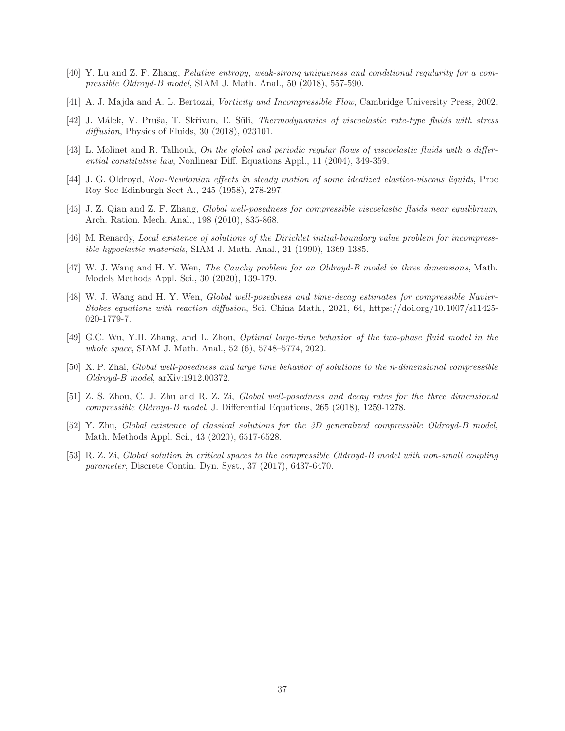[40] Y. Lu and Z. F. Zhang, *Relative entropy, weak-strong uniqueness and conditional regularity for a compressible Oldroyd-B model*, SIAM J. Math. Anal., 50 (2018), 557-590.

[41] A. J. Majda and A. L. Bertozzi, *Vorticity and Incompressible Flow*, Cambridge University Press, 2002.

[42] J. Málek, V. Pruša, T. Skřivan, E. Süli, *Thermodynamics of viscoelastic rate-type fluids with stress diffusion*, Physics of Fluids, 30 (2018), 023101.

[43] L. Molinet and R. Talhouk, *On the global and periodic regular flows of viscoelastic fluids with a differential constitutive law*, Nonlinear Diff. Equations Appl., 11 (2004), 349-359.

[44] J. G. Oldroyd, *Non-Newtonian effects in steady motion of some idealized elastico-viscous liquids*, Proc Roy Soc Edinburgh Sect A., 245 (1958), 278-297.

[45] J. Z. Qian and Z. F. Zhang, *Global well-posedness for compressible viscoelastic fluids near equilibrium*, Arch. Ration. Mech. Anal., 198 (2010), 835-868.

[46] M. Renardy, *Local existence of solutions of the Dirichlet initial-boundary value problem for incompressible hypoelastic materials*, SIAM J. Math. Anal., 21 (1990), 1369-1385.

[47] W. J. Wang and H. Y. Wen, *The Cauchy problem for an Oldroyd-B model in three dimensions*, Math. Models Methods Appl. Sci., 30 (2020), 139-179.

[48] W. J. Wang and H. Y. Wen, *Global well-posedness and time-decay estimates for compressible Navier-Stokes equations with reaction diffusion*, Sci. China Math., 2021, 64, https://doi.org/10.1007/s11425-020-1779-7.

[49] G.C. Wu, Y.H. Zhang, and L. Zhou, *Optimal large-time behavior of the two-phase fluid model in the whole space*, SIAM J. Math. Anal., 52 (6), 5748–5774, 2020.

[50] X. P. Zhai, *Global well-posedness and large time behavior of solutions to the n-dimensional compressible Oldroyd-B model*, arXiv:1912.00372.

[51] Z. S. Zhou, C. J. Zhu and R. Z. Zi, *Global well-posedness and decay rates for the three dimensional compressible Oldroyd-B model*, J. Differential Equations, 265 (2018), 1259-1278.

[52] Y. Zhu, *Global existence of classical solutions for the 3D generalized compressible Oldroyd-B model*, Math. Methods Appl. Sci., 43 (2020), 6517-6528.

[53] R. Z. Zi, *Global solution in critical spaces to the compressible Oldroyd-B model with non-small coupling parameter*, Discrete Contin. Dyn. Syst., 37 (2017), 6437-6470.